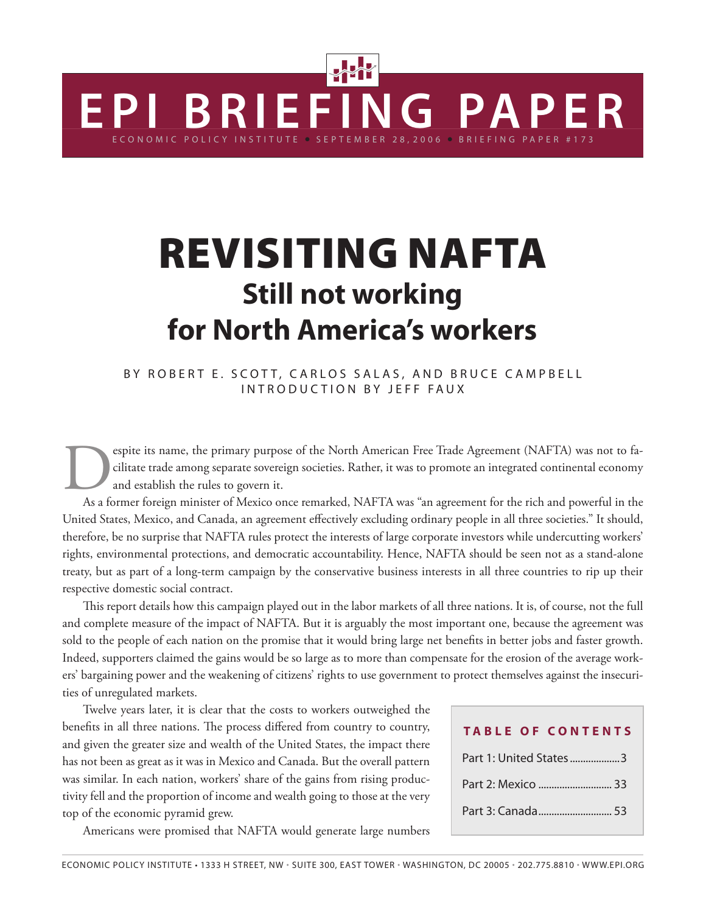# EPI BRIEFING PAPER

ECONOMIC POLICY INSTITUTE • SEPTEMBER 28, 2006 • BRIEFING PAPER #173

# REVISITING NAFTA

## Still not working for North America's workers

BY ROBERT E. SCOTT, CARLOS SALAS, AND BRUCE CAMPBELL
INTRODUCTION BY JEFF FAUX

Despite its name, the primary purpose of the North American Free Trade Agreement (NAFTA) was not to facilitate trade among separate sovereign societies. Rather, it was to promote an integrated continental economy and establish the rules to govern it.

As a former foreign minister of Mexico once remarked, NAFTA was "an agreement for the rich and powerful in the United States, Mexico, and Canada, an agreement effectively excluding ordinary people in all three societies." It should, therefore, be no surprise that NAFTA rules protect the interests of large corporate investors while undercutting workers' rights, environmental protections, and democratic accountability. Hence, NAFTA should be seen not as a stand-alone treaty, but as part of a long-term campaign by the conservative business interests in all three countries to rip up their respective domestic social contract.

This report details how this campaign played out in the labor markets of all three nations. It is, of course, not the full and complete measure of the impact of NAFTA. But it is arguably the most important one, because the agreement was sold to the people of each nation on the promise that it would bring large net benefits in better jobs and faster growth. Indeed, supporters claimed the gains would be so large as to more than compensate for the erosion of the average workers' bargaining power and the weakening of citizens' rights to use government to protect themselves against the insecurities of unregulated markets.

Twelve years later, it is clear that the costs to workers outweighed the benefits in all three nations. The process differed from country to country, and given the greater size and wealth of the United States, the impact there has not been as great as it was in Mexico and Canada. But the overall pattern was similar. In each nation, workers' share of the gains from rising productivity fell and the proportion of income and wealth going to those at the very top of the economic pyramid grew.

Americans were promised that NAFTA would generate large numbers

**TABLE OF CONTENTS**

| | |
|---|---|
| Part 1: United States | 3 |
| Part 2: Mexico | 33 |
| Part 3: Canada | 53 |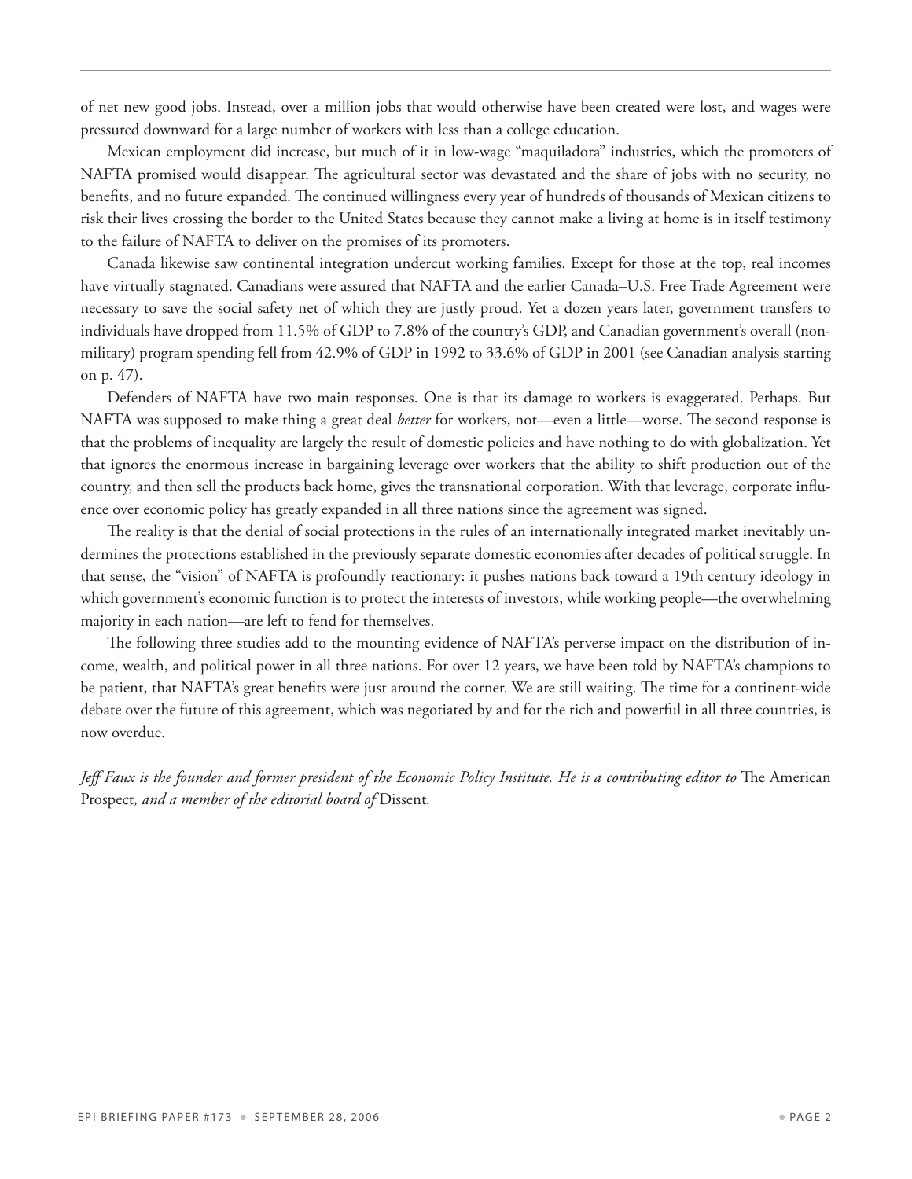of net new good jobs. Instead, over a million jobs that would otherwise have been created were lost, and wages were pressured downward for a large number of workers with less than a college education.

Mexican employment did increase, but much of it in low-wage "maquiladora" industries, which the promoters of NAFTA promised would disappear. The agricultural sector was devastated and the share of jobs with no security, no benefits, and no future expanded. The continued willingness every year of hundreds of thousands of Mexican citizens to risk their lives crossing the border to the United States because they cannot make a living at home is in itself testimony to the failure of NAFTA to deliver on the promises of its promoters.

Canada likewise saw continental integration undercut working families. Except for those at the top, real incomes have virtually stagnated. Canadians were assured that NAFTA and the earlier Canada–U.S. Free Trade Agreement were necessary to save the social safety net of which they are justly proud. Yet a dozen years later, government transfers to individuals have dropped from 11.5% of GDP to 7.8% of the country's GDP, and Canadian government's overall (non-military) program spending fell from 42.9% of GDP in 1992 to 33.6% of GDP in 2001 (see Canadian analysis starting on p. 47).

Defenders of NAFTA have two main responses. One is that its damage to workers is exaggerated. Perhaps. But NAFTA was supposed to make thing a great deal *better* for workers, not—even a little—worse. The second response is that the problems of inequality are largely the result of domestic policies and have nothing to do with globalization. Yet that ignores the enormous increase in bargaining leverage over workers that the ability to shift production out of the country, and then sell the products back home, gives the transnational corporation. With that leverage, corporate influence over economic policy has greatly expanded in all three nations since the agreement was signed.

The reality is that the denial of social protections in the rules of an internationally integrated market inevitably undermines the protections established in the previously separate domestic economies after decades of political struggle. In that sense, the "vision" of NAFTA is profoundly reactionary: it pushes nations back toward a 19th century ideology in which government's economic function is to protect the interests of investors, while working people—the overwhelming majority in each nation—are left to fend for themselves.

The following three studies add to the mounting evidence of NAFTA's perverse impact on the distribution of income, wealth, and political power in all three nations. For over 12 years, we have been told by NAFTA's champions to be patient, that NAFTA's great benefits were just around the corner. We are still waiting. The time for a continent-wide debate over the future of this agreement, which was negotiated by and for the rich and powerful in all three countries, is now overdue.

*Jeff Faux is the founder and former president of the Economic Policy Institute. He is a contributing editor to* The American Prospect*, and a member of the editorial board of* Dissent*.*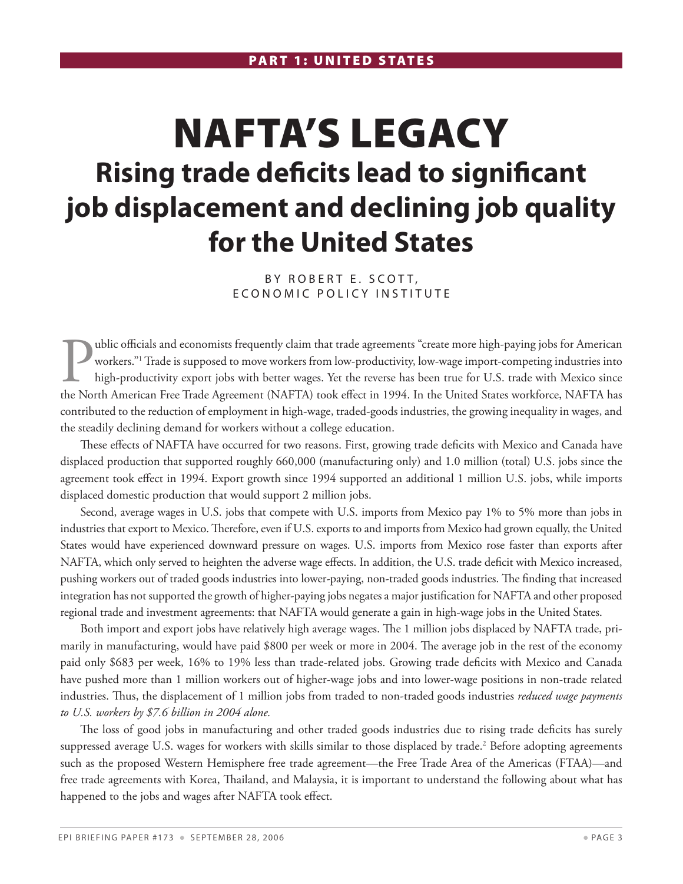## PART 1: UNITED STATES

# NAFTA'S LEGACY

## Rising trade deficits lead to significant job displacement and declining job quality for the United States

BY ROBERT E. SCOTT, ECONOMIC POLICY INSTITUTE

Public officials and economists frequently claim that trade agreements "create more high-paying jobs for American workers."[1] Trade is supposed to move workers from low-productivity, low-wage import-competing industries into high-productivity export jobs with better wages. Yet the reverse has been true for U.S. trade with Mexico since the North American Free Trade Agreement (NAFTA) took effect in 1994. In the United States workforce, NAFTA has contributed to the reduction of employment in high-wage, traded-goods industries, the growing inequality in wages, and the steadily declining demand for workers without a college education.

These effects of NAFTA have occurred for two reasons. First, growing trade deficits with Mexico and Canada have displaced production that supported roughly 660,000 (manufacturing only) and 1.0 million (total) U.S. jobs since the agreement took effect in 1994. Export growth since 1994 supported an additional 1 million U.S. jobs, while imports displaced domestic production that would support 2 million jobs.

Second, average wages in U.S. jobs that compete with U.S. imports from Mexico pay 1% to 5% more than jobs in industries that export to Mexico. Therefore, even if U.S. exports to and imports from Mexico had grown equally, the United States would have experienced downward pressure on wages. U.S. imports from Mexico rose faster than exports after NAFTA, which only served to heighten the adverse wage effects. In addition, the U.S. trade deficit with Mexico increased, pushing workers out of traded goods industries into lower-paying, non-traded goods industries. The finding that increased integration has not supported the growth of higher-paying jobs negates a major justification for NAFTA and other proposed regional trade and investment agreements: that NAFTA would generate a gain in high-wage jobs in the United States.

Both import and export jobs have relatively high average wages. The 1 million jobs displaced by NAFTA trade, primarily in manufacturing, would have paid $800 per week or more in 2004. The average job in the rest of the economy paid only $683 per week, 16% to 19% less than trade-related jobs. Growing trade deficits with Mexico and Canada have pushed more than 1 million workers out of higher-wage jobs and into lower-wage positions in non-trade related industries. Thus, the displacement of 1 million jobs from traded to non-traded goods industries *reduced wage payments to U.S. workers by $7.6 billion in 2004 alone.*

The loss of good jobs in manufacturing and other traded goods industries due to rising trade deficits has surely suppressed average U.S. wages for workers with skills similar to those displaced by trade.[2] Before adopting agreements such as the proposed Western Hemisphere free trade agreement—the Free Trade Area of the Americas (FTAA)—and free trade agreements with Korea, Thailand, and Malaysia, it is important to understand the following about what has happened to the jobs and wages after NAFTA took effect.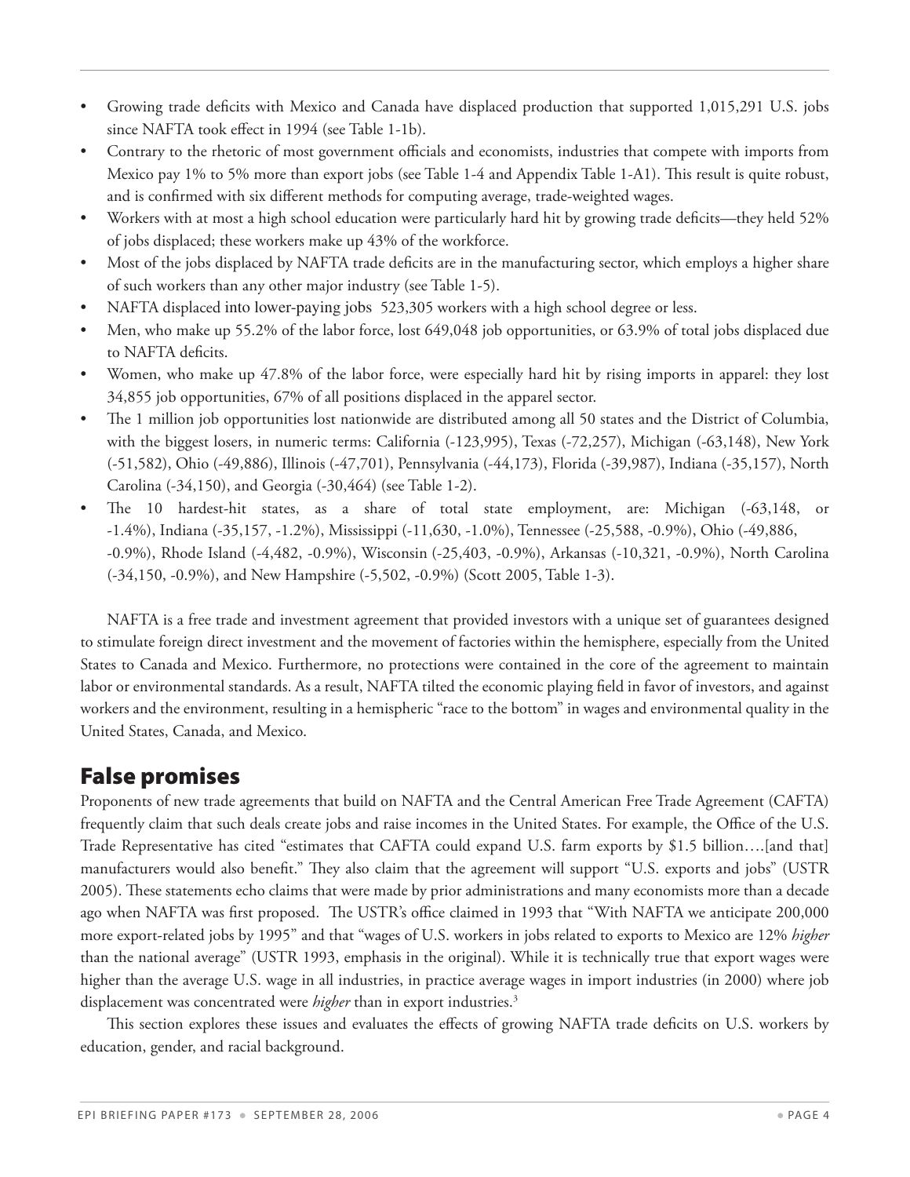- Growing trade deficits with Mexico and Canada have displaced production that supported 1,015,291 U.S. jobs since NAFTA took effect in 1994 (see Table 1-1b).
- Contrary to the rhetoric of most government officials and economists, industries that compete with imports from Mexico pay 1% to 5% more than export jobs (see Table 1-4 and Appendix Table 1-A1). This result is quite robust, and is confirmed with six different methods for computing average, trade-weighted wages.
- Workers with at most a high school education were particularly hard hit by growing trade deficits—they held 52% of jobs displaced; these workers make up 43% of the workforce.
- Most of the jobs displaced by NAFTA trade deficits are in the manufacturing sector, which employs a higher share of such workers than any other major industry (see Table 1-5).
- NAFTA displaced into lower-paying jobs 523,305 workers with a high school degree or less.
- Men, who make up 55.2% of the labor force, lost 649,048 job opportunities, or 63.9% of total jobs displaced due to NAFTA deficits.
- Women, who make up 47.8% of the labor force, were especially hard hit by rising imports in apparel: they lost 34,855 job opportunities, 67% of all positions displaced in the apparel sector.
- The 1 million job opportunities lost nationwide are distributed among all 50 states and the District of Columbia, with the biggest losers, in numeric terms: California (-123,995), Texas (-72,257), Michigan (-63,148), New York (-51,582), Ohio (-49,886), Illinois (-47,701), Pennsylvania (-44,173), Florida (-39,987), Indiana (-35,157), North Carolina (-34,150), and Georgia (-30,464) (see Table 1-2).
- The 10 hardest-hit states, as a share of total state employment, are: Michigan (-63,148, or -1.4%), Indiana (-35,157, -1.2%), Mississippi (-11,630, -1.0%), Tennessee (-25,588, -0.9%), Ohio (-49,886, -0.9%), Rhode Island (-4,482, -0.9%), Wisconsin (-25,403, -0.9%), Arkansas (-10,321, -0.9%), North Carolina (-34,150, -0.9%), and New Hampshire (-5,502, -0.9%) (Scott 2005, Table 1-3).

NAFTA is a free trade and investment agreement that provided investors with a unique set of guarantees designed to stimulate foreign direct investment and the movement of factories within the hemisphere, especially from the United States to Canada and Mexico. Furthermore, no protections were contained in the core of the agreement to maintain labor or environmental standards. As a result, NAFTA tilted the economic playing field in favor of investors, and against workers and the environment, resulting in a hemispheric "race to the bottom" in wages and environmental quality in the United States, Canada, and Mexico.

## False promises

Proponents of new trade agreements that build on NAFTA and the Central American Free Trade Agreement (CAFTA) frequently claim that such deals create jobs and raise incomes in the United States. For example, the Office of the U.S. Trade Representative has cited "estimates that CAFTA could expand U.S. farm exports by $1.5 billion….[and that] manufacturers would also benefit." They also claim that the agreement will support "U.S. exports and jobs" (USTR 2005). These statements echo claims that were made by prior administrations and many economists more than a decade ago when NAFTA was first proposed. The USTR's office claimed in 1993 that "With NAFTA we anticipate 200,000 more export-related jobs by 1995" and that "wages of U.S. workers in jobs related to exports to Mexico are 12% *higher* than the national average" (USTR 1993, emphasis in the original). While it is technically true that export wages were higher than the average U.S. wage in all industries, in practice average wages in import industries (in 2000) where job displacement was concentrated were *higher* than in export industries.[3]

This section explores these issues and evaluates the effects of growing NAFTA trade deficits on U.S. workers by education, gender, and racial background.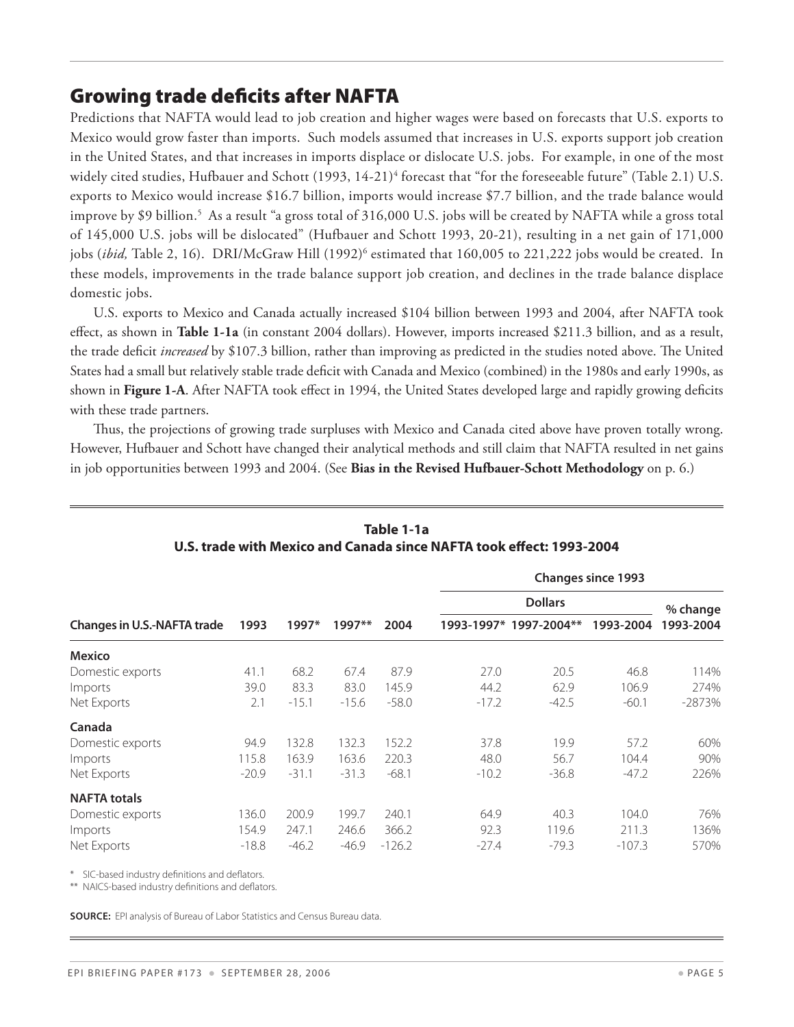## Growing trade deficits after NAFTA

Predictions that NAFTA would lead to job creation and higher wages were based on forecasts that U.S. exports to Mexico would grow faster than imports. Such models assumed that increases in U.S. exports support job creation in the United States, and that increases in imports displace or dislocate U.S. jobs. For example, in one of the most widely cited studies, Hufbauer and Schott (1993, 14-21)[4] forecast that "for the foreseeable future" (Table 2.1) U.S. exports to Mexico would increase $16.7 billion, imports would increase $7.7 billion, and the trade balance would improve by $9 billion.[5] As a result "a gross total of 316,000 U.S. jobs will be created by NAFTA while a gross total of 145,000 U.S. jobs will be dislocated" (Hufbauer and Schott 1993, 20-21), resulting in a net gain of 171,000 jobs (*ibid,* Table 2, 16). DRI/McGraw Hill (1992)[6] estimated that 160,005 to 221,222 jobs would be created. In these models, improvements in the trade balance support job creation, and declines in the trade balance displace domestic jobs.

U.S. exports to Mexico and Canada actually increased $104 billion between 1993 and 2004, after NAFTA took effect, as shown in **Table 1-1a** (in constant 2004 dollars). However, imports increased $211.3 billion, and as a result, the trade deficit *increased* by $107.3 billion, rather than improving as predicted in the studies noted above. The United States had a small but relatively stable trade deficit with Canada and Mexico (combined) in the 1980s and early 1990s, as shown in **Figure 1-A**. After NAFTA took effect in 1994, the United States developed large and rapidly growing deficits with these trade partners.

Thus, the projections of growing trade surpluses with Mexico and Canada cited above have proven totally wrong. However, Hufbauer and Schott have changed their analytical methods and still claim that NAFTA resulted in net gains in job opportunities between 1993 and 2004. (See **Bias in the Revised Hufbauer-Schott Methodology** on p. 6.)

**Table 1-1a**
**U.S. trade with Mexico and Canada since NAFTA took effect: 1993-2004**

| | | | | | Changes since 1993 | | | |
|---|---|---|---|---|---|---|---|---|
| | | | | | Dollars | | | % change |
| Changes in U.S.-NAFTA trade | 1993 | 1997* | 1997** | 2004 | 1993-1997* | 1997-2004** | 1993-2004 | 1993-2004 |
| **Mexico** | | | | | | | | |
| Domestic exports | 41.1 | 68.2 | 67.4 | 87.9 | 27.0 | 20.5 | 46.8 | 114% |
| Imports | 39.0 | 83.3 | 83.0 | 145.9 | 44.2 | 62.9 | 106.9 | 274% |
| Net Exports | 2.1 | -15.1 | -15.6 | -58.0 | -17.2 | -42.5 | -60.1 | -2873% |
| **Canada** | | | | | | | | |
| Domestic exports | 94.9 | 132.8 | 132.3 | 152.2 | 37.8 | 19.9 | 57.2 | 60% |
| Imports | 115.8 | 163.9 | 163.6 | 220.3 | 48.0 | 56.7 | 104.4 | 90% |
| Net Exports | -20.9 | -31.1 | -31.3 | -68.1 | -10.2 | -36.8 | -47.2 | 226% |
| **NAFTA totals** | | | | | | | | |
| Domestic exports | 136.0 | 200.9 | 199.7 | 240.1 | 64.9 | 40.3 | 104.0 | 76% |
| Imports | 154.9 | 247.1 | 246.6 | 366.2 | 92.3 | 119.6 | 211.3 | 136% |
| Net Exports | -18.8 | -46.2 | -46.9 | -126.2 | -27.4 | -79.3 | -107.3 | 570% |

\* SIC-based industry definitions and deflators.
** NAICS-based industry definitions and deflators.

**SOURCE:** EPI analysis of Bureau of Labor Statistics and Census Bureau data.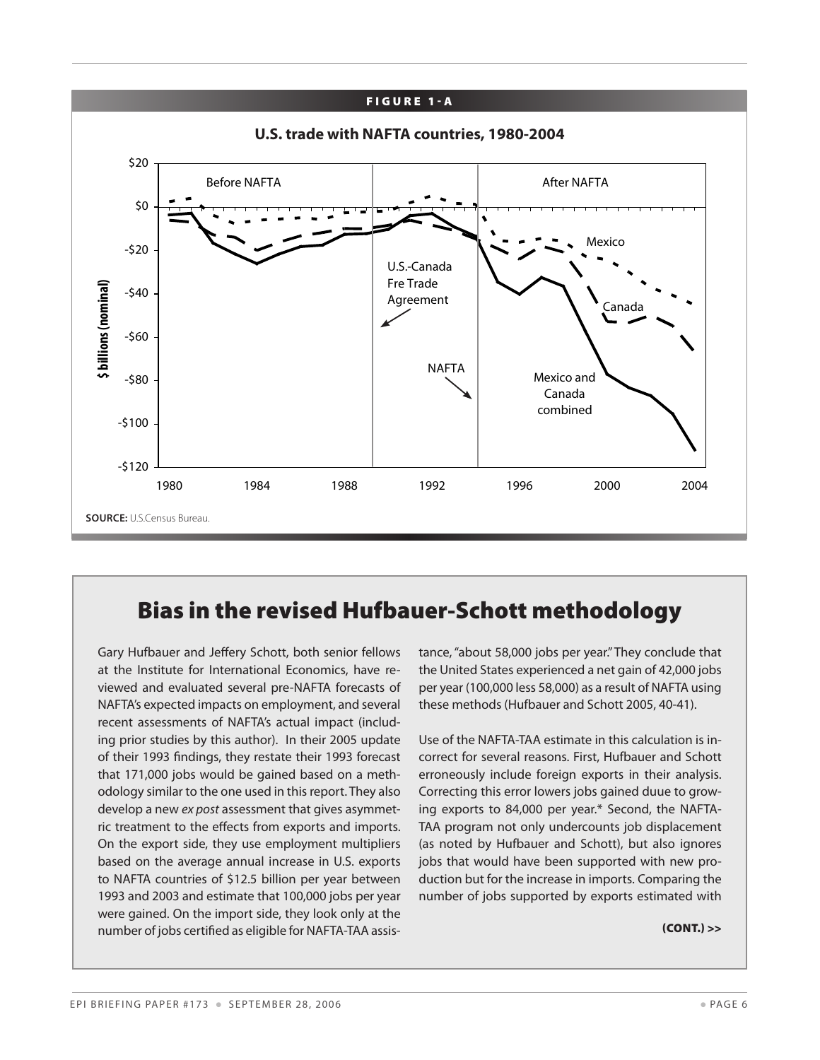**FIGURE 1-A**

**U.S. trade with NAFTA countries, 1980-2004**

SOURCE: U.S.Census Bureau.

## Bias in the revised Hufbauer-Schott methodology

Gary Hufbauer and Jeffery Schott, both senior fellows at the Institute for International Economics, have reviewed and evaluated several pre-NAFTA forecasts of NAFTA's expected impacts on employment, and several recent assessments of NAFTA's actual impact (including prior studies by this author). In their 2005 update of their 1993 findings, they restate their 1993 forecast that 171,000 jobs would be gained based on a methodology similar to the one used in this report. They also develop a new *ex post* assessment that gives asymmetric treatment to the effects from exports and imports. On the export side, they use employment multipliers based on the average annual increase in U.S. exports to NAFTA countries of $12.5 billion per year between 1993 and 2003 and estimate that 100,000 jobs per year were gained. On the import side, they look only at the number of jobs certified as eligible for NAFTA-TAA assistance, "about 58,000 jobs per year." They conclude that the United States experienced a net gain of 42,000 jobs per year (100,000 less 58,000) as a result of NAFTA using these methods (Hufbauer and Schott 2005, 40-41).

Use of the NAFTA-TAA estimate in this calculation is incorrect for several reasons. First, Hufbauer and Schott erroneously include foreign exports in their analysis. Correcting this error lowers jobs gained duue to growing exports to 84,000 per year.* Second, the NAFTA-TAA program not only undercounts job displacement (as noted by Hufbauer and Schott), but also ignores jobs that would have been supported with new production but for the increase in imports. Comparing the number of jobs supported by exports estimated with

**(CONT.) >>**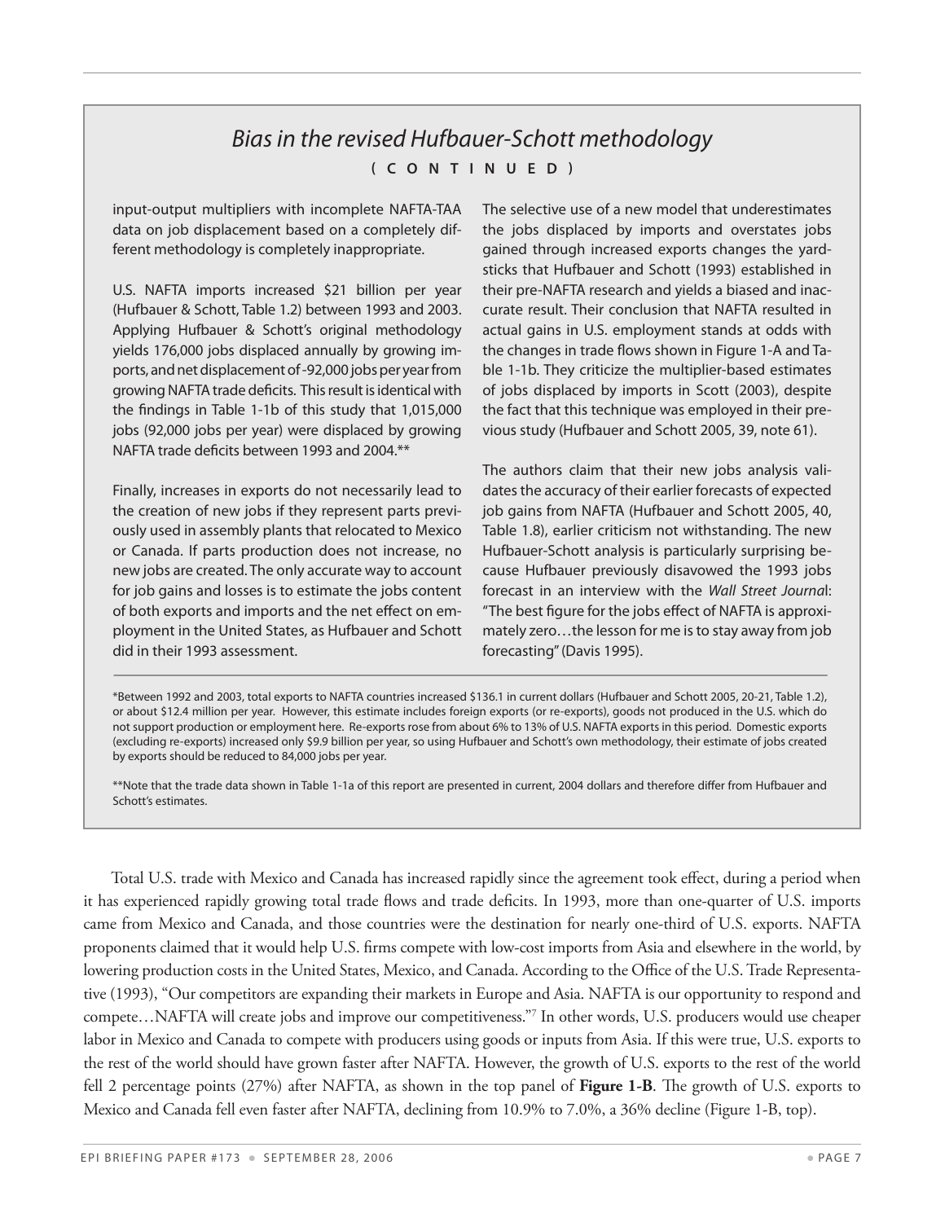## *Bias in the revised Hufbauer-Schott methodology*

**( C O N T I N U E D )**

input-output multipliers with incomplete NAFTA-TAA data on job displacement based on a completely different methodology is completely inappropriate.

U.S. NAFTA imports increased $21 billion per year (Hufbauer & Schott, Table 1.2) between 1993 and 2003. Applying Hufbauer & Schott's original methodology yields 176,000 jobs displaced annually by growing imports, and net displacement of -92,000 jobs per year from growing NAFTA trade deficits. This result is identical with the findings in Table 1-1b of this study that 1,015,000 jobs (92,000 jobs per year) were displaced by growing NAFTA trade deficits between 1993 and 2004.**

Finally, increases in exports do not necessarily lead to the creation of new jobs if they represent parts previously used in assembly plants that relocated to Mexico or Canada. If parts production does not increase, no new jobs are created. The only accurate way to account for job gains and losses is to estimate the jobs content of both exports and imports and the net effect on employment in the United States, as Hufbauer and Schott did in their 1993 assessment.

The selective use of a new model that underestimates the jobs displaced by imports and overstates jobs gained through increased exports changes the yardsticks that Hufbauer and Schott (1993) established in their pre-NAFTA research and yields a biased and inaccurate result. Their conclusion that NAFTA resulted in actual gains in U.S. employment stands at odds with the changes in trade flows shown in Figure 1-A and Table 1-1b. They criticize the multiplier-based estimates of jobs displaced by imports in Scott (2003), despite the fact that this technique was employed in their previous study (Hufbauer and Schott 2005, 39, note 61).

The authors claim that their new jobs analysis validates the accuracy of their earlier forecasts of expected job gains from NAFTA (Hufbauer and Schott 2005, 40, Table 1.8), earlier criticism not withstanding. The new Hufbauer-Schott analysis is particularly surprising because Hufbauer previously disavowed the 1993 jobs forecast in an interview with the *Wall Street Journal*: "The best figure for the jobs effect of NAFTA is approximately zero…the lesson for me is to stay away from job forecasting" (Davis 1995).

*Between 1992 and 2003, total exports to NAFTA countries increased $136.1 in current dollars (Hufbauer and Schott 2005, 20-21, Table 1.2), or about $12.4 million per year. However, this estimate includes foreign exports (or re-exports), goods not produced in the U.S. which do not support production or employment here. Re-exports rose from about 6% to 13% of U.S. NAFTA exports in this period. Domestic exports (excluding re-exports) increased only $9.9 billion per year, so using Hufbauer and Schott's own methodology, their estimate of jobs created by exports should be reduced to 84,000 jobs per year.

**Note that the trade data shown in Table 1-1a of this report are presented in current, 2004 dollars and therefore differ from Hufbauer and Schott's estimates.

Total U.S. trade with Mexico and Canada has increased rapidly since the agreement took effect, during a period when it has experienced rapidly growing total trade flows and trade deficits. In 1993, more than one-quarter of U.S. imports came from Mexico and Canada, and those countries were the destination for nearly one-third of U.S. exports. NAFTA proponents claimed that it would help U.S. firms compete with low-cost imports from Asia and elsewhere in the world, by lowering production costs in the United States, Mexico, and Canada. According to the Office of the U.S. Trade Representative (1993), "Our competitors are expanding their markets in Europe and Asia. NAFTA is our opportunity to respond and compete…NAFTA will create jobs and improve our competitiveness."[7] In other words, U.S. producers would use cheaper labor in Mexico and Canada to compete with producers using goods or inputs from Asia. If this were true, U.S. exports to the rest of the world should have grown faster after NAFTA. However, the growth of U.S. exports to the rest of the world fell 2 percentage points (27%) after NAFTA, as shown in the top panel of **Figure 1-B**. The growth of U.S. exports to Mexico and Canada fell even faster after NAFTA, declining from 10.9% to 7.0%, a 36% decline (Figure 1-B, top).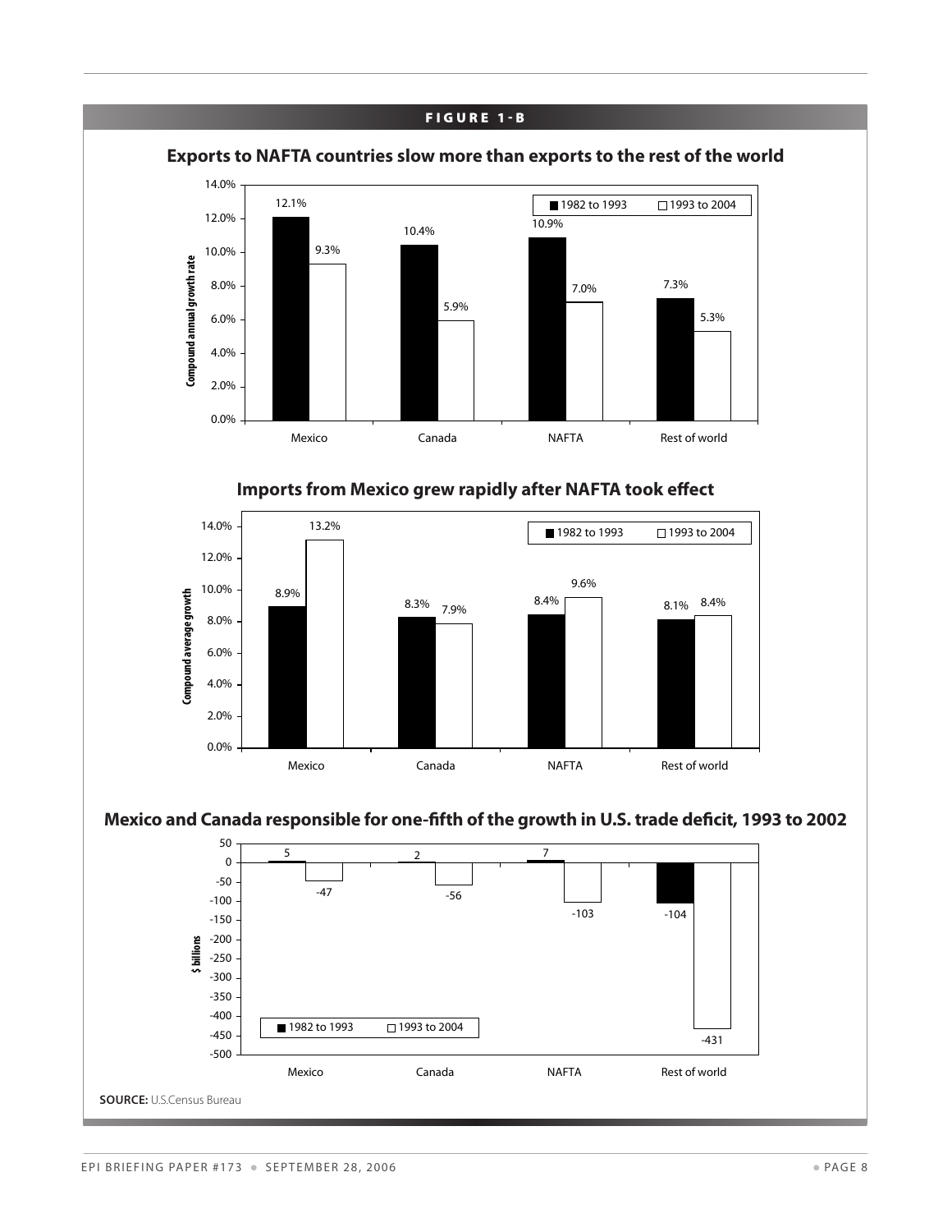**FIGURE 1-B**

### Exports to NAFTA countries slow more than exports to the rest of the world

Compound annual growth rate

| | 1982 to 1993 | 1993 to 2004 |
|---|---|---|
| Mexico | 12.1% | 9.3% |
| Canada | 10.4% | 5.9% |
| NAFTA | 10.9% | 7.0% |
| Rest of world | 7.3% | 5.3% |

### Imports from Mexico grew rapidly after NAFTA took effect

Compound average growth

| | 1982 to 1993 | 1993 to 2004 |
|---|---|---|
| Mexico | 8.9% | 13.2% |
| Canada | 8.3% | 7.9% |
| NAFTA | 8.4% | 9.6% |
| Rest of world | 8.1% | 8.4% |

### Mexico and Canada responsible for one-fifth of the growth in U.S. trade deficit, 1993 to 2002

$ billions

| | 1982 to 1993 | 1993 to 2004 |
|---|---|---|
| Mexico | 5 | -47 |
| Canada | 2 | -56 |
| NAFTA | 7 | -103 |
| Rest of world | -104 | -431 |

**SOURCE:** U.S.Census Bureau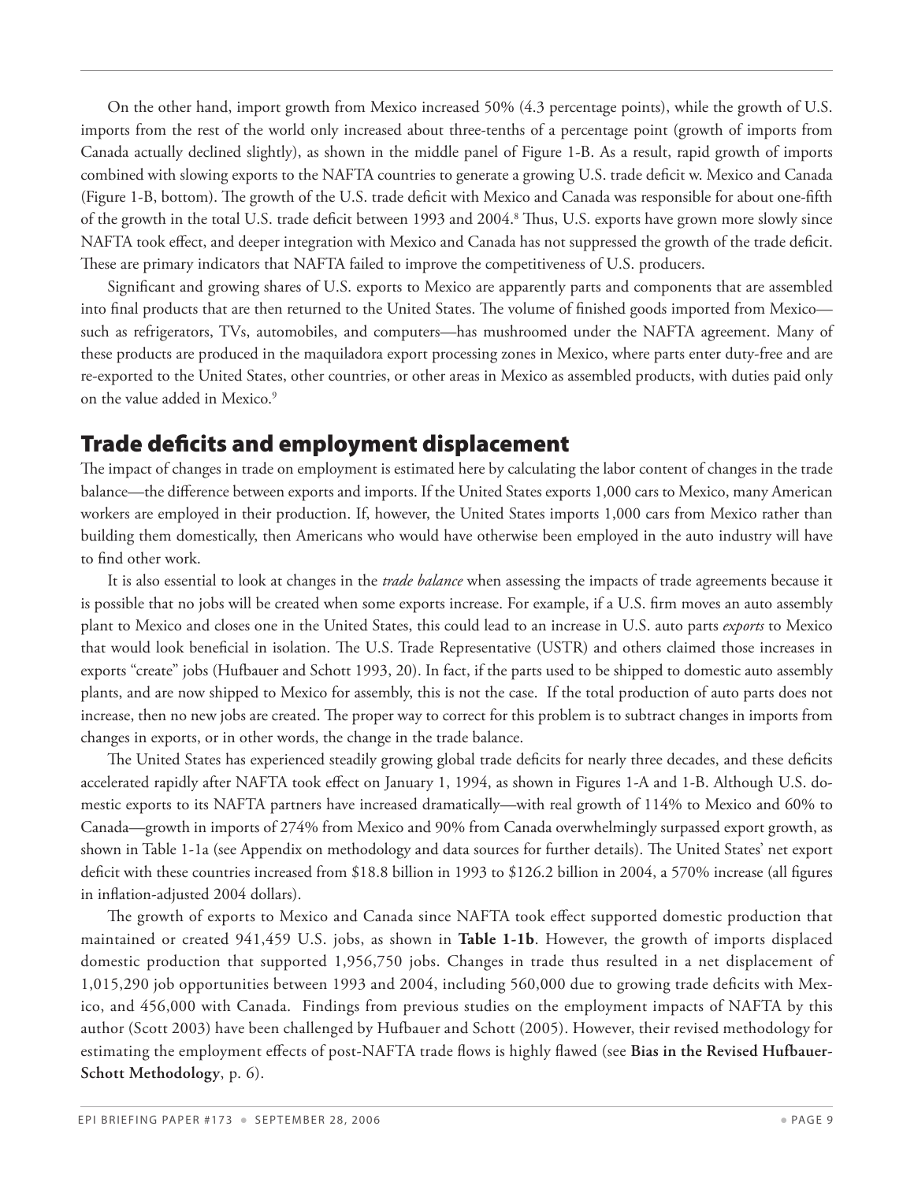On the other hand, import growth from Mexico increased 50% (4.3 percentage points), while the growth of U.S. imports from the rest of the world only increased about three-tenths of a percentage point (growth of imports from Canada actually declined slightly), as shown in the middle panel of Figure 1-B. As a result, rapid growth of imports combined with slowing exports to the NAFTA countries to generate a growing U.S. trade deficit w. Mexico and Canada (Figure 1-B, bottom). The growth of the U.S. trade deficit with Mexico and Canada was responsible for about one-fifth of the growth in the total U.S. trade deficit between 1993 and 2004.[8] Thus, U.S. exports have grown more slowly since NAFTA took effect, and deeper integration with Mexico and Canada has not suppressed the growth of the trade deficit. These are primary indicators that NAFTA failed to improve the competitiveness of U.S. producers.

Significant and growing shares of U.S. exports to Mexico are apparently parts and components that are assembled into final products that are then returned to the United States. The volume of finished goods imported from Mexico—such as refrigerators, TVs, automobiles, and computers—has mushroomed under the NAFTA agreement. Many of these products are produced in the maquiladora export processing zones in Mexico, where parts enter duty-free and are re-exported to the United States, other countries, or other areas in Mexico as assembled products, with duties paid only on the value added in Mexico.[9]

## Trade deficits and employment displacement

The impact of changes in trade on employment is estimated here by calculating the labor content of changes in the trade balance—the difference between exports and imports. If the United States exports 1,000 cars to Mexico, many American workers are employed in their production. If, however, the United States imports 1,000 cars from Mexico rather than building them domestically, then Americans who would have otherwise been employed in the auto industry will have to find other work.

It is also essential to look at changes in the *trade balance* when assessing the impacts of trade agreements because it is possible that no jobs will be created when some exports increase. For example, if a U.S. firm moves an auto assembly plant to Mexico and closes one in the United States, this could lead to an increase in U.S. auto parts *exports* to Mexico that would look beneficial in isolation. The U.S. Trade Representative (USTR) and others claimed those increases in exports "create" jobs (Hufbauer and Schott 1993, 20). In fact, if the parts used to be shipped to domestic auto assembly plants, and are now shipped to Mexico for assembly, this is not the case. If the total production of auto parts does not increase, then no new jobs are created. The proper way to correct for this problem is to subtract changes in imports from changes in exports, or in other words, the change in the trade balance.

The United States has experienced steadily growing global trade deficits for nearly three decades, and these deficits accelerated rapidly after NAFTA took effect on January 1, 1994, as shown in Figures 1-A and 1-B. Although U.S. domestic exports to its NAFTA partners have increased dramatically—with real growth of 114% to Mexico and 60% to Canada—growth in imports of 274% from Mexico and 90% from Canada overwhelmingly surpassed export growth, as shown in Table 1-1a (see Appendix on methodology and data sources for further details). The United States' net export deficit with these countries increased from $18.8 billion in 1993 to $126.2 billion in 2004, a 570% increase (all figures in inflation-adjusted 2004 dollars).

The growth of exports to Mexico and Canada since NAFTA took effect supported domestic production that maintained or created 941,459 U.S. jobs, as shown in **Table 1-1b**. However, the growth of imports displaced domestic production that supported 1,956,750 jobs. Changes in trade thus resulted in a net displacement of 1,015,290 job opportunities between 1993 and 2004, including 560,000 due to growing trade deficits with Mexico, and 456,000 with Canada. Findings from previous studies on the employment impacts of NAFTA by this author (Scott 2003) have been challenged by Hufbauer and Schott (2005). However, their revised methodology for estimating the employment effects of post-NAFTA trade flows is highly flawed (see **Bias in the Revised Hufbauer-Schott Methodology**, p. 6).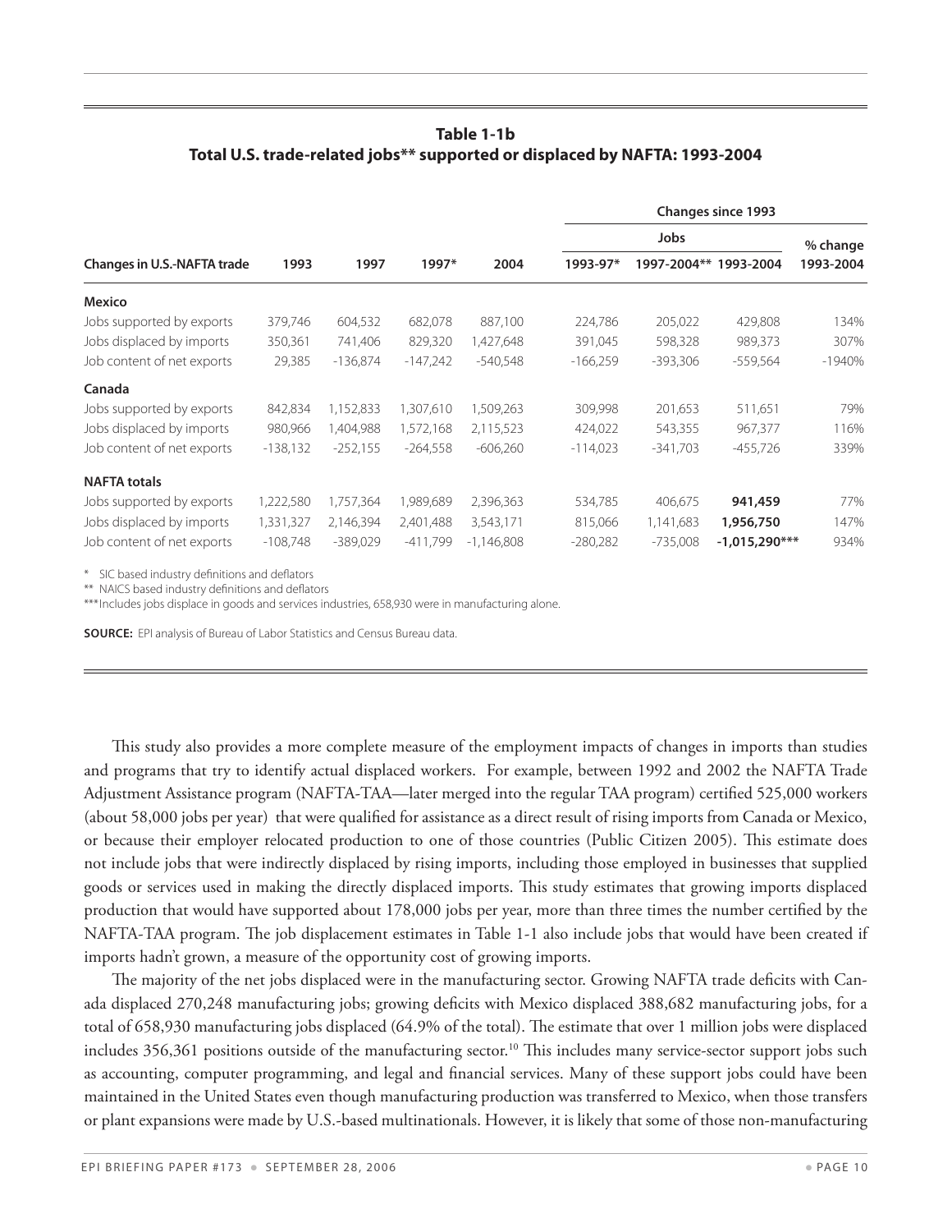**Table 1-1b**
**Total U.S. trade-related jobs** supported or displaced by NAFTA: 1993-2004**

| Changes in U.S.-NAFTA trade | 1993 | 1997 | 1997* | 2004 | Changes since 1993 | | | |
|---|---|---|---|---|---|---|---|---|
| | | | | | Jobs | | | % change |
| | | | | | 1993-97* | 1997-2004** | 1993-2004 | 1993-2004 |
| **Mexico** | | | | | | | | |
| Jobs supported by exports | 379,746 | 604,532 | 682,078 | 887,100 | 224,786 | 205,022 | 429,808 | 134% |
| Jobs displaced by imports | 350,361 | 741,406 | 829,320 | 1,427,648 | 391,045 | 598,328 | 989,373 | 307% |
| Job content of net exports | 29,385 | -136,874 | -147,242 | -540,548 | -166,259 | -393,306 | -559,564 | -1940% |
| **Canada** | | | | | | | | |
| Jobs supported by exports | 842,834 | 1,152,833 | 1,307,610 | 1,509,263 | 309,998 | 201,653 | 511,651 | 79% |
| Jobs displaced by imports | 980,966 | 1,404,988 | 1,572,168 | 2,115,523 | 424,022 | 543,355 | 967,377 | 116% |
| Job content of net exports | -138,132 | -252,155 | -264,558 | -606,260 | -114,023 | -341,703 | -455,726 | 339% |
| **NAFTA totals** | | | | | | | | |
| Jobs supported by exports | 1,222,580 | 1,757,364 | 1,989,689 | 2,396,363 | 534,785 | 406,675 | **941,459** | 77% |
| Jobs displaced by imports | 1,331,327 | 2,146,394 | 2,401,488 | 3,543,171 | 815,066 | 1,141,683 | **1,956,750** | 147% |
| Job content of net exports | -108,748 | -389,029 | -411,799 | -1,146,808 | -280,282 | -735,008 | **-1,015,290*** ** | 934% |

\* SIC based industry definitions and deflators

** NAICS based industry definitions and deflators

***Includes jobs displace in goods and services industries, 658,930 were in manufacturing alone.

**SOURCE:** EPI analysis of Bureau of Labor Statistics and Census Bureau data.

This study also provides a more complete measure of the employment impacts of changes in imports than studies and programs that try to identify actual displaced workers. For example, between 1992 and 2002 the NAFTA Trade Adjustment Assistance program (NAFTA-TAA—later merged into the regular TAA program) certified 525,000 workers (about 58,000 jobs per year) that were qualified for assistance as a direct result of rising imports from Canada or Mexico, or because their employer relocated production to one of those countries (Public Citizen 2005). This estimate does not include jobs that were indirectly displaced by rising imports, including those employed in businesses that supplied goods or services used in making the directly displaced imports. This study estimates that growing imports displaced production that would have supported about 178,000 jobs per year, more than three times the number certified by the NAFTA-TAA program. The job displacement estimates in Table 1-1 also include jobs that would have been created if imports hadn't grown, a measure of the opportunity cost of growing imports.

The majority of the net jobs displaced were in the manufacturing sector. Growing NAFTA trade deficits with Canada displaced 270,248 manufacturing jobs; growing deficits with Mexico displaced 388,682 manufacturing jobs, for a total of 658,930 manufacturing jobs displaced (64.9% of the total). The estimate that over 1 million jobs were displaced includes 356,361 positions outside of the manufacturing sector.[10] This includes many service-sector support jobs such as accounting, computer programming, and legal and financial services. Many of these support jobs could have been maintained in the United States even though manufacturing production was transferred to Mexico, when those transfers or plant expansions were made by U.S.-based multinationals. However, it is likely that some of those non-manufacturing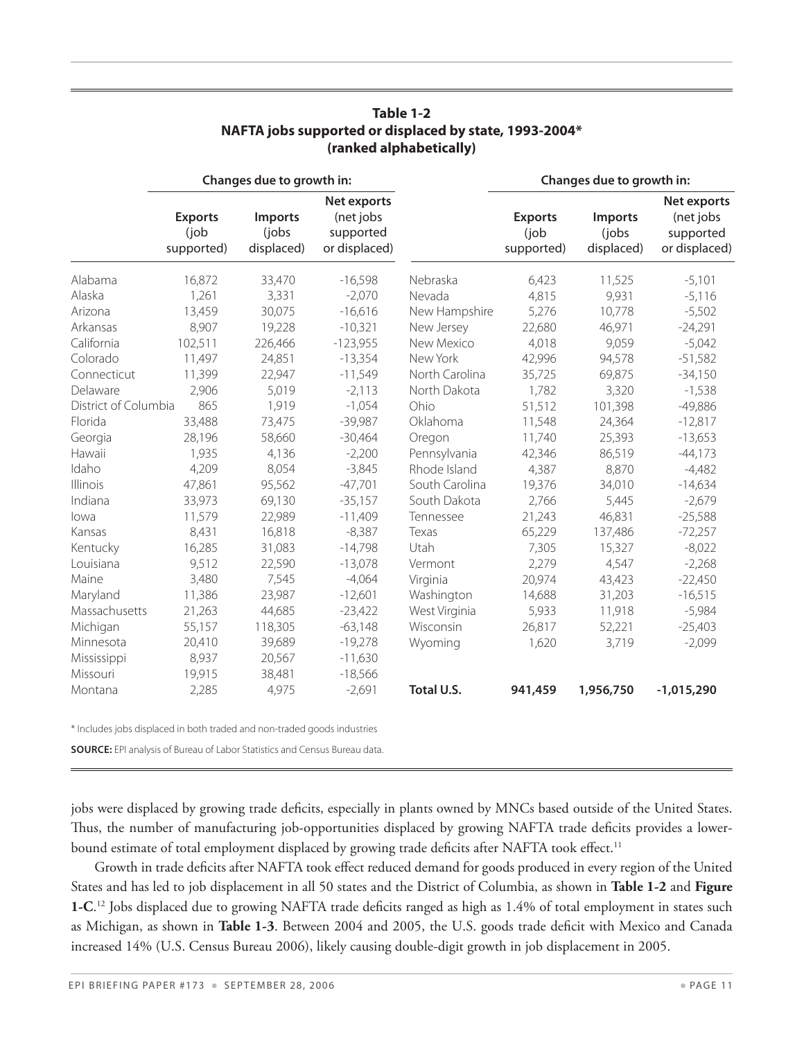**Table 1-2**
**NAFTA jobs supported or displaced by state, 1993-2004***
**(ranked alphabetically)**

| | Changes due to growth in: | | | | Changes due to growth in: | | |
|---|---|---|---|---|---|---|---|
| | **Exports** (job supported) | **Imports** (jobs displaced) | **Net exports** (net jobs supported or displaced) | | **Exports** (job supported) | **Imports** (jobs displaced) | **Net exports** (net jobs supported or displaced) |
| Alabama | 16,872 | 33,470 | -16,598 | Nebraska | 6,423 | 11,525 | -5,101 |
| Alaska | 1,261 | 3,331 | -2,070 | Nevada | 4,815 | 9,931 | -5,116 |
| Arizona | 13,459 | 30,075 | -16,616 | New Hampshire | 5,276 | 10,778 | -5,502 |
| Arkansas | 8,907 | 19,228 | -10,321 | New Jersey | 22,680 | 46,971 | -24,291 |
| California | 102,511 | 226,466 | -123,955 | New Mexico | 4,018 | 9,059 | -5,042 |
| Colorado | 11,497 | 24,851 | -13,354 | New York | 42,996 | 94,578 | -51,582 |
| Connecticut | 11,399 | 22,947 | -11,549 | North Carolina | 35,725 | 69,875 | -34,150 |
| Delaware | 2,906 | 5,019 | -2,113 | North Dakota | 1,782 | 3,320 | -1,538 |
| District of Columbia | 865 | 1,919 | -1,054 | Ohio | 51,512 | 101,398 | -49,886 |
| Florida | 33,488 | 73,475 | -39,987 | Oklahoma | 11,548 | 24,364 | -12,817 |
| Georgia | 28,196 | 58,660 | -30,464 | Oregon | 11,740 | 25,393 | -13,653 |
| Hawaii | 1,935 | 4,136 | -2,200 | Pennsylvania | 42,346 | 86,519 | -44,173 |
| Idaho | 4,209 | 8,054 | -3,845 | Rhode Island | 4,387 | 8,870 | -4,482 |
| Illinois | 47,861 | 95,562 | -47,701 | South Carolina | 19,376 | 34,010 | -14,634 |
| Indiana | 33,973 | 69,130 | -35,157 | South Dakota | 2,766 | 5,445 | -2,679 |
| Iowa | 11,579 | 22,989 | -11,409 | Tennessee | 21,243 | 46,831 | -25,588 |
| Kansas | 8,431 | 16,818 | -8,387 | Texas | 65,229 | 137,486 | -72,257 |
| Kentucky | 16,285 | 31,083 | -14,798 | Utah | 7,305 | 15,327 | -8,022 |
| Louisiana | 9,512 | 22,590 | -13,078 | Vermont | 2,279 | 4,547 | -2,268 |
| Maine | 3,480 | 7,545 | -4,064 | Virginia | 20,974 | 43,423 | -22,450 |
| Maryland | 11,386 | 23,987 | -12,601 | Washington | 14,688 | 31,203 | -16,515 |
| Massachusetts | 21,263 | 44,685 | -23,422 | West Virginia | 5,933 | 11,918 | -5,984 |
| Michigan | 55,157 | 118,305 | -63,148 | Wisconsin | 26,817 | 52,221 | -25,403 |
| Minnesota | 20,410 | 39,689 | -19,278 | Wyoming | 1,620 | 3,719 | -2,099 |
| Mississippi | 8,937 | 20,567 | -11,630 | | | | |
| Missouri | 19,915 | 38,481 | -18,566 | | | | |
| Montana | 2,285 | 4,975 | -2,691 | **Total U.S.** | **941,459** | **1,956,750** | **-1,015,290** |

\* Includes jobs displaced in both traded and non-traded goods industries

**SOURCE:** EPI analysis of Bureau of Labor Statistics and Census Bureau data.

jobs were displaced by growing trade deficits, especially in plants owned by MNCs based outside of the United States. Thus, the number of manufacturing job-opportunities displaced by growing NAFTA trade deficits provides a lower-bound estimate of total employment displaced by growing trade deficits after NAFTA took effect.[11]

Growth in trade deficits after NAFTA took effect reduced demand for goods produced in every region of the United States and has led to job displacement in all 50 states and the District of Columbia, as shown in **Table 1-2** and **Figure 1-C**.[12] Jobs displaced due to growing NAFTA trade deficits ranged as high as 1.4% of total employment in states such as Michigan, as shown in **Table 1-3**. Between 2004 and 2005, the U.S. goods trade deficit with Mexico and Canada increased 14% (U.S. Census Bureau 2006), likely causing double-digit growth in job displacement in 2005.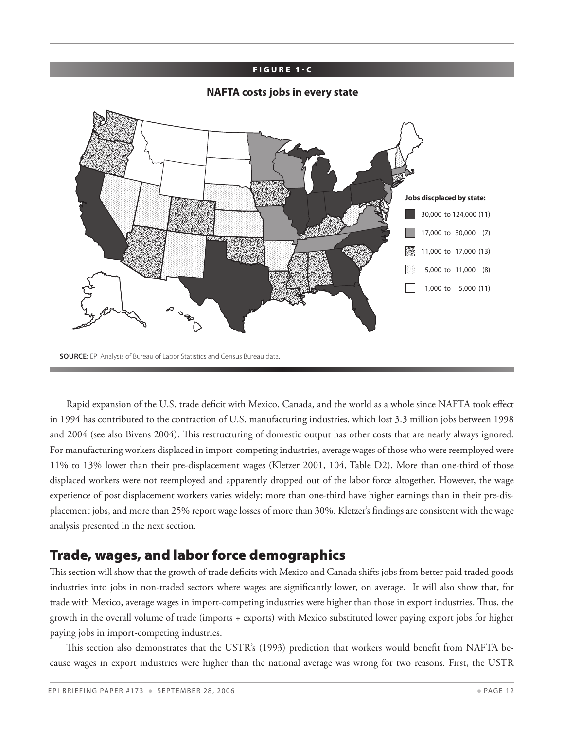**FIGURE 1-C**

**NAFTA costs jobs in every state**

**Jobs discplaced by state:**

- 30,000 to 124,000 (11)
- 17,000 to 30,000 (7)
- 11,000 to 17,000 (13)
- 5,000 to 11,000 (8)
- 1,000 to 5,000 (11)

**SOURCE:** EPI Analysis of Bureau of Labor Statistics and Census Bureau data.

Rapid expansion of the U.S. trade deficit with Mexico, Canada, and the world as a whole since NAFTA took effect in 1994 has contributed to the contraction of U.S. manufacturing industries, which lost 3.3 million jobs between 1998 and 2004 (see also Bivens 2004). This restructuring of domestic output has other costs that are nearly always ignored. For manufacturing workers displaced in import-competing industries, average wages of those who were reemployed were 11% to 13% lower than their pre-displacement wages (Kletzer 2001, 104, Table D2). More than one-third of those displaced workers were not reemployed and apparently dropped out of the labor force altogether. However, the wage experience of post displacement workers varies widely; more than one-third have higher earnings than in their pre-displacement jobs, and more than 25% report wage losses of more than 30%. Kletzer's findings are consistent with the wage analysis presented in the next section.

## Trade, wages, and labor force demographics

This section will show that the growth of trade deficits with Mexico and Canada shifts jobs from better paid traded goods industries into jobs in non-traded sectors where wages are significantly lower, on average. It will also show that, for trade with Mexico, average wages in import-competing industries were higher than those in export industries. Thus, the growth in the overall volume of trade (imports + exports) with Mexico substituted lower paying export jobs for higher paying jobs in import-competing industries.

This section also demonstrates that the USTR's (1993) prediction that workers would benefit from NAFTA because wages in export industries were higher than the national average was wrong for two reasons. First, the USTR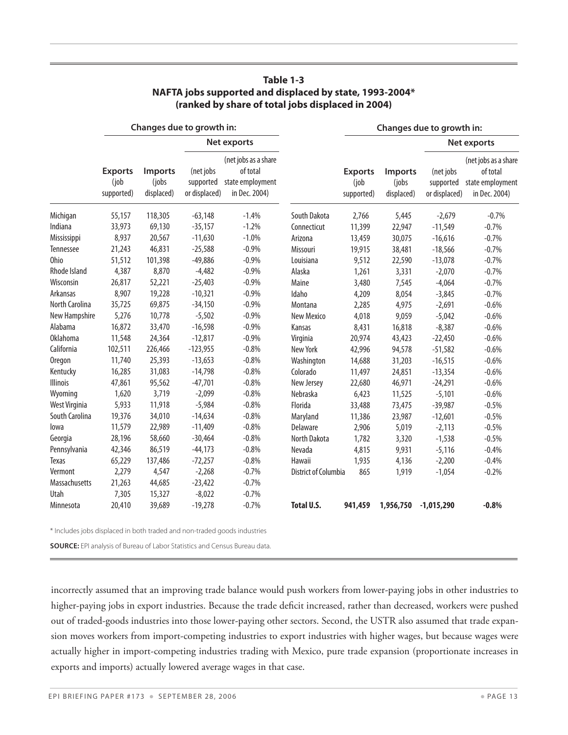**Table 1-3**
**NAFTA jobs supported and displaced by state, 1993-2004***
**(ranked by share of total jobs displaced in 2004)**

| | Changes due to growth in: | | | | | Changes due to growth in: | | | |
|---|---|---|---|---|---|---|---|---|---|
| | | | Net exports | | | | | Net exports | |
| | **Exports** (job supported) | **Imports** (jobs displaced) | (net jobs supported or displaced) | (net jobs as a share of total state employment in Dec. 2004) | | **Exports** (job supported) | **Imports** (jobs displaced) | (net jobs supported or displaced) | (net jobs as a share of total state employment in Dec. 2004) |
| Michigan | 55,157 | 118,305 | -63,148 | -1.4% | South Dakota | 2,766 | 5,445 | -2,679 | -0.7% |
| Indiana | 33,973 | 69,130 | -35,157 | -1.2% | Connecticut | 11,399 | 22,947 | -11,549 | -0.7% |
| Mississippi | 8,937 | 20,567 | -11,630 | -1.0% | Arizona | 13,459 | 30,075 | -16,616 | -0.7% |
| Tennessee | 21,243 | 46,831 | -25,588 | -0.9% | Missouri | 19,915 | 38,481 | -18,566 | -0.7% |
| Ohio | 51,512 | 101,398 | -49,886 | -0.9% | Louisiana | 9,512 | 22,590 | -13,078 | -0.7% |
| Rhode Island | 4,387 | 8,870 | -4,482 | -0.9% | Alaska | 1,261 | 3,331 | -2,070 | -0.7% |
| Wisconsin | 26,817 | 52,221 | -25,403 | -0.9% | Maine | 3,480 | 7,545 | -4,064 | -0.7% |
| Arkansas | 8,907 | 19,228 | -10,321 | -0.9% | Idaho | 4,209 | 8,054 | -3,845 | -0.7% |
| North Carolina | 35,725 | 69,875 | -34,150 | -0.9% | Montana | 2,285 | 4,975 | -2,691 | -0.6% |
| New Hampshire | 5,276 | 10,778 | -5,502 | -0.9% | New Mexico | 4,018 | 9,059 | -5,042 | -0.6% |
| Alabama | 16,872 | 33,470 | -16,598 | -0.9% | Kansas | 8,431 | 16,818 | -8,387 | -0.6% |
| Oklahoma | 11,548 | 24,364 | -12,817 | -0.9% | Virginia | 20,974 | 43,423 | -22,450 | -0.6% |
| California | 102,511 | 226,466 | -123,955 | -0.8% | New York | 42,996 | 94,578 | -51,582 | -0.6% |
| Oregon | 11,740 | 25,393 | -13,653 | -0.8% | Washington | 14,688 | 31,203 | -16,515 | -0.6% |
| Kentucky | 16,285 | 31,083 | -14,798 | -0.8% | Colorado | 11,497 | 24,851 | -13,354 | -0.6% |
| Illinois | 47,861 | 95,562 | -47,701 | -0.8% | New Jersey | 22,680 | 46,971 | -24,291 | -0.6% |
| Wyoming | 1,620 | 3,719 | -2,099 | -0.8% | Nebraska | 6,423 | 11,525 | -5,101 | -0.6% |
| West Virginia | 5,933 | 11,918 | -5,984 | -0.8% | Florida | 33,488 | 73,475 | -39,987 | -0.5% |
| South Carolina | 19,376 | 34,010 | -14,634 | -0.8% | Maryland | 11,386 | 23,987 | -12,601 | -0.5% |
| Iowa | 11,579 | 22,989 | -11,409 | -0.8% | Delaware | 2,906 | 5,019 | -2,113 | -0.5% |
| Georgia | 28,196 | 58,660 | -30,464 | -0.8% | North Dakota | 1,782 | 3,320 | -1,538 | -0.5% |
| Pennsylvania | 42,346 | 86,519 | -44,173 | -0.8% | Nevada | 4,815 | 9,931 | -5,116 | -0.4% |
| Texas | 65,229 | 137,486 | -72,257 | -0.8% | Hawaii | 1,935 | 4,136 | -2,200 | -0.4% |
| Vermont | 2,279 | 4,547 | -2,268 | -0.7% | District of Columbia | 865 | 1,919 | -1,054 | -0.2% |
| Massachusetts | 21,263 | 44,685 | -23,422 | -0.7% | | | | | |
| Utah | 7,305 | 15,327 | -8,022 | -0.7% | | | | | |
| Minnesota | 20,410 | 39,689 | -19,278 | -0.7% | **Total U.S.** | **941,459** | **1,956,750** | **-1,015,290** | **-0.8%** |

* Includes jobs displaced in both traded and non-traded goods industries

**SOURCE:** EPI analysis of Bureau of Labor Statistics and Census Bureau data.

incorrectly assumed that an improving trade balance would push workers from lower-paying jobs in other industries to higher-paying jobs in export industries. Because the trade deficit increased, rather than decreased, workers were pushed out of traded-goods industries into those lower-paying other sectors. Second, the USTR also assumed that trade expansion moves workers from import-competing industries to export industries with higher wages, but because wages were actually higher in import-competing industries trading with Mexico, pure trade expansion (proportionate increases in exports and imports) actually lowered average wages in that case.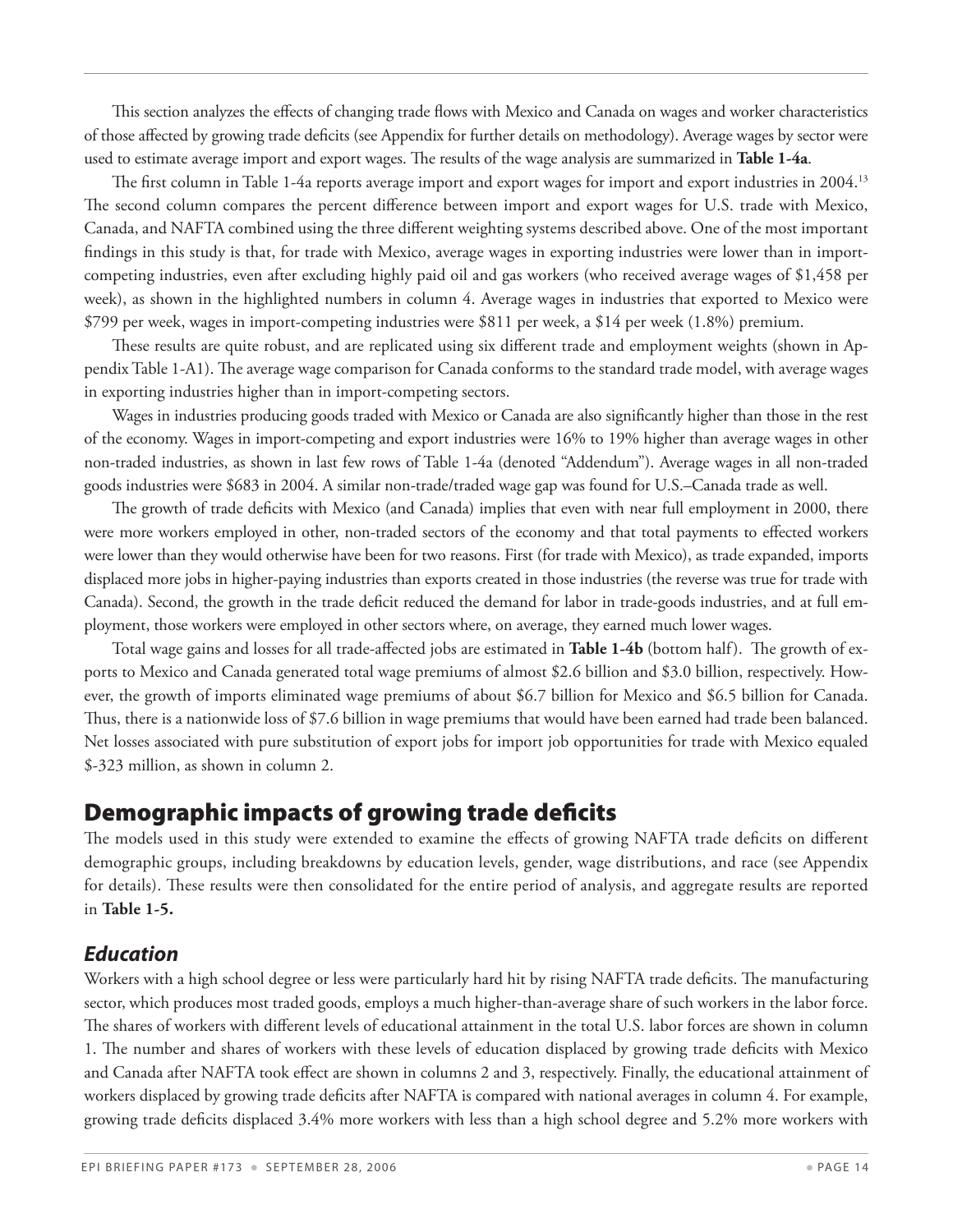This section analyzes the effects of changing trade flows with Mexico and Canada on wages and worker characteristics of those affected by growing trade deficits (see Appendix for further details on methodology). Average wages by sector were used to estimate average import and export wages. The results of the wage analysis are summarized in **Table 1-4a**.

The first column in Table 1-4a reports average import and export wages for import and export industries in 2004.[13] The second column compares the percent difference between import and export wages for U.S. trade with Mexico, Canada, and NAFTA combined using the three different weighting systems described above. One of the most important findings in this study is that, for trade with Mexico, average wages in exporting industries were lower than in import-competing industries, even after excluding highly paid oil and gas workers (who received average wages of $1,458 per week), as shown in the highlighted numbers in column 4. Average wages in industries that exported to Mexico were $799 per week, wages in import-competing industries were $811 per week, a $14 per week (1.8%) premium.

These results are quite robust, and are replicated using six different trade and employment weights (shown in Appendix Table 1-A1). The average wage comparison for Canada conforms to the standard trade model, with average wages in exporting industries higher than in import-competing sectors.

Wages in industries producing goods traded with Mexico or Canada are also significantly higher than those in the rest of the economy. Wages in import-competing and export industries were 16% to 19% higher than average wages in other non-traded industries, as shown in last few rows of Table 1-4a (denoted "Addendum"). Average wages in all non-traded goods industries were $683 in 2004. A similar non-trade/traded wage gap was found for U.S.–Canada trade as well.

The growth of trade deficits with Mexico (and Canada) implies that even with near full employment in 2000, there were more workers employed in other, non-traded sectors of the economy and that total payments to effected workers were lower than they would otherwise have been for two reasons. First (for trade with Mexico), as trade expanded, imports displaced more jobs in higher-paying industries than exports created in those industries (the reverse was true for trade with Canada). Second, the growth in the trade deficit reduced the demand for labor in trade-goods industries, and at full employment, those workers were employed in other sectors where, on average, they earned much lower wages.

Total wage gains and losses for all trade-affected jobs are estimated in **Table 1-4b** (bottom half). The growth of exports to Mexico and Canada generated total wage premiums of almost $2.6 billion and $3.0 billion, respectively. However, the growth of imports eliminated wage premiums of about $6.7 billion for Mexico and $6.5 billion for Canada. Thus, there is a nationwide loss of $7.6 billion in wage premiums that would have been earned had trade been balanced. Net losses associated with pure substitution of export jobs for import job opportunities for trade with Mexico equaled $-323 million, as shown in column 2.

## Demographic impacts of growing trade deficits

The models used in this study were extended to examine the effects of growing NAFTA trade deficits on different demographic groups, including breakdowns by education levels, gender, wage distributions, and race (see Appendix for details). These results were then consolidated for the entire period of analysis, and aggregate results are reported in **Table 1-5.**

### *Education*

Workers with a high school degree or less were particularly hard hit by rising NAFTA trade deficits. The manufacturing sector, which produces most traded goods, employs a much higher-than-average share of such workers in the labor force. The shares of workers with different levels of educational attainment in the total U.S. labor forces are shown in column 1. The number and shares of workers with these levels of education displaced by growing trade deficits with Mexico and Canada after NAFTA took effect are shown in columns 2 and 3, respectively. Finally, the educational attainment of workers displaced by growing trade deficits after NAFTA is compared with national averages in column 4. For example, growing trade deficits displaced 3.4% more workers with less than a high school degree and 5.2% more workers with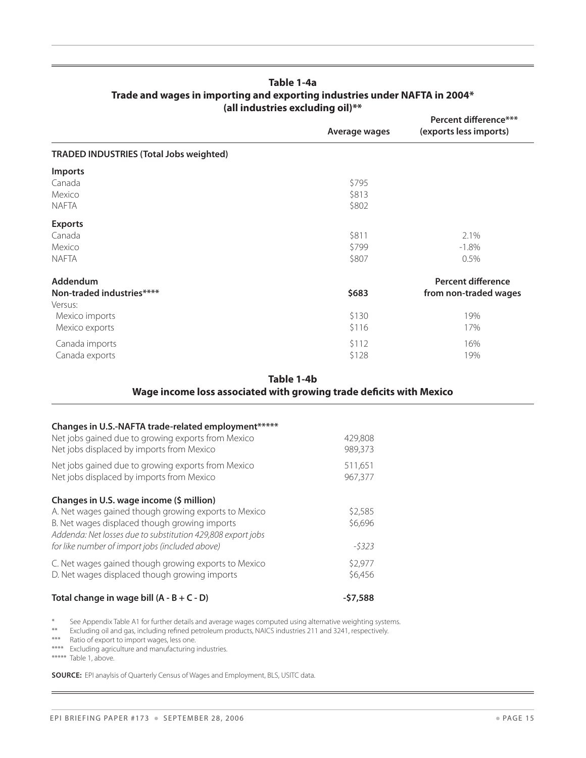**Table 1-4a**
**Trade and wages in importing and exporting industries under NAFTA in 2004***
**(all industries excluding oil)****

| | Average wages | Percent difference*** (exports less imports) |
|---|---|---|
| **TRADED INDUSTRIES (Total Jobs weighted)** | | |
| **Imports** | | |
| Canada | $795 | |
| Mexico | $813 | |
| NAFTA | $802 | |
| **Exports** | | |
| Canada | $811 | 2.1% |
| Mexico | $799 | -1.8% |
| NAFTA | $807 | 0.5% |
| **Addendum** | | **Percent difference** |
| **Non-traded industries******** | **$683** | **from non-traded wages** |
| Versus: | | |
| Mexico imports | $130 | 19% |
| Mexico exports | $116 | 17% |
| Canada imports | $112 | 16% |
| Canada exports | $128 | 19% |

**Table 1-4b**
**Wage income loss associated with growing trade deficits with Mexico**

| | |
|---|---|
| **Changes in U.S.-NAFTA trade-related employment********* | |
| Net jobs gained due to growing exports from Mexico | 429,808 |
| Net jobs displaced by imports from Mexico | 989,373 |
| Net jobs gained due to growing exports from Mexico | 511,651 |
| Net jobs displaced by imports from Mexico | 967,377 |
| **Changes in U.S. wage income ($ million)** | |
| A. Net wages gained though growing exports to Mexico | $2,585 |
| B. Net wages displaced though growing imports | $6,696 |
| *Addenda: Net losses due to substitution 429,808 export jobs for like number of import jobs (included above)* | *-$323* |
| C. Net wages gained though growing exports to Mexico | $2,977 |
| D. Net wages displaced though growing imports | $6,456 |
| **Total change in wage bill (A - B + C - D)** | **-$7,588** |

\* See Appendix Table A1 for further details and average wages computed using alternative weighting systems.

\*\* Excluding oil and gas, including refined petroleum products, NAICS industries 211 and 3241, respectively.

\*\*\* Ratio of export to import wages, less one.

\*\*\*\* Excluding agriculture and manufacturing industries.

\*\*\*\*\* Table 1, above.

**SOURCE:** EPI anaylsis of Quarterly Census of Wages and Employment, BLS, USITC data.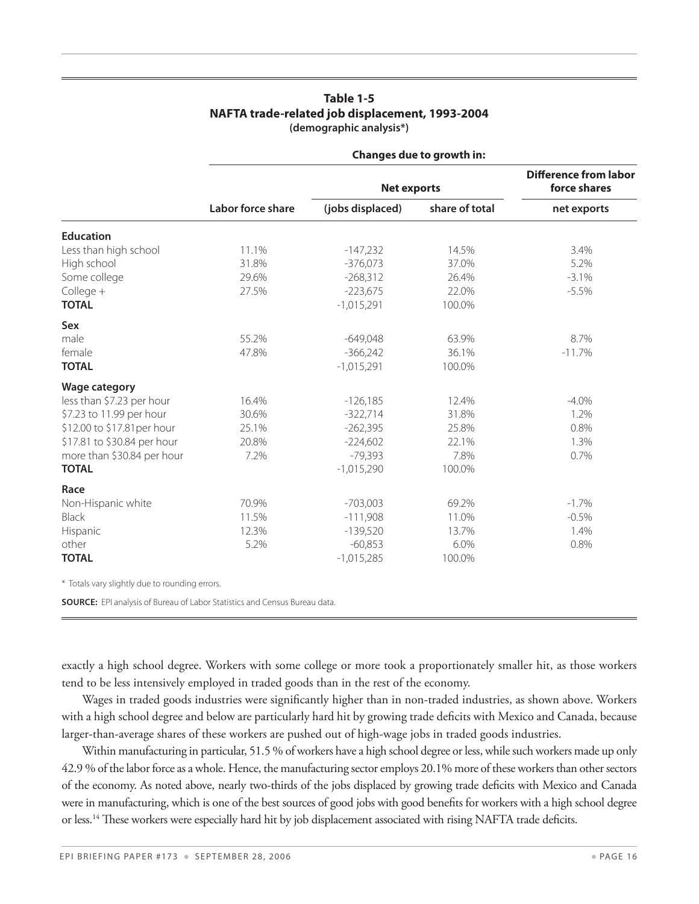**Table 1-5**
**NAFTA trade-related job displacement, 1993-2004**
**(demographic analysis*)**

| | Changes due to growth in: | | | |
|---|---|---|---|---|
| | | Net exports | | Difference from labor force shares |
| | Labor force share | (jobs displaced) | share of total | net exports |
| **Education** | | | | |
| Less than high school | 11.1% | -147,232 | 14.5% | 3.4% |
| High school | 31.8% | -376,073 | 37.0% | 5.2% |
| Some college | 29.6% | -268,312 | 26.4% | -3.1% |
| College + | 27.5% | -223,675 | 22.0% | -5.5% |
| **TOTAL** | | -1,015,291 | 100.0% | |
| **Sex** | | | | |
| male | 55.2% | -649,048 | 63.9% | 8.7% |
| female | 47.8% | -366,242 | 36.1% | -11.7% |
| **TOTAL** | | -1,015,291 | 100.0% | |
| **Wage category** | | | | |
| less than $7.23 per hour | 16.4% | -126,185 | 12.4% | -4.0% |
| $7.23 to 11.99 per hour | 30.6% | -322,714 | 31.8% | 1.2% |
| $12.00 to $17.81per hour | 25.1% | -262,395 | 25.8% | 0.8% |
| $17.81 to $30.84 per hour | 20.8% | -224,602 | 22.1% | 1.3% |
| more than $30.84 per hour | 7.2% | -79,393 | 7.8% | 0.7% |
| **TOTAL** | | -1,015,290 | 100.0% | |
| **Race** | | | | |
| Non-Hispanic white | 70.9% | -703,003 | 69.2% | -1.7% |
| Black | 11.5% | -111,908 | 11.0% | -0.5% |
| Hispanic | 12.3% | -139,520 | 13.7% | 1.4% |
| other | 5.2% | -60,853 | 6.0% | 0.8% |
| **TOTAL** | | -1,015,285 | 100.0% | |

* Totals vary slightly due to rounding errors.

**SOURCE:** EPI analysis of Bureau of Labor Statistics and Census Bureau data.

exactly a high school degree. Workers with some college or more took a proportionately smaller hit, as those workers tend to be less intensively employed in traded goods than in the rest of the economy.

Wages in traded goods industries were significantly higher than in non-traded industries, as shown above. Workers with a high school degree and below are particularly hard hit by growing trade deficits with Mexico and Canada, because larger-than-average shares of these workers are pushed out of high-wage jobs in traded goods industries.

Within manufacturing in particular, 51.5 % of workers have a high school degree or less, while such workers made up only 42.9 % of the labor force as a whole. Hence, the manufacturing sector employs 20.1% more of these workers than other sectors of the economy. As noted above, nearly two-thirds of the jobs displaced by growing trade deficits with Mexico and Canada were in manufacturing, which is one of the best sources of good jobs with good benefits for workers with a high school degree or less.[14] These workers were especially hard hit by job displacement associated with rising NAFTA trade deficits.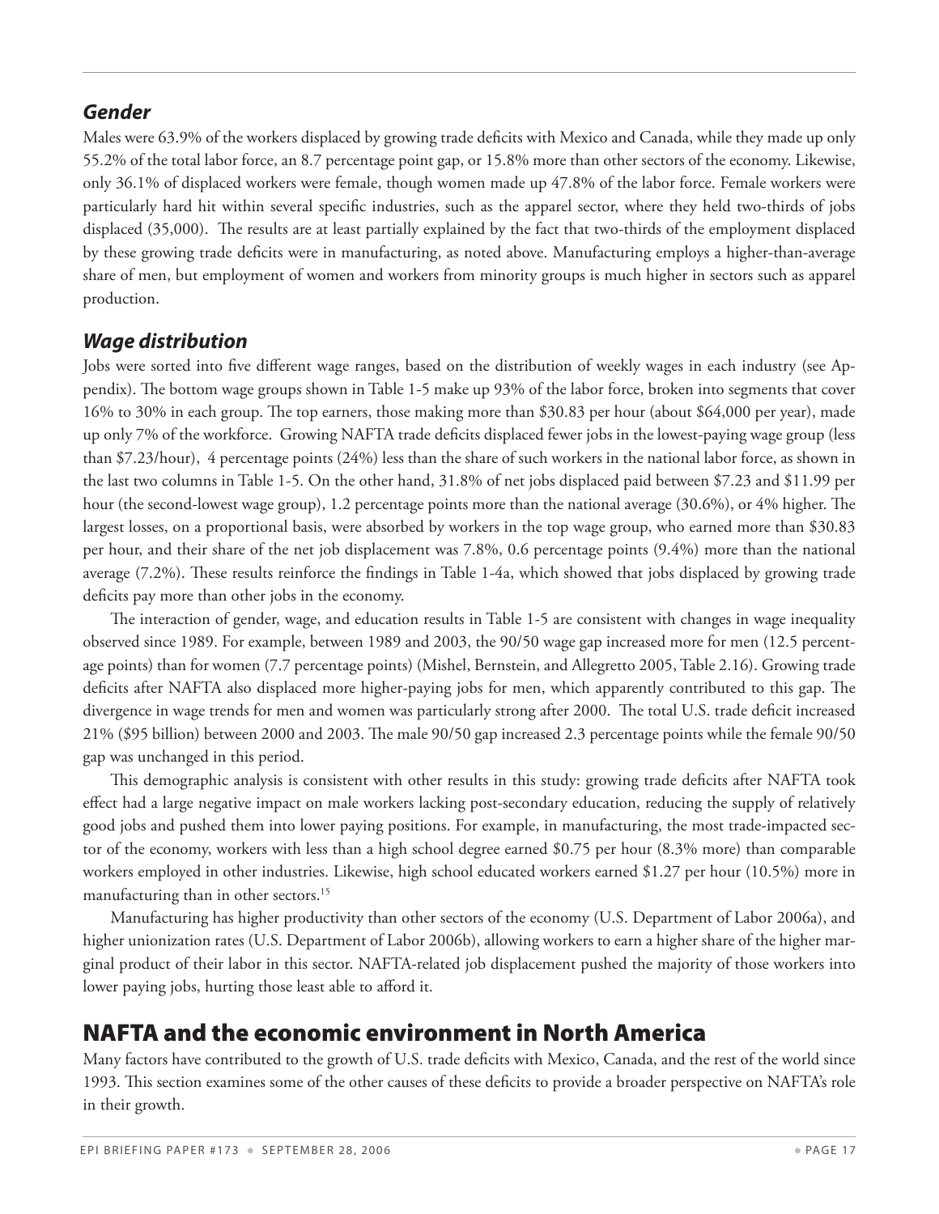### *Gender*

Males were 63.9% of the workers displaced by growing trade deficits with Mexico and Canada, while they made up only 55.2% of the total labor force, an 8.7 percentage point gap, or 15.8% more than other sectors of the economy. Likewise, only 36.1% of displaced workers were female, though women made up 47.8% of the labor force. Female workers were particularly hard hit within several specific industries, such as the apparel sector, where they held two-thirds of jobs displaced (35,000). The results are at least partially explained by the fact that two-thirds of the employment displaced by these growing trade deficits were in manufacturing, as noted above. Manufacturing employs a higher-than-average share of men, but employment of women and workers from minority groups is much higher in sectors such as apparel production.

### *Wage distribution*

Jobs were sorted into five different wage ranges, based on the distribution of weekly wages in each industry (see Appendix). The bottom wage groups shown in Table 1-5 make up 93% of the labor force, broken into segments that cover 16% to 30% in each group. The top earners, those making more than $30.83 per hour (about $64,000 per year), made up only 7% of the workforce. Growing NAFTA trade deficits displaced fewer jobs in the lowest-paying wage group (less than $7.23/hour), 4 percentage points (24%) less than the share of such workers in the national labor force, as shown in the last two columns in Table 1-5. On the other hand, 31.8% of net jobs displaced paid between $7.23 and $11.99 per hour (the second-lowest wage group), 1.2 percentage points more than the national average (30.6%), or 4% higher. The largest losses, on a proportional basis, were absorbed by workers in the top wage group, who earned more than $30.83 per hour, and their share of the net job displacement was 7.8%, 0.6 percentage points (9.4%) more than the national average (7.2%). These results reinforce the findings in Table 1-4a, which showed that jobs displaced by growing trade deficits pay more than other jobs in the economy.

The interaction of gender, wage, and education results in Table 1-5 are consistent with changes in wage inequality observed since 1989. For example, between 1989 and 2003, the 90/50 wage gap increased more for men (12.5 percentage points) than for women (7.7 percentage points) (Mishel, Bernstein, and Allegretto 2005, Table 2.16). Growing trade deficits after NAFTA also displaced more higher-paying jobs for men, which apparently contributed to this gap. The divergence in wage trends for men and women was particularly strong after 2000. The total U.S. trade deficit increased 21% ($95 billion) between 2000 and 2003. The male 90/50 gap increased 2.3 percentage points while the female 90/50 gap was unchanged in this period.

This demographic analysis is consistent with other results in this study: growing trade deficits after NAFTA took effect had a large negative impact on male workers lacking post-secondary education, reducing the supply of relatively good jobs and pushed them into lower paying positions. For example, in manufacturing, the most trade-impacted sector of the economy, workers with less than a high school degree earned $0.75 per hour (8.3% more) than comparable workers employed in other industries. Likewise, high school educated workers earned $1.27 per hour (10.5%) more in manufacturing than in other sectors.[15]

Manufacturing has higher productivity than other sectors of the economy (U.S. Department of Labor 2006a), and higher unionization rates (U.S. Department of Labor 2006b), allowing workers to earn a higher share of the higher marginal product of their labor in this sector. NAFTA-related job displacement pushed the majority of those workers into lower paying jobs, hurting those least able to afford it.

## NAFTA and the economic environment in North America

Many factors have contributed to the growth of U.S. trade deficits with Mexico, Canada, and the rest of the world since 1993. This section examines some of the other causes of these deficits to provide a broader perspective on NAFTA's role in their growth.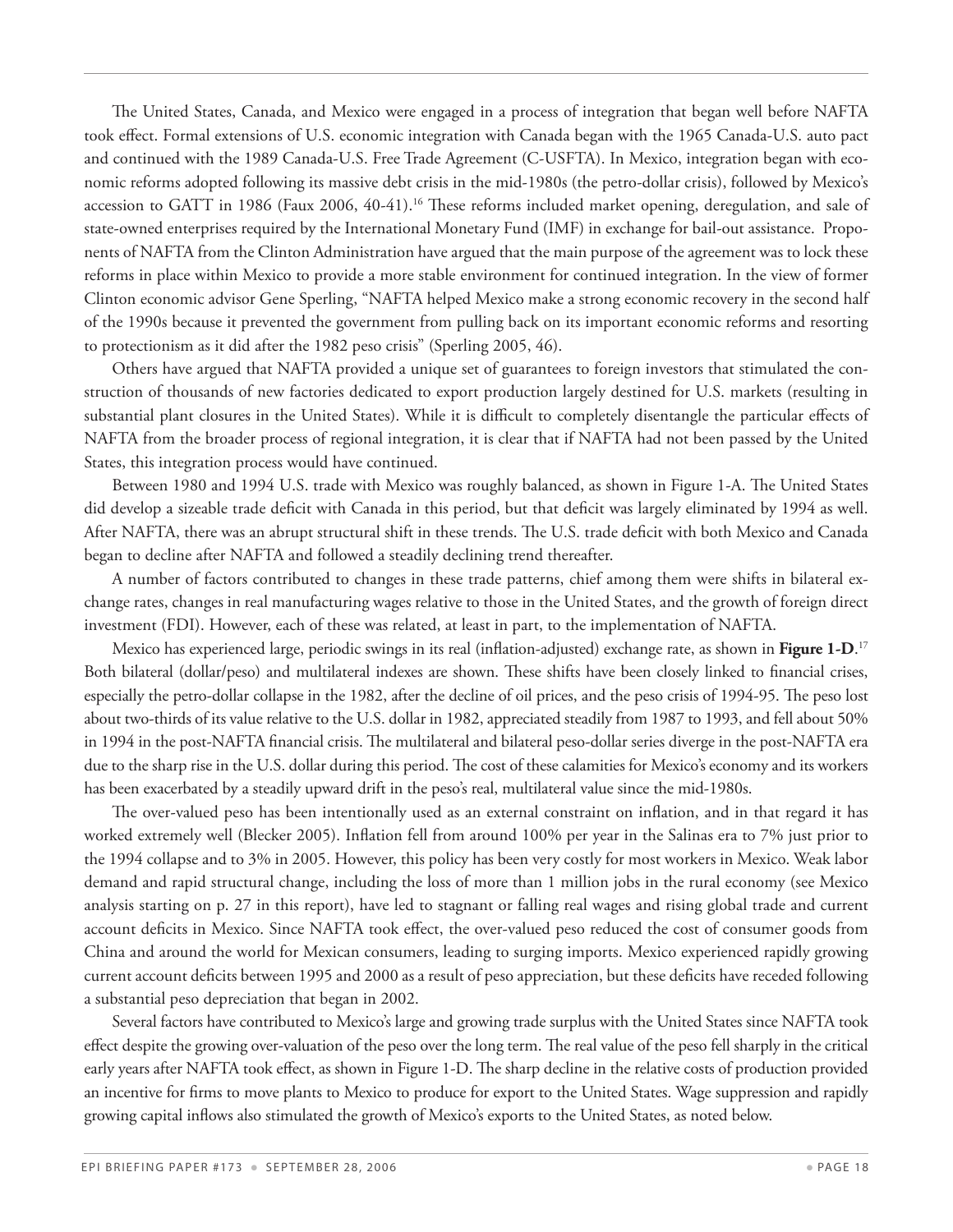The United States, Canada, and Mexico were engaged in a process of integration that began well before NAFTA took effect. Formal extensions of U.S. economic integration with Canada began with the 1965 Canada-U.S. auto pact and continued with the 1989 Canada-U.S. Free Trade Agreement (C-USFTA). In Mexico, integration began with economic reforms adopted following its massive debt crisis in the mid-1980s (the petro-dollar crisis), followed by Mexico's accession to GATT in 1986 (Faux 2006, 40-41).[16] These reforms included market opening, deregulation, and sale of state-owned enterprises required by the International Monetary Fund (IMF) in exchange for bail-out assistance. Proponents of NAFTA from the Clinton Administration have argued that the main purpose of the agreement was to lock these reforms in place within Mexico to provide a more stable environment for continued integration. In the view of former Clinton economic advisor Gene Sperling, "NAFTA helped Mexico make a strong economic recovery in the second half of the 1990s because it prevented the government from pulling back on its important economic reforms and resorting to protectionism as it did after the 1982 peso crisis" (Sperling 2005, 46).

Others have argued that NAFTA provided a unique set of guarantees to foreign investors that stimulated the construction of thousands of new factories dedicated to export production largely destined for U.S. markets (resulting in substantial plant closures in the United States). While it is difficult to completely disentangle the particular effects of NAFTA from the broader process of regional integration, it is clear that if NAFTA had not been passed by the United States, this integration process would have continued.

Between 1980 and 1994 U.S. trade with Mexico was roughly balanced, as shown in Figure 1-A. The United States did develop a sizeable trade deficit with Canada in this period, but that deficit was largely eliminated by 1994 as well. After NAFTA, there was an abrupt structural shift in these trends. The U.S. trade deficit with both Mexico and Canada began to decline after NAFTA and followed a steadily declining trend thereafter.

A number of factors contributed to changes in these trade patterns, chief among them were shifts in bilateral exchange rates, changes in real manufacturing wages relative to those in the United States, and the growth of foreign direct investment (FDI). However, each of these was related, at least in part, to the implementation of NAFTA.

Mexico has experienced large, periodic swings in its real (inflation-adjusted) exchange rate, as shown in **Figure 1-D**.[17] Both bilateral (dollar/peso) and multilateral indexes are shown. These shifts have been closely linked to financial crises, especially the petro-dollar collapse in the 1982, after the decline of oil prices, and the peso crisis of 1994-95. The peso lost about two-thirds of its value relative to the U.S. dollar in 1982, appreciated steadily from 1987 to 1993, and fell about 50% in 1994 in the post-NAFTA financial crisis. The multilateral and bilateral peso-dollar series diverge in the post-NAFTA era due to the sharp rise in the U.S. dollar during this period. The cost of these calamities for Mexico's economy and its workers has been exacerbated by a steadily upward drift in the peso's real, multilateral value since the mid-1980s.

The over-valued peso has been intentionally used as an external constraint on inflation, and in that regard it has worked extremely well (Blecker 2005). Inflation fell from around 100% per year in the Salinas era to 7% just prior to the 1994 collapse and to 3% in 2005. However, this policy has been very costly for most workers in Mexico. Weak labor demand and rapid structural change, including the loss of more than 1 million jobs in the rural economy (see Mexico analysis starting on p. 27 in this report), have led to stagnant or falling real wages and rising global trade and current account deficits in Mexico. Since NAFTA took effect, the over-valued peso reduced the cost of consumer goods from China and around the world for Mexican consumers, leading to surging imports. Mexico experienced rapidly growing current account deficits between 1995 and 2000 as a result of peso appreciation, but these deficits have receded following a substantial peso depreciation that began in 2002.

Several factors have contributed to Mexico's large and growing trade surplus with the United States since NAFTA took effect despite the growing over-valuation of the peso over the long term. The real value of the peso fell sharply in the critical early years after NAFTA took effect, as shown in Figure 1-D. The sharp decline in the relative costs of production provided an incentive for firms to move plants to Mexico to produce for export to the United States. Wage suppression and rapidly growing capital inflows also stimulated the growth of Mexico's exports to the United States, as noted below.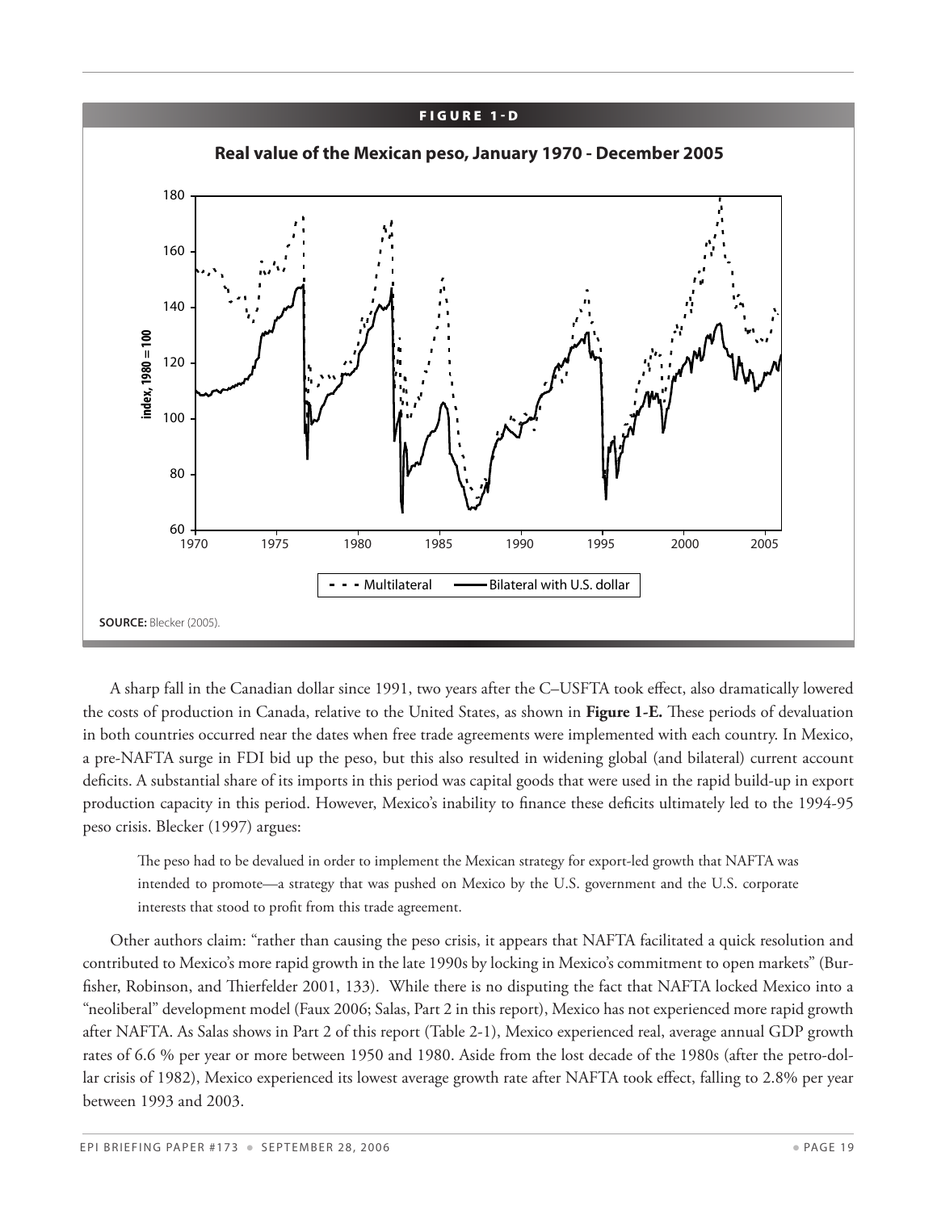**FIGURE 1-D**

**Real value of the Mexican peso, January 1970 - December 2005**

**SOURCE:** Blecker (2005).

A sharp fall in the Canadian dollar since 1991, two years after the C–USFTA took effect, also dramatically lowered the costs of production in Canada, relative to the United States, as shown in **Figure 1-E.** These periods of devaluation in both countries occurred near the dates when free trade agreements were implemented with each country. In Mexico, a pre-NAFTA surge in FDI bid up the peso, but this also resulted in widening global (and bilateral) current account deficits. A substantial share of its imports in this period was capital goods that were used in the rapid build-up in export production capacity in this period. However, Mexico's inability to finance these deficits ultimately led to the 1994-95 peso crisis. Blecker (1997) argues:

> The peso had to be devalued in order to implement the Mexican strategy for export-led growth that NAFTA was intended to promote—a strategy that was pushed on Mexico by the U.S. government and the U.S. corporate interests that stood to profit from this trade agreement.

Other authors claim: "rather than causing the peso crisis, it appears that NAFTA facilitated a quick resolution and contributed to Mexico's more rapid growth in the late 1990s by locking in Mexico's commitment to open markets" (Burfisher, Robinson, and Thierfelder 2001, 133). While there is no disputing the fact that NAFTA locked Mexico into a "neoliberal" development model (Faux 2006; Salas, Part 2 in this report), Mexico has not experienced more rapid growth after NAFTA. As Salas shows in Part 2 of this report (Table 2-1), Mexico experienced real, average annual GDP growth rates of 6.6 % per year or more between 1950 and 1980. Aside from the lost decade of the 1980s (after the petro-dollar crisis of 1982), Mexico experienced its lowest average growth rate after NAFTA took effect, falling to 2.8% per year between 1993 and 2003.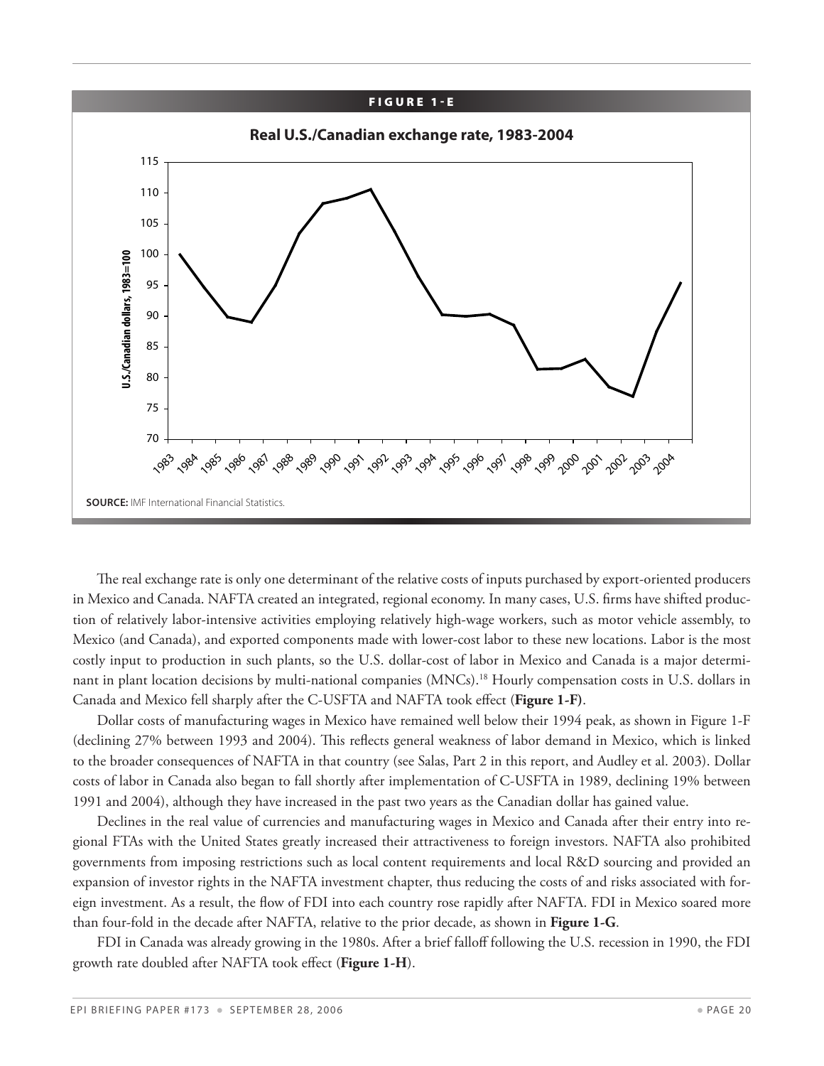**FIGURE 1-E**

**Real U.S./Canadian exchange rate, 1983-2004**

**SOURCE:** IMF International Financial Statistics.

The real exchange rate is only one determinant of the relative costs of inputs purchased by export-oriented producers in Mexico and Canada. NAFTA created an integrated, regional economy. In many cases, U.S. firms have shifted production of relatively labor-intensive activities employing relatively high-wage workers, such as motor vehicle assembly, to Mexico (and Canada), and exported components made with lower-cost labor to these new locations. Labor is the most costly input to production in such plants, so the U.S. dollar-cost of labor in Mexico and Canada is a major determinant in plant location decisions by multi-national companies (MNCs).[18] Hourly compensation costs in U.S. dollars in Canada and Mexico fell sharply after the C-USFTA and NAFTA took effect (**Figure 1-F**).

Dollar costs of manufacturing wages in Mexico have remained well below their 1994 peak, as shown in Figure 1-F (declining 27% between 1993 and 2004). This reflects general weakness of labor demand in Mexico, which is linked to the broader consequences of NAFTA in that country (see Salas, Part 2 in this report, and Audley et al. 2003). Dollar costs of labor in Canada also began to fall shortly after implementation of C-USFTA in 1989, declining 19% between 1991 and 2004), although they have increased in the past two years as the Canadian dollar has gained value.

Declines in the real value of currencies and manufacturing wages in Mexico and Canada after their entry into regional FTAs with the United States greatly increased their attractiveness to foreign investors. NAFTA also prohibited governments from imposing restrictions such as local content requirements and local R&D sourcing and provided an expansion of investor rights in the NAFTA investment chapter, thus reducing the costs of and risks associated with foreign investment. As a result, the flow of FDI into each country rose rapidly after NAFTA. FDI in Mexico soared more than four-fold in the decade after NAFTA, relative to the prior decade, as shown in **Figure 1-G**.

FDI in Canada was already growing in the 1980s. After a brief falloff following the U.S. recession in 1990, the FDI growth rate doubled after NAFTA took effect (**Figure 1-H**).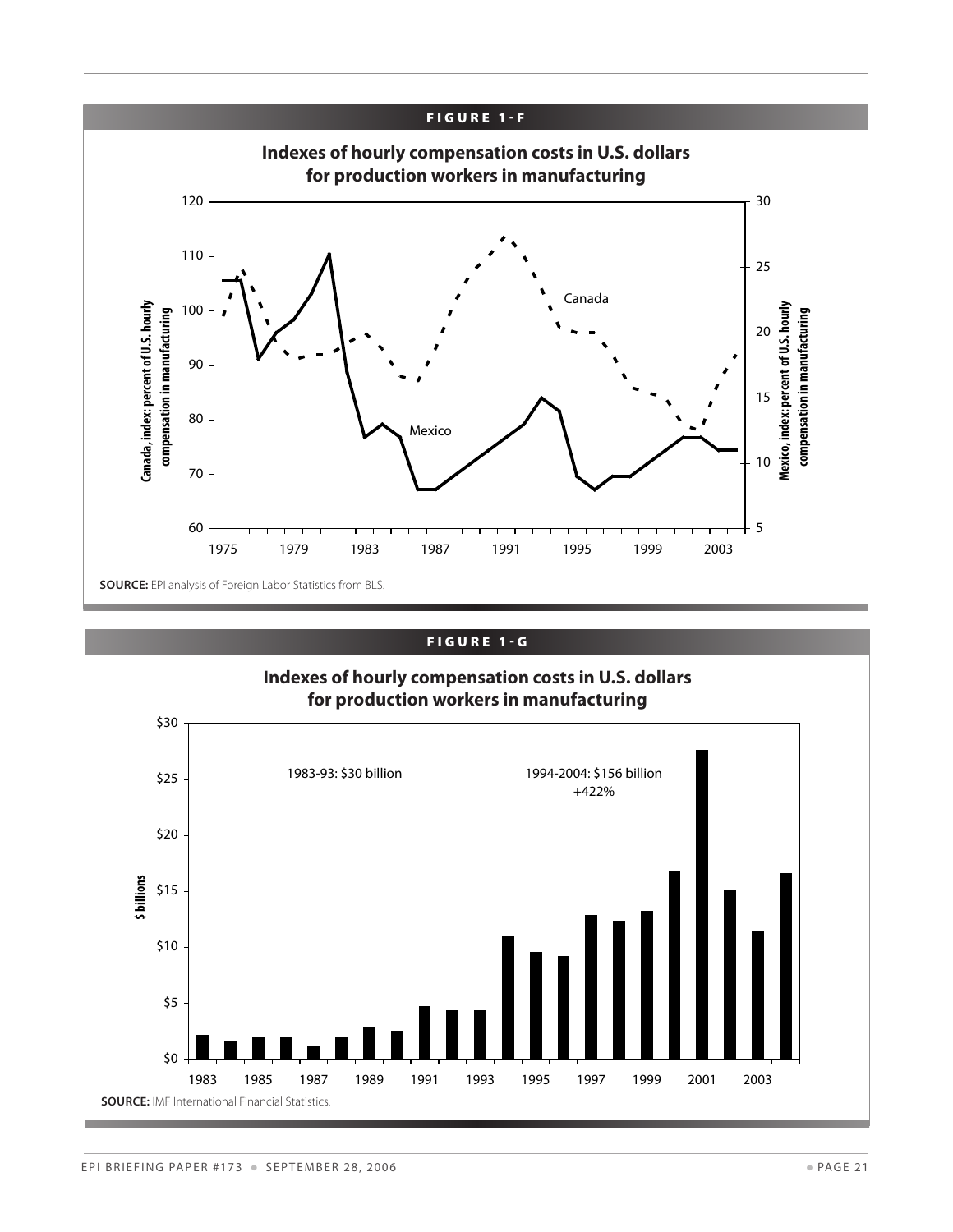**FIGURE 1-F**

**Indexes of hourly compensation costs in U.S. dollars for production workers in manufacturing**

Canada, index: percent of U.S. hourly compensation in manufacturing

Mexico, index: percent of U.S. hourly compensation in manufacturing

120, 110, 100, 90, 80, 70, 60

30, 25, 20, 15, 10, 5

1975, 1979, 1983, 1987, 1991, 1995, 1999, 2003

Canada

Mexico

**SOURCE:** EPI analysis of Foreign Labor Statistics from BLS.

**FIGURE 1-G**

**Indexes of hourly compensation costs in U.S. dollars for production workers in manufacturing**

$ billions

$30, $25, $20, $15, $10, $5, $0

1983-93: $30 billion

1994-2004: $156 billion
+422%

1983, 1985, 1987, 1989, 1991, 1993, 1995, 1997, 1999, 2001, 2003

**SOURCE:** IMF International Financial Statistics.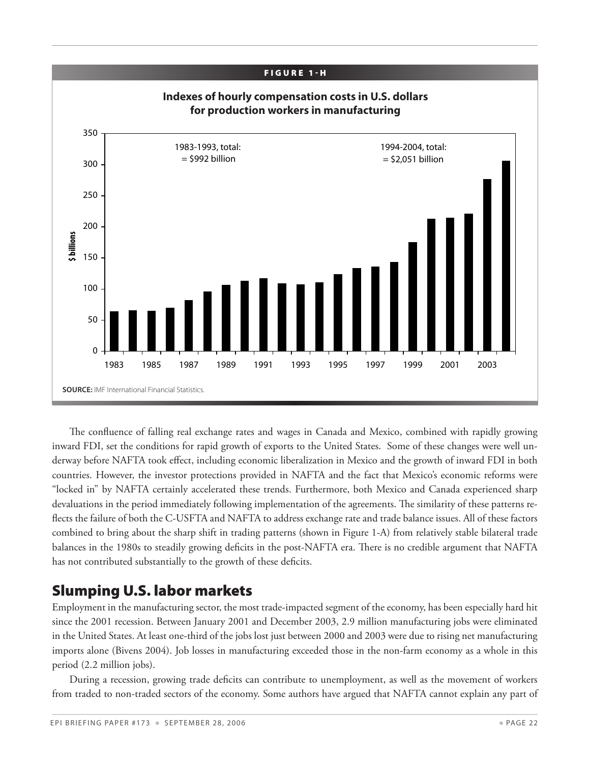**FIGURE 1-H**

**Indexes of hourly compensation costs in U.S. dollars for production workers in manufacturing**

1983-1993, total: = $992 billion

1994-2004, total: = $2,051 billion

**SOURCE:** IMF International Financial Statistics.

The confluence of falling real exchange rates and wages in Canada and Mexico, combined with rapidly growing inward FDI, set the conditions for rapid growth of exports to the United States. Some of these changes were well underway before NAFTA took effect, including economic liberalization in Mexico and the growth of inward FDI in both countries. However, the investor protections provided in NAFTA and the fact that Mexico's economic reforms were "locked in" by NAFTA certainly accelerated these trends. Furthermore, both Mexico and Canada experienced sharp devaluations in the period immediately following implementation of the agreements. The similarity of these patterns reflects the failure of both the C-USFTA and NAFTA to address exchange rate and trade balance issues. All of these factors combined to bring about the sharp shift in trading patterns (shown in Figure 1-A) from relatively stable bilateral trade balances in the 1980s to steadily growing deficits in the post-NAFTA era. There is no credible argument that NAFTA has not contributed substantially to the growth of these deficits.

## Slumping U.S. labor markets

Employment in the manufacturing sector, the most trade-impacted segment of the economy, has been especially hard hit since the 2001 recession. Between January 2001 and December 2003, 2.9 million manufacturing jobs were eliminated in the United States. At least one-third of the jobs lost just between 2000 and 2003 were due to rising net manufacturing imports alone (Bivens 2004). Job losses in manufacturing exceeded those in the non-farm economy as a whole in this period (2.2 million jobs).

During a recession, growing trade deficits can contribute to unemployment, as well as the movement of workers from traded to non-traded sectors of the economy. Some authors have argued that NAFTA cannot explain any part of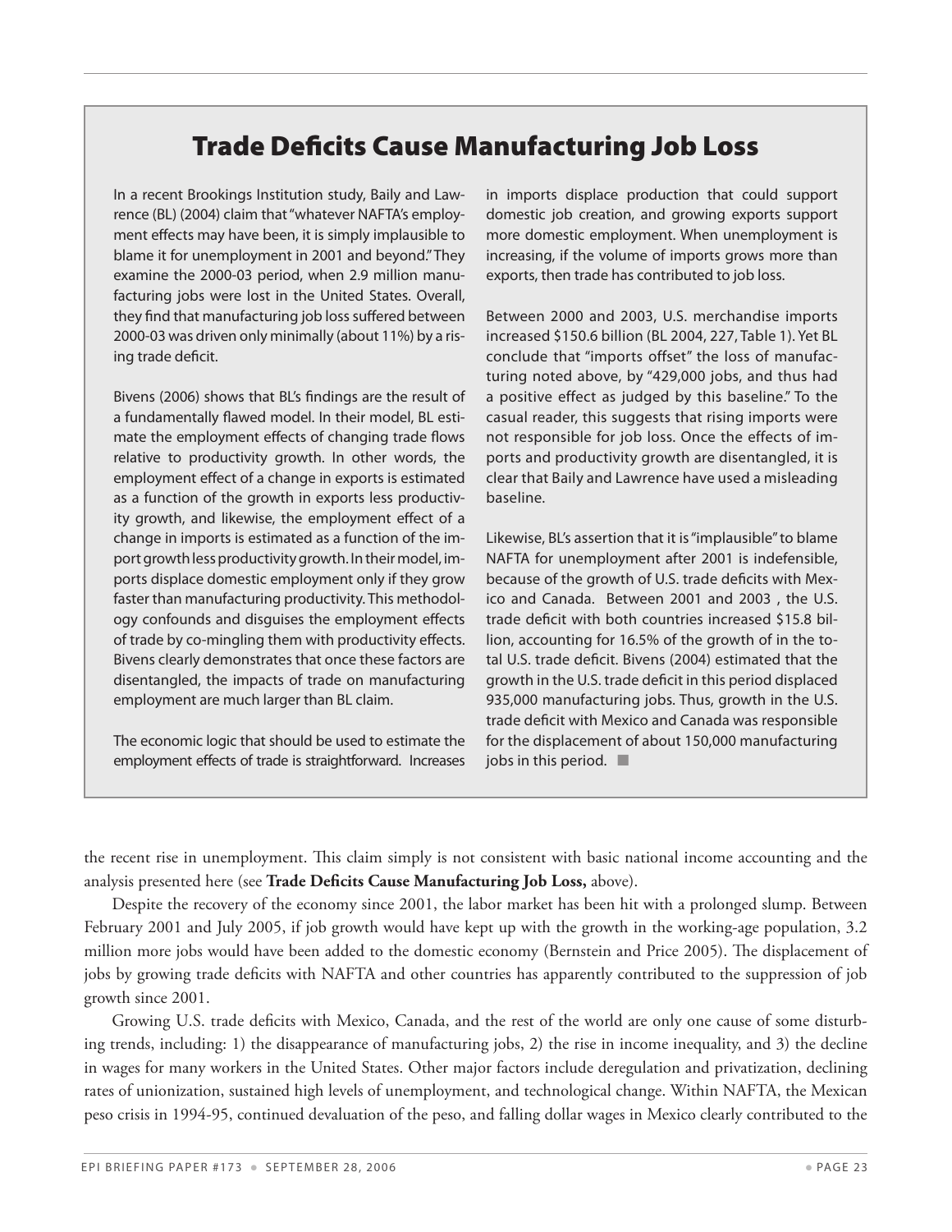## Trade Deficits Cause Manufacturing Job Loss

In a recent Brookings Institution study, Baily and Lawrence (BL) (2004) claim that "whatever NAFTA's employment effects may have been, it is simply implausible to blame it for unemployment in 2001 and beyond." They examine the 2000-03 period, when 2.9 million manufacturing jobs were lost in the United States. Overall, they find that manufacturing job loss suffered between 2000-03 was driven only minimally (about 11%) by a rising trade deficit.

Bivens (2006) shows that BL's findings are the result of a fundamentally flawed model. In their model, BL estimate the employment effects of changing trade flows relative to productivity growth. In other words, the employment effect of a change in exports is estimated as a function of the growth in exports less productivity growth, and likewise, the employment effect of a change in imports is estimated as a function of the import growth less productivity growth. In their model, imports displace domestic employment only if they grow faster than manufacturing productivity. This methodology confounds and disguises the employment effects of trade by co-mingling them with productivity effects. Bivens clearly demonstrates that once these factors are disentangled, the impacts of trade on manufacturing employment are much larger than BL claim.

The economic logic that should be used to estimate the employment effects of trade is straightforward. Increases in imports displace production that could support domestic job creation, and growing exports support more domestic employment. When unemployment is increasing, if the volume of imports grows more than exports, then trade has contributed to job loss.

Between 2000 and 2003, U.S. merchandise imports increased $150.6 billion (BL 2004, 227, Table 1). Yet BL conclude that "imports offset" the loss of manufacturing noted above, by "429,000 jobs, and thus had a positive effect as judged by this baseline." To the casual reader, this suggests that rising imports were not responsible for job loss. Once the effects of imports and productivity growth are disentangled, it is clear that Baily and Lawrence have used a misleading baseline.

Likewise, BL's assertion that it is "implausible" to blame NAFTA for unemployment after 2001 is indefensible, because of the growth of U.S. trade deficits with Mexico and Canada. Between 2001 and 2003 , the U.S. trade deficit with both countries increased $15.8 billion, accounting for 16.5% of the growth of in the total U.S. trade deficit. Bivens (2004) estimated that the growth in the U.S. trade deficit in this period displaced 935,000 manufacturing jobs. Thus, growth in the U.S. trade deficit with Mexico and Canada was responsible for the displacement of about 150,000 manufacturing jobs in this period. ■

the recent rise in unemployment. This claim simply is not consistent with basic national income accounting and the analysis presented here (see **Trade Deficits Cause Manufacturing Job Loss,** above).

Despite the recovery of the economy since 2001, the labor market has been hit with a prolonged slump. Between February 2001 and July 2005, if job growth would have kept up with the growth in the working-age population, 3.2 million more jobs would have been added to the domestic economy (Bernstein and Price 2005). The displacement of jobs by growing trade deficits with NAFTA and other countries has apparently contributed to the suppression of job growth since 2001.

Growing U.S. trade deficits with Mexico, Canada, and the rest of the world are only one cause of some disturbing trends, including: 1) the disappearance of manufacturing jobs, 2) the rise in income inequality, and 3) the decline in wages for many workers in the United States. Other major factors include deregulation and privatization, declining rates of unionization, sustained high levels of unemployment, and technological change. Within NAFTA, the Mexican peso crisis in 1994-95, continued devaluation of the peso, and falling dollar wages in Mexico clearly contributed to the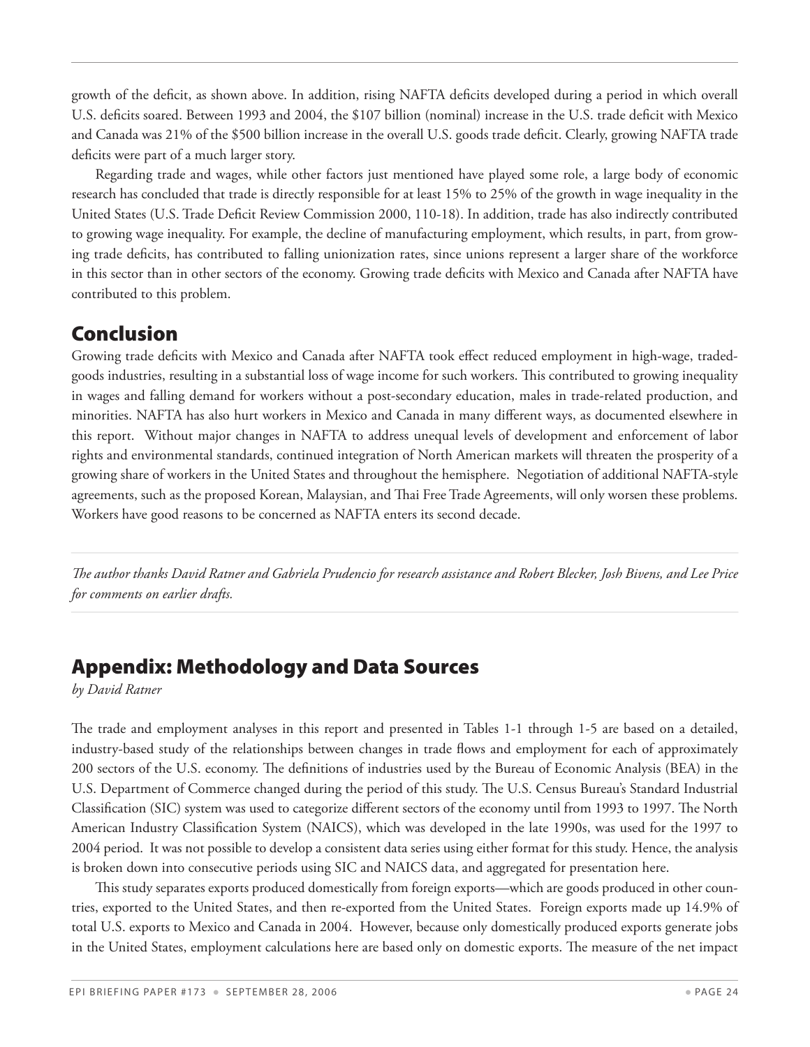growth of the deficit, as shown above. In addition, rising NAFTA deficits developed during a period in which overall U.S. deficits soared. Between 1993 and 2004, the $107 billion (nominal) increase in the U.S. trade deficit with Mexico and Canada was 21% of the $500 billion increase in the overall U.S. goods trade deficit. Clearly, growing NAFTA trade deficits were part of a much larger story.

Regarding trade and wages, while other factors just mentioned have played some role, a large body of economic research has concluded that trade is directly responsible for at least 15% to 25% of the growth in wage inequality in the United States (U.S. Trade Deficit Review Commission 2000, 110-18). In addition, trade has also indirectly contributed to growing wage inequality. For example, the decline of manufacturing employment, which results, in part, from growing trade deficits, has contributed to falling unionization rates, since unions represent a larger share of the workforce in this sector than in other sectors of the economy. Growing trade deficits with Mexico and Canada after NAFTA have contributed to this problem.

## Conclusion

Growing trade deficits with Mexico and Canada after NAFTA took effect reduced employment in high-wage, traded-goods industries, resulting in a substantial loss of wage income for such workers. This contributed to growing inequality in wages and falling demand for workers without a post-secondary education, males in trade-related production, and minorities. NAFTA has also hurt workers in Mexico and Canada in many different ways, as documented elsewhere in this report. Without major changes in NAFTA to address unequal levels of development and enforcement of labor rights and environmental standards, continued integration of North American markets will threaten the prosperity of a growing share of workers in the United States and throughout the hemisphere. Negotiation of additional NAFTA-style agreements, such as the proposed Korean, Malaysian, and Thai Free Trade Agreements, will only worsen these problems. Workers have good reasons to be concerned as NAFTA enters its second decade.

*The author thanks David Ratner and Gabriela Prudencio for research assistance and Robert Blecker, Josh Bivens, and Lee Price for comments on earlier drafts.*

## Appendix: Methodology and Data Sources

*by David Ratner*

The trade and employment analyses in this report and presented in Tables 1-1 through 1-5 are based on a detailed, industry-based study of the relationships between changes in trade flows and employment for each of approximately 200 sectors of the U.S. economy. The definitions of industries used by the Bureau of Economic Analysis (BEA) in the U.S. Department of Commerce changed during the period of this study. The U.S. Census Bureau's Standard Industrial Classification (SIC) system was used to categorize different sectors of the economy until from 1993 to 1997. The North American Industry Classification System (NAICS), which was developed in the late 1990s, was used for the 1997 to 2004 period. It was not possible to develop a consistent data series using either format for this study. Hence, the analysis is broken down into consecutive periods using SIC and NAICS data, and aggregated for presentation here.

This study separates exports produced domestically from foreign exports—which are goods produced in other countries, exported to the United States, and then re-exported from the United States. Foreign exports made up 14.9% of total U.S. exports to Mexico and Canada in 2004. However, because only domestically produced exports generate jobs in the United States, employment calculations here are based only on domestic exports. The measure of the net impact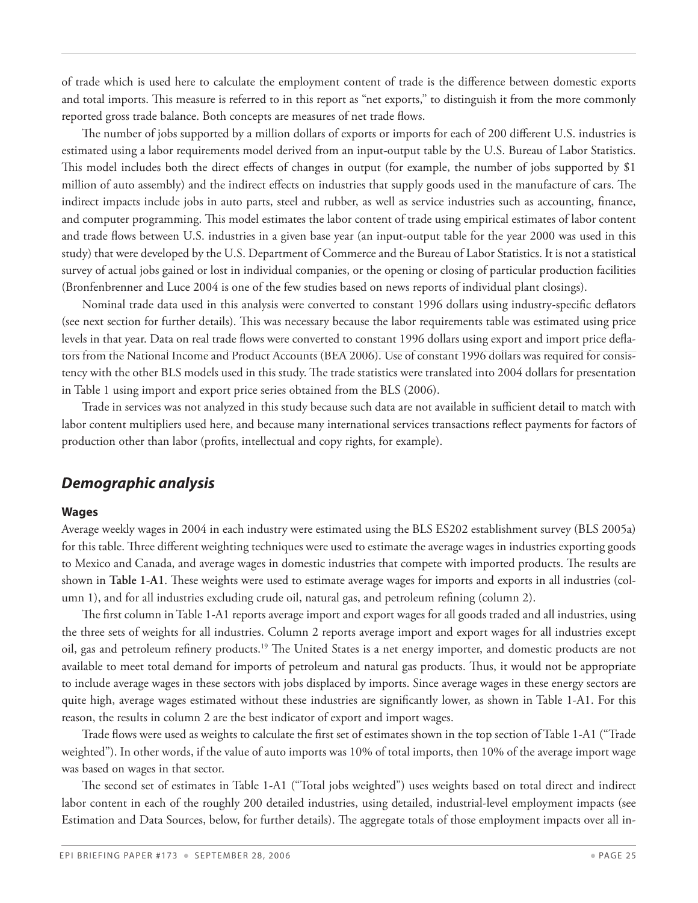of trade which is used here to calculate the employment content of trade is the difference between domestic exports and total imports. This measure is referred to in this report as "net exports," to distinguish it from the more commonly reported gross trade balance. Both concepts are measures of net trade flows.

The number of jobs supported by a million dollars of exports or imports for each of 200 different U.S. industries is estimated using a labor requirements model derived from an input-output table by the U.S. Bureau of Labor Statistics. This model includes both the direct effects of changes in output (for example, the number of jobs supported by $1 million of auto assembly) and the indirect effects on industries that supply goods used in the manufacture of cars. The indirect impacts include jobs in auto parts, steel and rubber, as well as service industries such as accounting, finance, and computer programming. This model estimates the labor content of trade using empirical estimates of labor content and trade flows between U.S. industries in a given base year (an input-output table for the year 2000 was used in this study) that were developed by the U.S. Department of Commerce and the Bureau of Labor Statistics. It is not a statistical survey of actual jobs gained or lost in individual companies, or the opening or closing of particular production facilities (Bronfenbrenner and Luce 2004 is one of the few studies based on news reports of individual plant closings).

Nominal trade data used in this analysis were converted to constant 1996 dollars using industry-specific deflators (see next section for further details). This was necessary because the labor requirements table was estimated using price levels in that year. Data on real trade flows were converted to constant 1996 dollars using export and import price deflators from the National Income and Product Accounts (BEA 2006). Use of constant 1996 dollars was required for consistency with the other BLS models used in this study. The trade statistics were translated into 2004 dollars for presentation in Table 1 using import and export price series obtained from the BLS (2006).

Trade in services was not analyzed in this study because such data are not available in sufficient detail to match with labor content multipliers used here, and because many international services transactions reflect payments for factors of production other than labor (profits, intellectual and copy rights, for example).

## *Demographic analysis*

### Wages

Average weekly wages in 2004 in each industry were estimated using the BLS ES202 establishment survey (BLS 2005a) for this table. Three different weighting techniques were used to estimate the average wages in industries exporting goods to Mexico and Canada, and average wages in domestic industries that compete with imported products. The results are shown in **Table 1-A1**. These weights were used to estimate average wages for imports and exports in all industries (column 1), and for all industries excluding crude oil, natural gas, and petroleum refining (column 2).

The first column in Table 1-A1 reports average import and export wages for all goods traded and all industries, using the three sets of weights for all industries. Column 2 reports average import and export wages for all industries except oil, gas and petroleum refinery products.[19] The United States is a net energy importer, and domestic products are not available to meet total demand for imports of petroleum and natural gas products. Thus, it would not be appropriate to include average wages in these sectors with jobs displaced by imports. Since average wages in these energy sectors are quite high, average wages estimated without these industries are significantly lower, as shown in Table 1-A1. For this reason, the results in column 2 are the best indicator of export and import wages.

Trade flows were used as weights to calculate the first set of estimates shown in the top section of Table 1-A1 ("Trade weighted"). In other words, if the value of auto imports was 10% of total imports, then 10% of the average import wage was based on wages in that sector.

The second set of estimates in Table 1-A1 ("Total jobs weighted") uses weights based on total direct and indirect labor content in each of the roughly 200 detailed industries, using detailed, industrial-level employment impacts (see Estimation and Data Sources, below, for further details). The aggregate totals of those employment impacts over all in-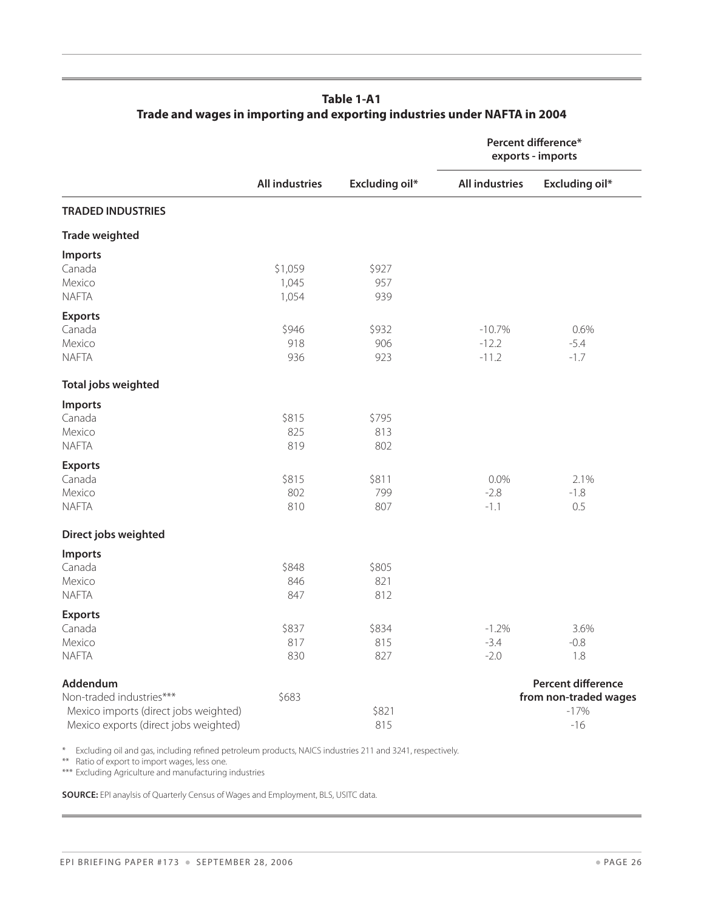**Table 1-A1**
**Trade and wages in importing and exporting industries under NAFTA in 2004**

| | All industries | Excluding oil* | Percent difference* exports - imports | |
|---|---|---|---|---|
| | | | **All industries** | **Excluding oil*** |
| **TRADED INDUSTRIES** | | | | |
| **Trade weighted** | | | | |
| **Imports** | | | | |
| Canada | $1,059 | $927 | | |
| Mexico | 1,045 | 957 | | |
| NAFTA | 1,054 | 939 | | |
| **Exports** | | | | |
| Canada | $946 | $932 | -10.7% | 0.6% |
| Mexico | 918 | 906 | -12.2 | -5.4 |
| NAFTA | 936 | 923 | -11.2 | -1.7 |
| **Total jobs weighted** | | | | |
| **Imports** | | | | |
| Canada | $815 | $795 | | |
| Mexico | 825 | 813 | | |
| NAFTA | 819 | 802 | | |
| **Exports** | | | | |
| Canada | $815 | $811 | 0.0% | 2.1% |
| Mexico | 802 | 799 | -2.8 | -1.8 |
| NAFTA | 810 | 807 | -1.1 | 0.5 |
| **Direct jobs weighted** | | | | |
| **Imports** | | | | |
| Canada | $848 | $805 | | |
| Mexico | 846 | 821 | | |
| NAFTA | 847 | 812 | | |
| **Exports** | | | | |
| Canada | $837 | $834 | -1.2% | 3.6% |
| Mexico | 817 | 815 | -3.4 | -0.8 |
| NAFTA | 830 | 827 | -2.0 | 1.8 |
| **Addendum** | | | | **Percent difference from non-traded wages** |
| Non-traded industries*** | $683 | | | |
| Mexico imports (direct jobs weighted) | | $821 | | -17% |
| Mexico exports (direct jobs weighted) | | 815 | | -16 |

\* Excluding oil and gas, including refined petroleum products, NAICS industries 211 and 3241, respectively.

\** Ratio of export to import wages, less one.

\*** Excluding Agriculture and manufacturing industries

**SOURCE:** EPI anaylsis of Quarterly Census of Wages and Employment, BLS, USITC data.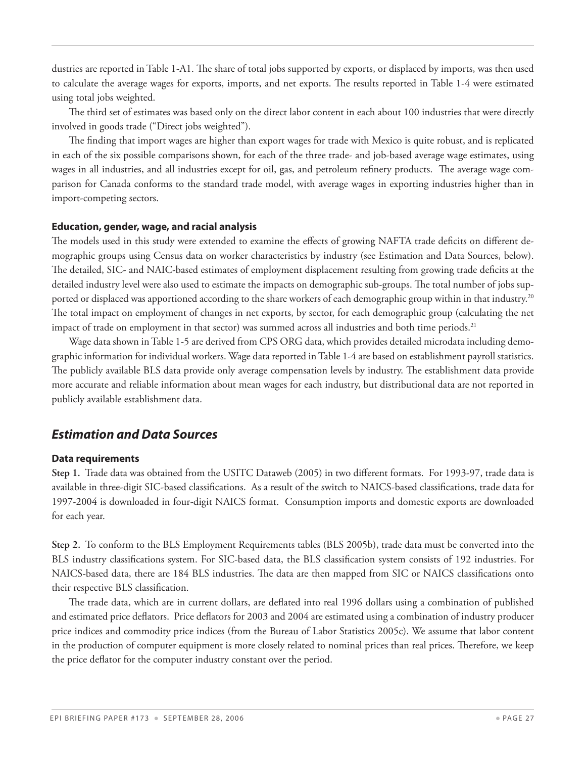dustries are reported in Table 1-A1. The share of total jobs supported by exports, or displaced by imports, was then used to calculate the average wages for exports, imports, and net exports. The results reported in Table 1-4 were estimated using total jobs weighted.

The third set of estimates was based only on the direct labor content in each about 100 industries that were directly involved in goods trade ("Direct jobs weighted").

The finding that import wages are higher than export wages for trade with Mexico is quite robust, and is replicated in each of the six possible comparisons shown, for each of the three trade- and job-based average wage estimates, using wages in all industries, and all industries except for oil, gas, and petroleum refinery products. The average wage comparison for Canada conforms to the standard trade model, with average wages in exporting industries higher than in import-competing sectors.

### Education, gender, wage, and racial analysis

The models used in this study were extended to examine the effects of growing NAFTA trade deficits on different demographic groups using Census data on worker characteristics by industry (see Estimation and Data Sources, below). The detailed, SIC- and NAIC-based estimates of employment displacement resulting from growing trade deficits at the detailed industry level were also used to estimate the impacts on demographic sub-groups. The total number of jobs supported or displaced was apportioned according to the share workers of each demographic group within in that industry.[20] The total impact on employment of changes in net exports, by sector, for each demographic group (calculating the net impact of trade on employment in that sector) was summed across all industries and both time periods.[21]

Wage data shown in Table 1-5 are derived from CPS ORG data, which provides detailed microdata including demographic information for individual workers. Wage data reported in Table 1-4 are based on establishment payroll statistics. The publicly available BLS data provide only average compensation levels by industry. The establishment data provide more accurate and reliable information about mean wages for each industry, but distributional data are not reported in publicly available establishment data.

## *Estimation and Data Sources*

### Data requirements

**Step 1.** Trade data was obtained from the USITC Dataweb (2005) in two different formats. For 1993-97, trade data is available in three-digit SIC-based classifications. As a result of the switch to NAICS-based classifications, trade data for 1997-2004 is downloaded in four-digit NAICS format. Consumption imports and domestic exports are downloaded for each year.

**Step 2.** To conform to the BLS Employment Requirements tables (BLS 2005b), trade data must be converted into the BLS industry classifications system. For SIC-based data, the BLS classification system consists of 192 industries. For NAICS-based data, there are 184 BLS industries. The data are then mapped from SIC or NAICS classifications onto their respective BLS classification.

The trade data, which are in current dollars, are deflated into real 1996 dollars using a combination of published and estimated price deflators. Price deflators for 2003 and 2004 are estimated using a combination of industry producer price indices and commodity price indices (from the Bureau of Labor Statistics 2005c). We assume that labor content in the production of computer equipment is more closely related to nominal prices than real prices. Therefore, we keep the price deflator for the computer industry constant over the period.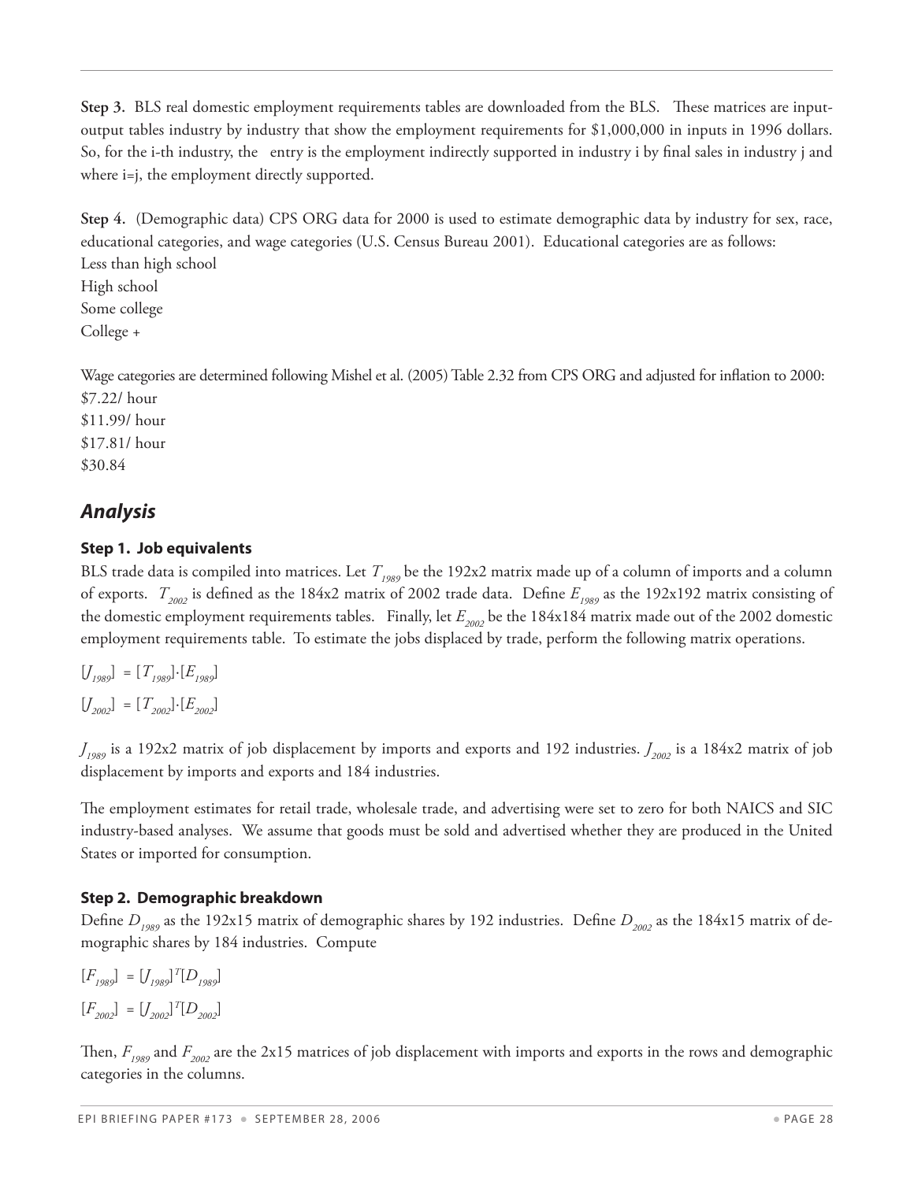**Step 3.** BLS real domestic employment requirements tables are downloaded from the BLS. These matrices are input-output tables industry by industry that show the employment requirements for $1,000,000 in inputs in 1996 dollars. So, for the i-th industry, the entry is the employment indirectly supported in industry i by final sales in industry j and where i=j, the employment directly supported.

**Step 4.** (Demographic data) CPS ORG data for 2000 is used to estimate demographic data by industry for sex, race, educational categories, and wage categories (U.S. Census Bureau 2001). Educational categories are as follows:
Less than high school
High school
Some college
College +

Wage categories are determined following Mishel et al. (2005) Table 2.32 from CPS ORG and adjusted for inflation to 2000:
$7.22/ hour
$11.99/ hour
$17.81/ hour
$30.84

## *Analysis*

### Step 1. Job equivalents

BLS trade data is compiled into matrices. Let $T_{1989}$ be the 192x2 matrix made up of a column of imports and a column of exports. $T_{2002}$ is defined as the 184x2 matrix of 2002 trade data. Define $E_{1989}$ as the 192x192 matrix consisting of the domestic employment requirements tables. Finally, let $E_{2002}$ be the 184x184 matrix made out of the 2002 domestic employment requirements table. To estimate the jobs displaced by trade, perform the following matrix operations.

$$[J_{1989}] = [T_{1989}]\cdot[E_{1989}]$$

$$[J_{2002}] = [T_{2002}]\cdot[E_{2002}]$$

$J_{1989}$ is a 192x2 matrix of job displacement by imports and exports and 192 industries. $J_{2002}$ is a 184x2 matrix of job displacement by imports and exports and 184 industries.

The employment estimates for retail trade, wholesale trade, and advertising were set to zero for both NAICS and SIC industry-based analyses. We assume that goods must be sold and advertised whether they are produced in the United States or imported for consumption.

### Step 2. Demographic breakdown

Define $D_{1989}$ as the 192x15 matrix of demographic shares by 192 industries. Define $D_{2002}$ as the 184x15 matrix of demographic shares by 184 industries. Compute

$$[F_{1989}] = [J_{1989}]^T[D_{1989}]$$

$$[F_{2002}] = [J_{2002}]^T[D_{2002}]$$

Then, $F_{1989}$ and $F_{2002}$ are the 2x15 matrices of job displacement with imports and exports in the rows and demographic categories in the columns.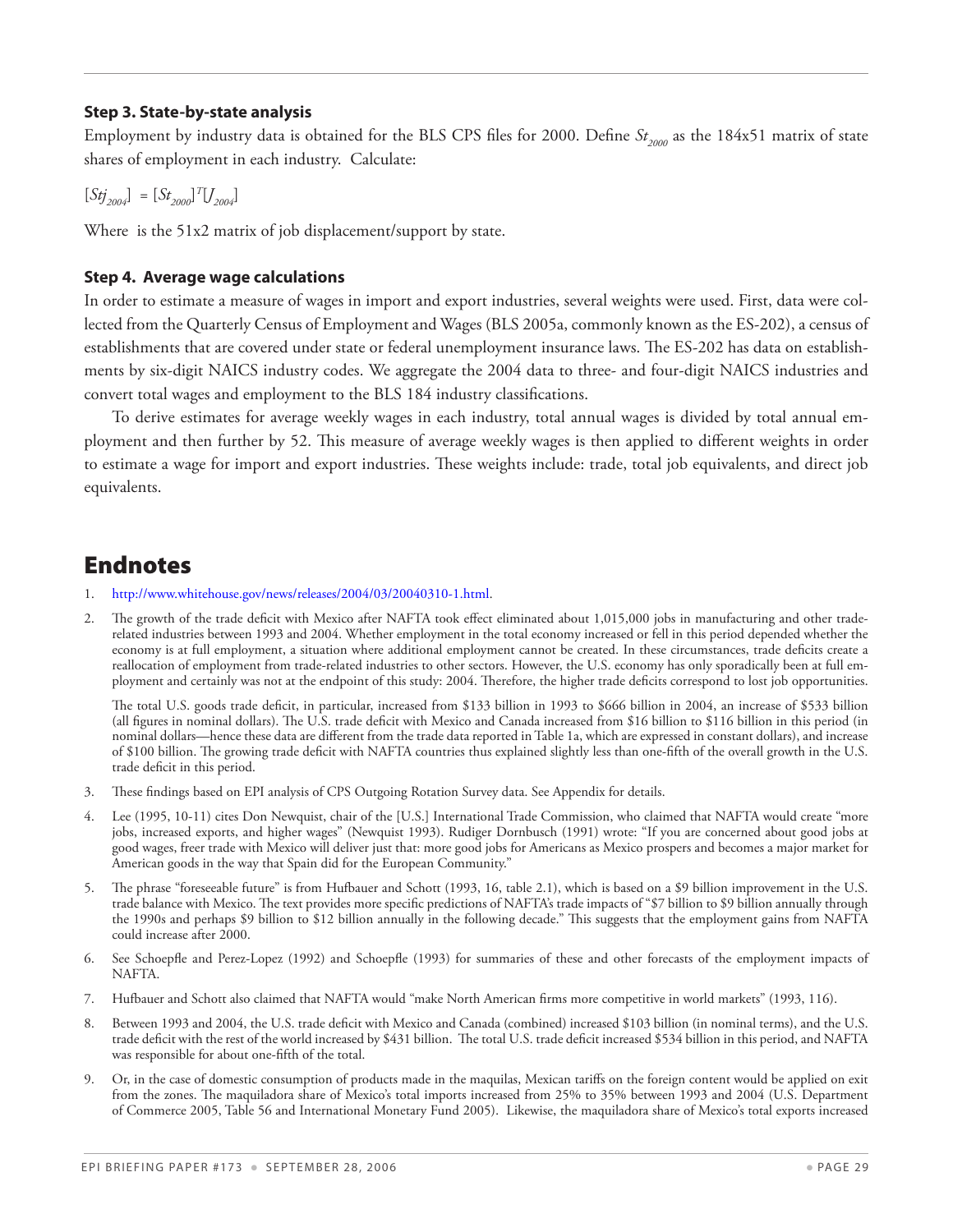### Step 3. State-by-state analysis

Employment by industry data is obtained for the BLS CPS files for 2000. Define $St_{2000}$ as the 184x51 matrix of state shares of employment in each industry. Calculate:

$$[Stj_{2004}] = [St_{2000}]^T [J_{2004}]$$

Where is the 51x2 matrix of job displacement/support by state.

### Step 4. Average wage calculations

In order to estimate a measure of wages in import and export industries, several weights were used. First, data were collected from the Quarterly Census of Employment and Wages (BLS 2005a, commonly known as the ES-202), a census of establishments that are covered under state or federal unemployment insurance laws. The ES-202 has data on establishments by six-digit NAICS industry codes. We aggregate the 2004 data to three- and four-digit NAICS industries and convert total wages and employment to the BLS 184 industry classifications.

To derive estimates for average weekly wages in each industry, total annual wages is divided by total annual employment and then further by 52. This measure of average weekly wages is then applied to different weights in order to estimate a wage for import and export industries. These weights include: trade, total job equivalents, and direct job equivalents.

## Endnotes

1. http://www.whitehouse.gov/news/releases/2004/03/20040310-1.html.

2. The growth of the trade deficit with Mexico after NAFTA took effect eliminated about 1,015,000 jobs in manufacturing and other trade-related industries between 1993 and 2004. Whether employment in the total economy increased or fell in this period depended whether the economy is at full employment, a situation where additional employment cannot be created. In these circumstances, trade deficits create a reallocation of employment from trade-related industries to other sectors. However, the U.S. economy has only sporadically been at full employment and certainly was not at the endpoint of this study: 2004. Therefore, the higher trade deficits correspond to lost job opportunities.

   The total U.S. goods trade deficit, in particular, increased from $133 billion in 1993 to $666 billion in 2004, an increase of $533 billion (all figures in nominal dollars). The U.S. trade deficit with Mexico and Canada increased from $16 billion to $116 billion in this period (in nominal dollars—hence these data are different from the trade data reported in Table 1a, which are expressed in constant dollars), and increase of $100 billion. The growing trade deficit with NAFTA countries thus explained slightly less than one-fifth of the overall growth in the U.S. trade deficit in this period.

3. These findings based on EPI analysis of CPS Outgoing Rotation Survey data. See Appendix for details.

4. Lee (1995, 10-11) cites Don Newquist, chair of the [U.S.] International Trade Commission, who claimed that NAFTA would create "more jobs, increased exports, and higher wages" (Newquist 1993). Rudiger Dornbusch (1991) wrote: "If you are concerned about good jobs at good wages, freer trade with Mexico will deliver just that: more good jobs for Americans as Mexico prospers and becomes a major market for American goods in the way that Spain did for the European Community."

5. The phrase "foreseeable future" is from Hufbauer and Schott (1993, 16, table 2.1), which is based on a $9 billion improvement in the U.S. trade balance with Mexico. The text provides more specific predictions of NAFTA's trade impacts of "$7 billion to $9 billion annually through the 1990s and perhaps $9 billion to $12 billion annually in the following decade." This suggests that the employment gains from NAFTA could increase after 2000.

6. See Schoepfle and Perez-Lopez (1992) and Schoepfle (1993) for summaries of these and other forecasts of the employment impacts of NAFTA.

7. Hufbauer and Schott also claimed that NAFTA would "make North American firms more competitive in world markets" (1993, 116).

8. Between 1993 and 2004, the U.S. trade deficit with Mexico and Canada (combined) increased $103 billion (in nominal terms), and the U.S. trade deficit with the rest of the world increased by $431 billion. The total U.S. trade deficit increased $534 billion in this period, and NAFTA was responsible for about one-fifth of the total.

9. Or, in the case of domestic consumption of products made in the maquilas, Mexican tariffs on the foreign content would be applied on exit from the zones. The maquiladora share of Mexico's total imports increased from 25% to 35% between 1993 and 2004 (U.S. Department of Commerce 2005, Table 56 and International Monetary Fund 2005). Likewise, the maquiladora share of Mexico's total exports increased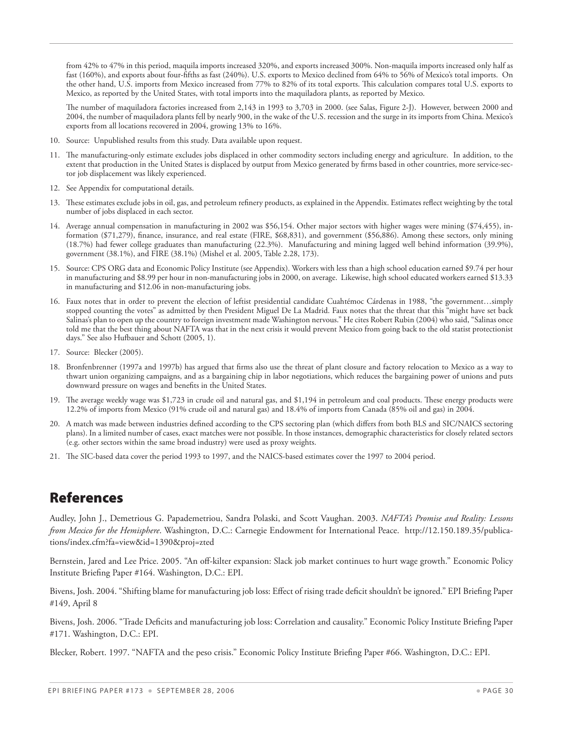from 42% to 47% in this period, maquila imports increased 320%, and exports increased 300%. Non-maquila imports increased only half as fast (160%), and exports about four-fifths as fast (240%). U.S. exports to Mexico declined from 64% to 56% of Mexico's total imports. On the other hand, U.S. imports from Mexico increased from 77% to 82% of its total exports. This calculation compares total U.S. exports to Mexico, as reported by the United States, with total imports into the maquiladora plants, as reported by Mexico.

The number of maquiladora factories increased from 2,143 in 1993 to 3,703 in 2000. (see Salas, Figure 2-J). However, between 2000 and 2004, the number of maquiladora plants fell by nearly 900, in the wake of the U.S. recession and the surge in its imports from China. Mexico's exports from all locations recovered in 2004, growing 13% to 16%.

10. Source: Unpublished results from this study. Data available upon request.
11. The manufacturing-only estimate excludes jobs displaced in other commodity sectors including energy and agriculture. In addition, to the extent that production in the United States is displaced by output from Mexico generated by firms based in other countries, more service-sector job displacement was likely experienced.
12. See Appendix for computational details.
13. These estimates exclude jobs in oil, gas, and petroleum refinery products, as explained in the Appendix. Estimates reflect weighting by the total number of jobs displaced in each sector.
14. Average annual compensation in manufacturing in 2002 was $56,154. Other major sectors with higher wages were mining ($74,455), information ($71,279), finance, insurance, and real estate (FIRE, $68,831), and government ($56,886). Among these sectors, only mining (18.7%) had fewer college graduates than manufacturing (22.3%). Manufacturing and mining lagged well behind information (39.9%), government (38.1%), and FIRE (38.1%) (Mishel et al. 2005, Table 2.28, 173).
15. Source: CPS ORG data and Economic Policy Institute (see Appendix). Workers with less than a high school education earned $9.74 per hour in manufacturing and $8.99 per hour in non-manufacturing jobs in 2000, on average. Likewise, high school educated workers earned $13.33 in manufacturing and $12.06 in non-manufacturing jobs.
16. Faux notes that in order to prevent the election of leftist presidential candidate Cuahtémoc Cárdenas in 1988, "the government…simply stopped counting the votes" as admitted by then President Miguel De La Madrid. Faux notes that the threat that this "might have set back Salinas's plan to open up the country to foreign investment made Washington nervous." He cites Robert Rubin (2004) who said, "Salinas once told me that the best thing about NAFTA was that in the next crisis it would prevent Mexico from going back to the old statist protectionist days." See also Hufbauer and Schott (2005, 1).
17. Source: Blecker (2005).
18. Bronfenbrenner (1997a and 1997b) has argued that firms also use the threat of plant closure and factory relocation to Mexico as a way to thwart union organizing campaigns, and as a bargaining chip in labor negotiations, which reduces the bargaining power of unions and puts downward pressure on wages and benefits in the United States.
19. The average weekly wage was $1,723 in crude oil and natural gas, and $1,194 in petroleum and coal products. These energy products were 12.2% of imports from Mexico (91% crude oil and natural gas) and 18.4% of imports from Canada (85% oil and gas) in 2004.
20. A match was made between industries defined according to the CPS sectoring plan (which differs from both BLS and SIC/NAICS sectoring plans). In a limited number of cases, exact matches were not possible. In those instances, demographic characteristics for closely related sectors (e.g. other sectors within the same broad industry) were used as proxy weights.
21. The SIC-based data cover the period 1993 to 1997, and the NAICS-based estimates cover the 1997 to 2004 period.

## References

Audley, John J., Demetrious G. Papademetriou, Sandra Polaski, and Scott Vaughan. 2003. *NAFTA's Promise and Reality: Lessons from Mexico for the Hemisphere*. Washington, D.C.: Carnegie Endowment for International Peace. http://12.150.189.35/publications/index.cfm?fa=view&id=1390&proj=zted

Bernstein, Jared and Lee Price. 2005. "An off-kilter expansion: Slack job market continues to hurt wage growth." Economic Policy Institute Briefing Paper #164. Washington, D.C.: EPI.

Bivens, Josh. 2004. "Shifting blame for manufacturing job loss: Effect of rising trade deficit shouldn't be ignored." EPI Briefing Paper #149, April 8

Bivens, Josh. 2006. "Trade Deficits and manufacturing job loss: Correlation and causality." Economic Policy Institute Briefing Paper #171. Washington, D.C.: EPI.

Blecker, Robert. 1997. "NAFTA and the peso crisis." Economic Policy Institute Briefing Paper #66. Washington, D.C.: EPI.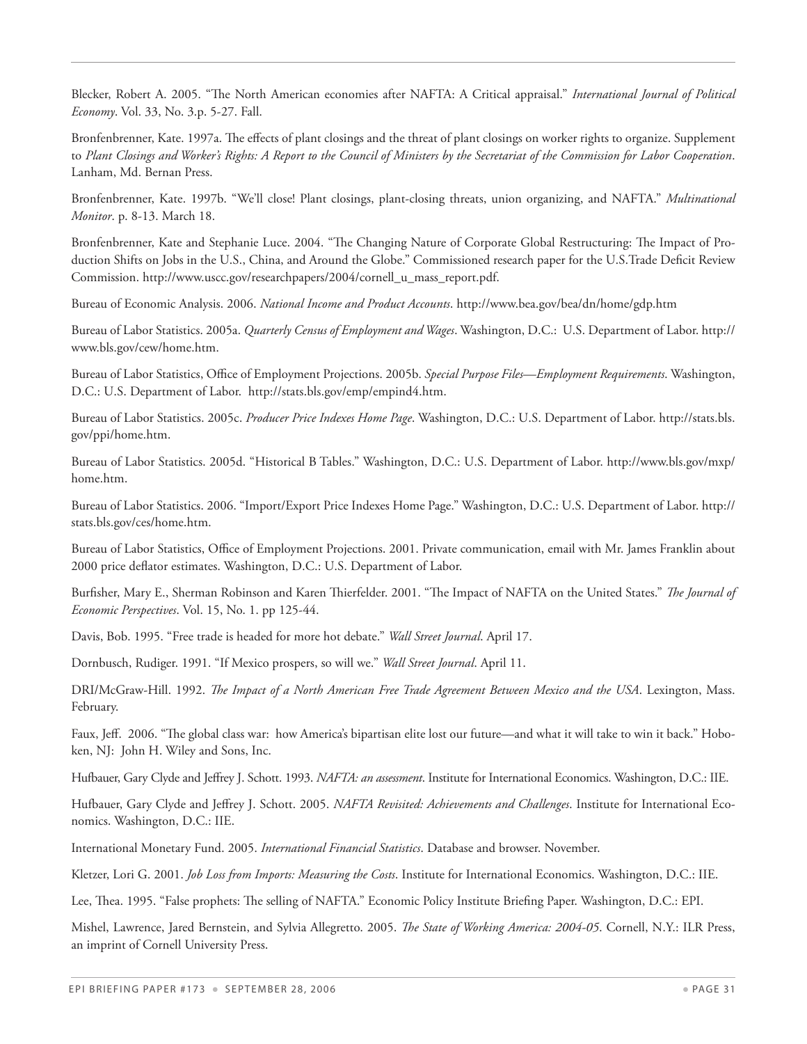Blecker, Robert A. 2005. "The North American economies after NAFTA: A Critical appraisal." *International Journal of Political Economy*. Vol. 33, No. 3.p. 5-27. Fall.

Bronfenbrenner, Kate. 1997a. The effects of plant closings and the threat of plant closings on worker rights to organize. Supplement to *Plant Closings and Worker's Rights: A Report to the Council of Ministers by the Secretariat of the Commission for Labor Cooperation*. Lanham, Md. Bernan Press.

Bronfenbrenner, Kate. 1997b. "We'll close! Plant closings, plant-closing threats, union organizing, and NAFTA." *Multinational Monitor*. p. 8-13. March 18.

Bronfenbrenner, Kate and Stephanie Luce. 2004. "The Changing Nature of Corporate Global Restructuring: The Impact of Production Shifts on Jobs in the U.S., China, and Around the Globe." Commissioned research paper for the U.S.Trade Deficit Review Commission. http://www.uscc.gov/researchpapers/2004/cornell_u_mass_report.pdf.

Bureau of Economic Analysis. 2006. *National Income and Product Accounts*. http://www.bea.gov/bea/dn/home/gdp.htm

Bureau of Labor Statistics. 2005a. *Quarterly Census of Employment and Wages*. Washington, D.C.: U.S. Department of Labor. http://www.bls.gov/cew/home.htm.

Bureau of Labor Statistics, Office of Employment Projections. 2005b. *Special Purpose Files—Employment Requirements*. Washington, D.C.: U.S. Department of Labor. http://stats.bls.gov/emp/empind4.htm.

Bureau of Labor Statistics. 2005c. *Producer Price Indexes Home Page*. Washington, D.C.: U.S. Department of Labor. http://stats.bls.gov/ppi/home.htm.

Bureau of Labor Statistics. 2005d. "Historical B Tables." Washington, D.C.: U.S. Department of Labor. http://www.bls.gov/mxp/home.htm.

Bureau of Labor Statistics. 2006. "Import/Export Price Indexes Home Page." Washington, D.C.: U.S. Department of Labor. http://stats.bls.gov/ces/home.htm.

Bureau of Labor Statistics, Office of Employment Projections. 2001. Private communication, email with Mr. James Franklin about 2000 price deflator estimates. Washington, D.C.: U.S. Department of Labor.

Burfisher, Mary E., Sherman Robinson and Karen Thierfelder. 2001. "The Impact of NAFTA on the United States." *The Journal of Economic Perspectives*. Vol. 15, No. 1. pp 125-44.

Davis, Bob. 1995. "Free trade is headed for more hot debate." *Wall Street Journal*. April 17.

Dornbusch, Rudiger. 1991. "If Mexico prospers, so will we." *Wall Street Journal*. April 11.

DRI/McGraw-Hill. 1992. *The Impact of a North American Free Trade Agreement Between Mexico and the USA*. Lexington, Mass. February.

Faux, Jeff. 2006. "The global class war: how America's bipartisan elite lost our future—and what it will take to win it back." Hoboken, NJ: John H. Wiley and Sons, Inc.

Hufbauer, Gary Clyde and Jeffrey J. Schott. 1993. *NAFTA: an assessment*. Institute for International Economics. Washington, D.C.: IIE.

Hufbauer, Gary Clyde and Jeffrey J. Schott. 2005. *NAFTA Revisited: Achievements and Challenges*. Institute for International Economics. Washington, D.C.: IIE.

International Monetary Fund. 2005. *International Financial Statistics*. Database and browser. November.

Kletzer, Lori G. 2001. *Job Loss from Imports: Measuring the Costs*. Institute for International Economics. Washington, D.C.: IIE.

Lee, Thea. 1995. "False prophets: The selling of NAFTA." Economic Policy Institute Briefing Paper. Washington, D.C.: EPI.

Mishel, Lawrence, Jared Bernstein, and Sylvia Allegretto. 2005. *The State of Working America: 2004-05*. Cornell, N.Y.: ILR Press, an imprint of Cornell University Press.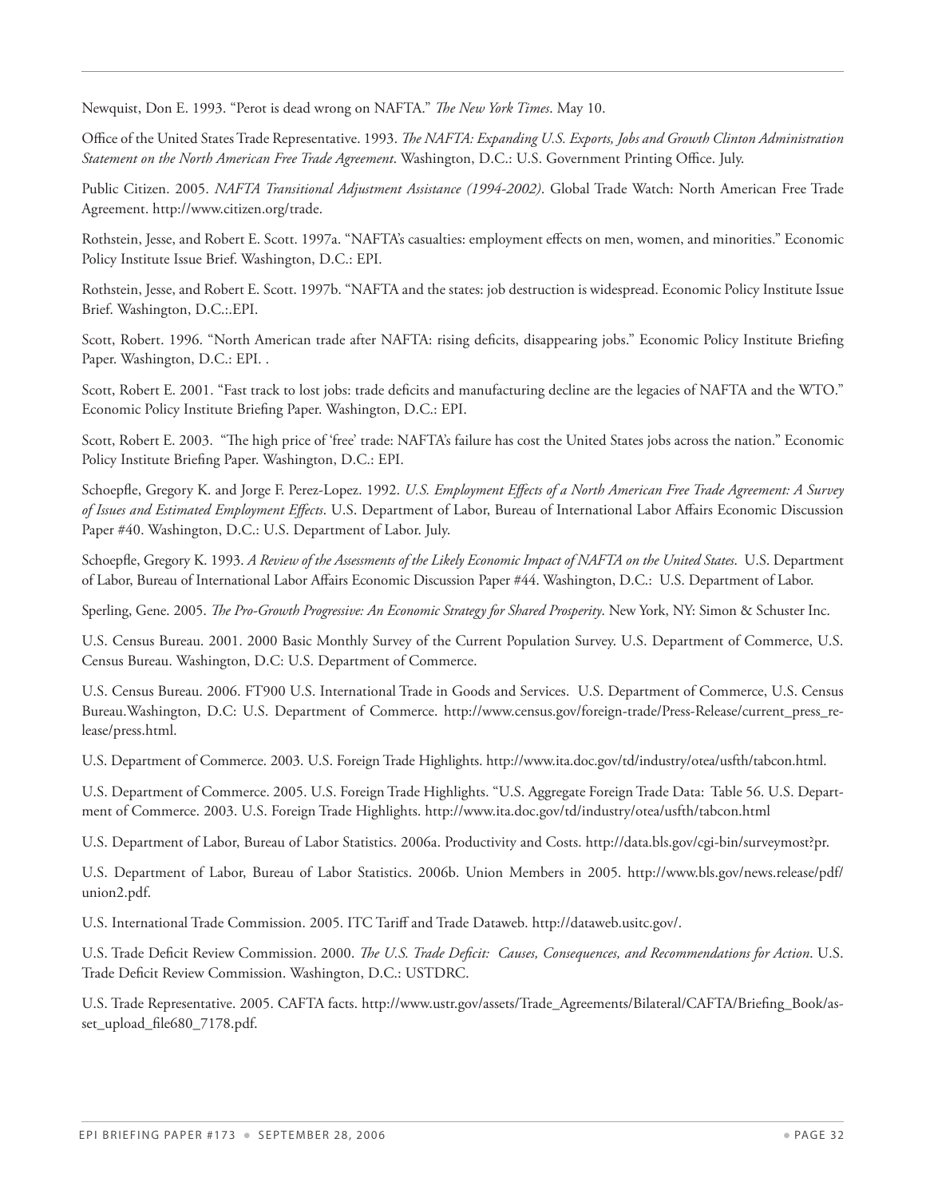Newquist, Don E. 1993. "Perot is dead wrong on NAFTA." *The New York Times*. May 10.

Office of the United States Trade Representative. 1993. *The NAFTA: Expanding U.S. Exports, Jobs and Growth Clinton Administration Statement on the North American Free Trade Agreement*. Washington, D.C.: U.S. Government Printing Office. July.

Public Citizen. 2005. *NAFTA Transitional Adjustment Assistance (1994-2002)*. Global Trade Watch: North American Free Trade Agreement. http://www.citizen.org/trade.

Rothstein, Jesse, and Robert E. Scott. 1997a. "NAFTA's casualties: employment effects on men, women, and minorities." Economic Policy Institute Issue Brief. Washington, D.C.: EPI.

Rothstein, Jesse, and Robert E. Scott. 1997b. "NAFTA and the states: job destruction is widespread. Economic Policy Institute Issue Brief. Washington, D.C.:.EPI.

Scott, Robert. 1996. "North American trade after NAFTA: rising deficits, disappearing jobs." Economic Policy Institute Briefing Paper. Washington, D.C.: EPI. .

Scott, Robert E. 2001. "Fast track to lost jobs: trade deficits and manufacturing decline are the legacies of NAFTA and the WTO." Economic Policy Institute Briefing Paper. Washington, D.C.: EPI.

Scott, Robert E. 2003. "The high price of 'free' trade: NAFTA's failure has cost the United States jobs across the nation." Economic Policy Institute Briefing Paper. Washington, D.C.: EPI.

Schoepfle, Gregory K. and Jorge F. Perez-Lopez. 1992. *U.S. Employment Effects of a North American Free Trade Agreement: A Survey of Issues and Estimated Employment Effects*. U.S. Department of Labor, Bureau of International Labor Affairs Economic Discussion Paper #40. Washington, D.C.: U.S. Department of Labor. July.

Schoepfle, Gregory K. 1993. *A Review of the Assessments of the Likely Economic Impact of NAFTA on the United States*. U.S. Department of Labor, Bureau of International Labor Affairs Economic Discussion Paper #44. Washington, D.C.: U.S. Department of Labor.

Sperling, Gene. 2005. *The Pro-Growth Progressive: An Economic Strategy for Shared Prosperity*. New York, NY: Simon & Schuster Inc.

U.S. Census Bureau. 2001. 2000 Basic Monthly Survey of the Current Population Survey. U.S. Department of Commerce, U.S. Census Bureau. Washington, D.C: U.S. Department of Commerce.

U.S. Census Bureau. 2006. FT900 U.S. International Trade in Goods and Services. U.S. Department of Commerce, U.S. Census Bureau.Washington, D.C: U.S. Department of Commerce. http://www.census.gov/foreign-trade/Press-Release/current_press_release/press.html.

U.S. Department of Commerce. 2003. U.S. Foreign Trade Highlights. http://www.ita.doc.gov/td/industry/otea/usfth/tabcon.html.

U.S. Department of Commerce. 2005. U.S. Foreign Trade Highlights. "U.S. Aggregate Foreign Trade Data: Table 56. U.S. Department of Commerce. 2003. U.S. Foreign Trade Highlights. http://www.ita.doc.gov/td/industry/otea/usfth/tabcon.html

U.S. Department of Labor, Bureau of Labor Statistics. 2006a. Productivity and Costs. http://data.bls.gov/cgi-bin/surveymost?pr.

U.S. Department of Labor, Bureau of Labor Statistics. 2006b. Union Members in 2005. http://www.bls.gov/news.release/pdf/union2.pdf.

U.S. International Trade Commission. 2005. ITC Tariff and Trade Dataweb. http://dataweb.usitc.gov/.

U.S. Trade Deficit Review Commission. 2000. *The U.S. Trade Deficit: Causes, Consequences, and Recommendations for Action*. U.S. Trade Deficit Review Commission. Washington, D.C.: USTDRC.

U.S. Trade Representative. 2005. CAFTA facts. http://www.ustr.gov/assets/Trade_Agreements/Bilateral/CAFTA/Briefing_Book/asset_upload_file680_7178.pdf.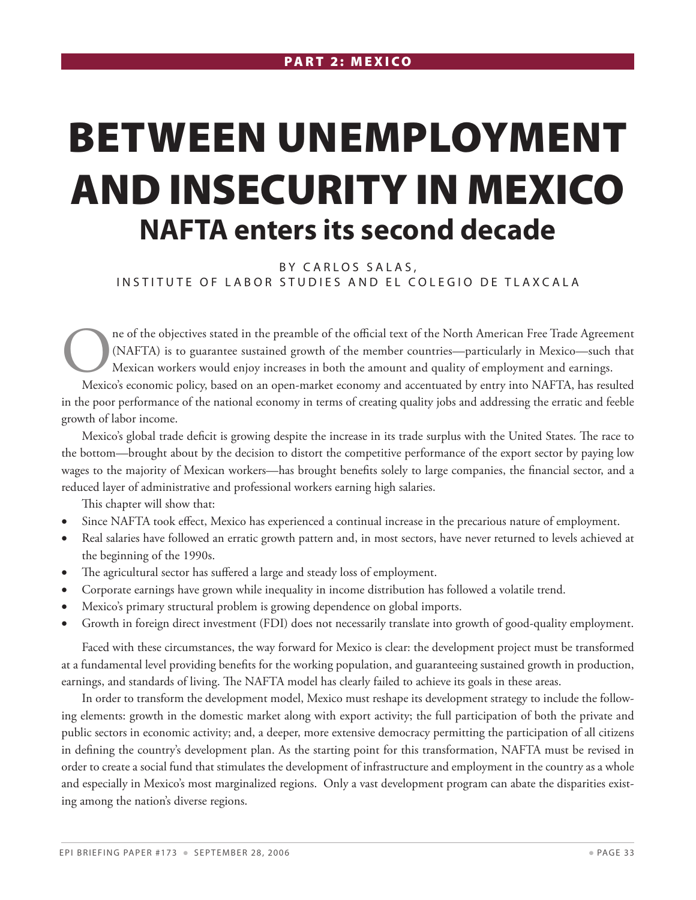PART 2: MEXICO

# BETWEEN UNEMPLOYMENT AND INSECURITY IN MEXICO

## NAFTA enters its second decade

BY CARLOS SALAS,
INSTITUTE OF LABOR STUDIES AND EL COLEGIO DE TLAXCALA

One of the objectives stated in the preamble of the official text of the North American Free Trade Agreement (NAFTA) is to guarantee sustained growth of the member countries—particularly in Mexico—such that Mexican workers would enjoy increases in both the amount and quality of employment and earnings.

Mexico's economic policy, based on an open-market economy and accentuated by entry into NAFTA, has resulted in the poor performance of the national economy in terms of creating quality jobs and addressing the erratic and feeble growth of labor income.

Mexico's global trade deficit is growing despite the increase in its trade surplus with the United States. The race to the bottom—brought about by the decision to distort the competitive performance of the export sector by paying low wages to the majority of Mexican workers—has brought benefits solely to large companies, the financial sector, and a reduced layer of administrative and professional workers earning high salaries.

This chapter will show that:

- Since NAFTA took effect, Mexico has experienced a continual increase in the precarious nature of employment.
- Real salaries have followed an erratic growth pattern and, in most sectors, have never returned to levels achieved at the beginning of the 1990s.
- The agricultural sector has suffered a large and steady loss of employment.
- Corporate earnings have grown while inequality in income distribution has followed a volatile trend.
- Mexico's primary structural problem is growing dependence on global imports.
- Growth in foreign direct investment (FDI) does not necessarily translate into growth of good-quality employment.

Faced with these circumstances, the way forward for Mexico is clear: the development project must be transformed at a fundamental level providing benefits for the working population, and guaranteeing sustained growth in production, earnings, and standards of living. The NAFTA model has clearly failed to achieve its goals in these areas.

In order to transform the development model, Mexico must reshape its development strategy to include the following elements: growth in the domestic market along with export activity; the full participation of both the private and public sectors in economic activity; and, a deeper, more extensive democracy permitting the participation of all citizens in defining the country's development plan. As the starting point for this transformation, NAFTA must be revised in order to create a social fund that stimulates the development of infrastructure and employment in the country as a whole and especially in Mexico's most marginalized regions. Only a vast development program can abate the disparities existing among the nation's diverse regions.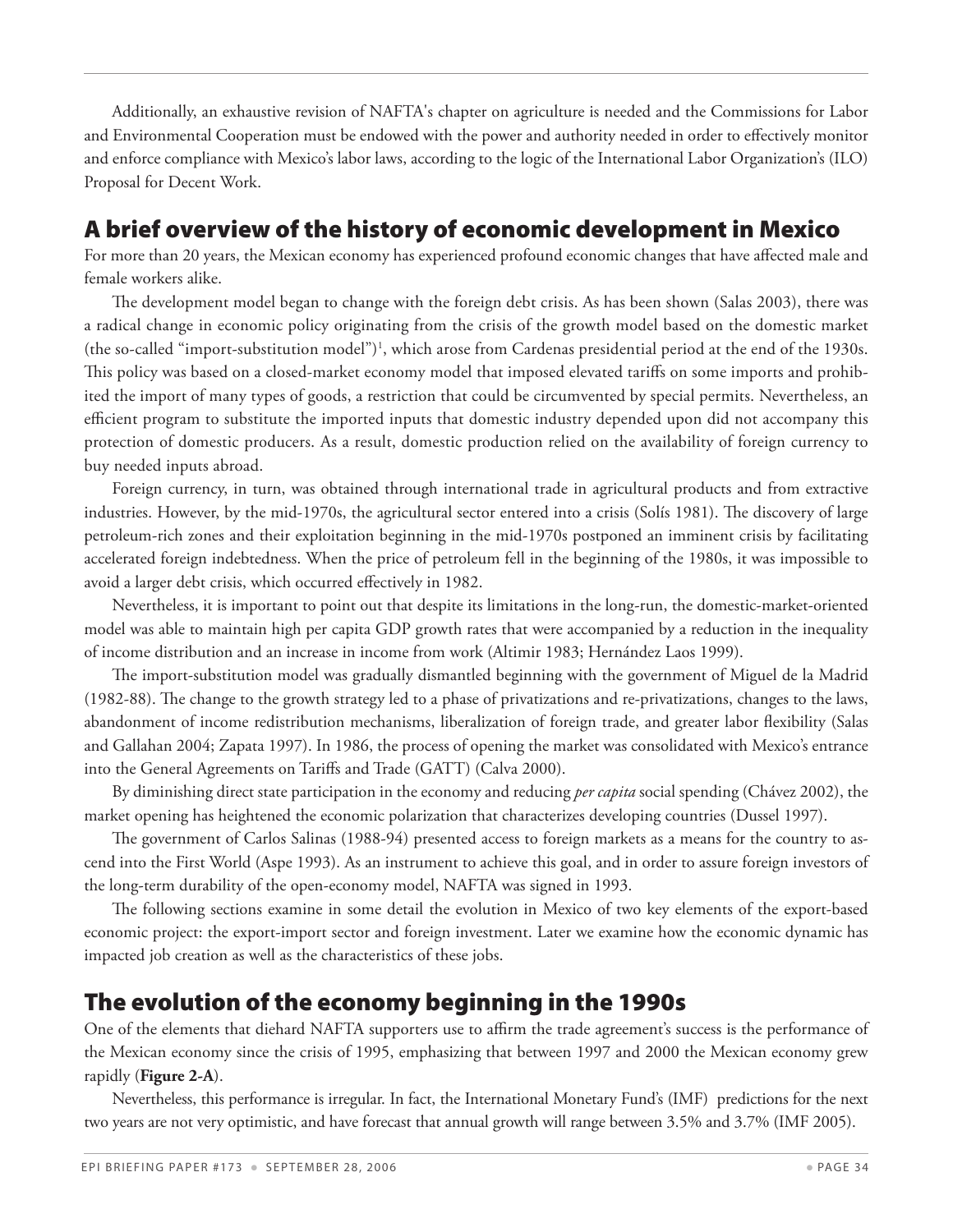Additionally, an exhaustive revision of NAFTA's chapter on agriculture is needed and the Commissions for Labor and Environmental Cooperation must be endowed with the power and authority needed in order to effectively monitor and enforce compliance with Mexico's labor laws, according to the logic of the International Labor Organization's (ILO) Proposal for Decent Work.

## A brief overview of the history of economic development in Mexico

For more than 20 years, the Mexican economy has experienced profound economic changes that have affected male and female workers alike.

The development model began to change with the foreign debt crisis. As has been shown (Salas 2003), there was a radical change in economic policy originating from the crisis of the growth model based on the domestic market (the so-called "import-substitution model")[1], which arose from Cardenas presidential period at the end of the 1930s. This policy was based on a closed-market economy model that imposed elevated tariffs on some imports and prohibited the import of many types of goods, a restriction that could be circumvented by special permits. Nevertheless, an efficient program to substitute the imported inputs that domestic industry depended upon did not accompany this protection of domestic producers. As a result, domestic production relied on the availability of foreign currency to buy needed inputs abroad.

Foreign currency, in turn, was obtained through international trade in agricultural products and from extractive industries. However, by the mid-1970s, the agricultural sector entered into a crisis (Solís 1981). The discovery of large petroleum-rich zones and their exploitation beginning in the mid-1970s postponed an imminent crisis by facilitating accelerated foreign indebtedness. When the price of petroleum fell in the beginning of the 1980s, it was impossible to avoid a larger debt crisis, which occurred effectively in 1982.

Nevertheless, it is important to point out that despite its limitations in the long-run, the domestic-market-oriented model was able to maintain high per capita GDP growth rates that were accompanied by a reduction in the inequality of income distribution and an increase in income from work (Altimir 1983; Hernández Laos 1999).

The import-substitution model was gradually dismantled beginning with the government of Miguel de la Madrid (1982-88). The change to the growth strategy led to a phase of privatizations and re-privatizations, changes to the laws, abandonment of income redistribution mechanisms, liberalization of foreign trade, and greater labor flexibility (Salas and Gallahan 2004; Zapata 1997). In 1986, the process of opening the market was consolidated with Mexico's entrance into the General Agreements on Tariffs and Trade (GATT) (Calva 2000).

By diminishing direct state participation in the economy and reducing *per capita* social spending (Chávez 2002), the market opening has heightened the economic polarization that characterizes developing countries (Dussel 1997).

The government of Carlos Salinas (1988-94) presented access to foreign markets as a means for the country to ascend into the First World (Aspe 1993). As an instrument to achieve this goal, and in order to assure foreign investors of the long-term durability of the open-economy model, NAFTA was signed in 1993.

The following sections examine in some detail the evolution in Mexico of two key elements of the export-based economic project: the export-import sector and foreign investment. Later we examine how the economic dynamic has impacted job creation as well as the characteristics of these jobs.

## The evolution of the economy beginning in the 1990s

One of the elements that diehard NAFTA supporters use to affirm the trade agreement's success is the performance of the Mexican economy since the crisis of 1995, emphasizing that between 1997 and 2000 the Mexican economy grew rapidly (**Figure 2-A**).

Nevertheless, this performance is irregular. In fact, the International Monetary Fund's (IMF) predictions for the next two years are not very optimistic, and have forecast that annual growth will range between 3.5% and 3.7% (IMF 2005).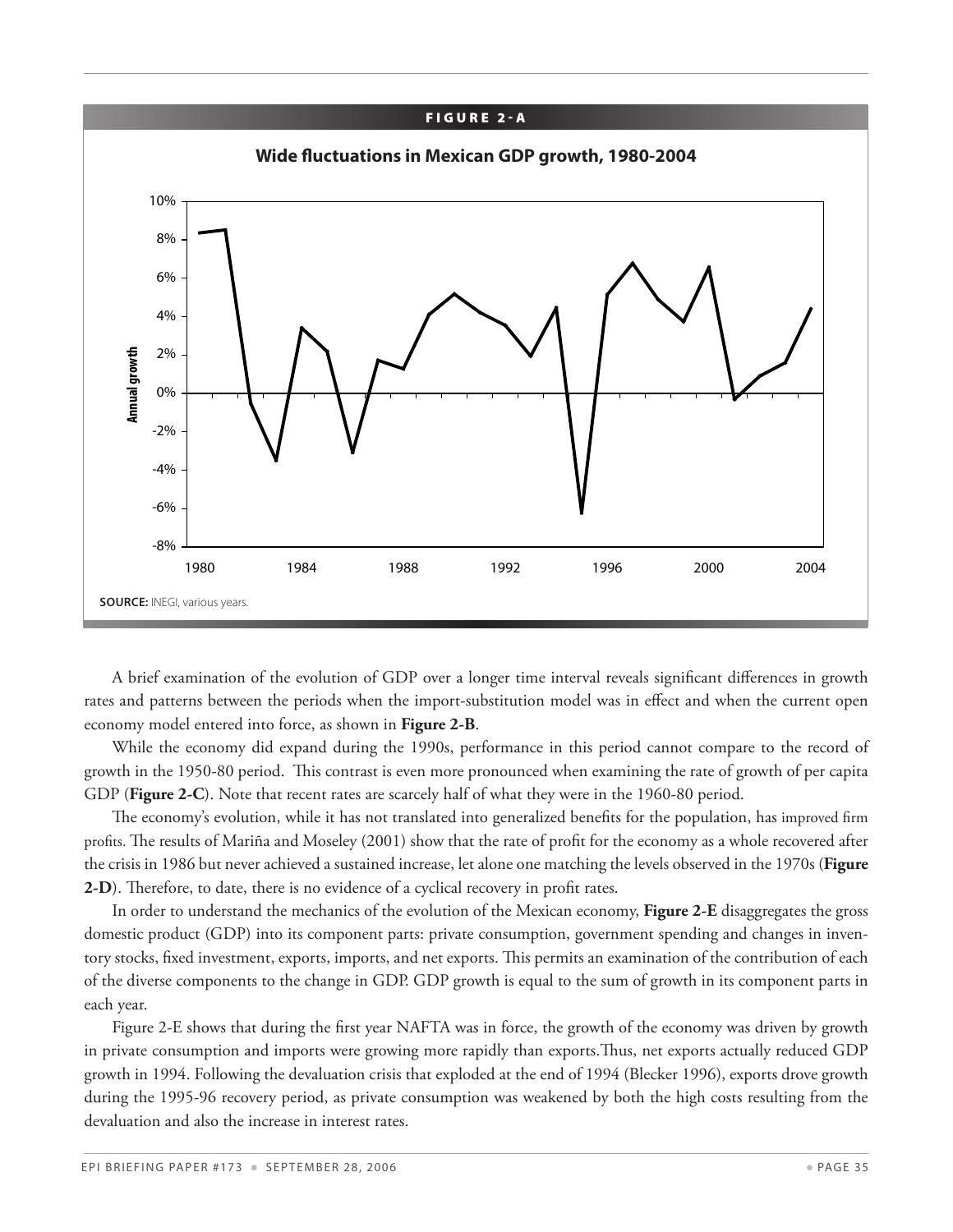**FIGURE 2-A**

**Wide fluctuations in Mexican GDP growth, 1980-2004**

**SOURCE:** INEGI, various years.

A brief examination of the evolution of GDP over a longer time interval reveals significant differences in growth rates and patterns between the periods when the import-substitution model was in effect and when the current open economy model entered into force, as shown in **Figure 2-B**.

While the economy did expand during the 1990s, performance in this period cannot compare to the record of growth in the 1950-80 period. This contrast is even more pronounced when examining the rate of growth of per capita GDP (**Figure 2-C**). Note that recent rates are scarcely half of what they were in the 1960-80 period.

The economy's evolution, while it has not translated into generalized benefits for the population, has improved firm profits. The results of Mariña and Moseley (2001) show that the rate of profit for the economy as a whole recovered after the crisis in 1986 but never achieved a sustained increase, let alone one matching the levels observed in the 1970s (**Figure 2-D**). Therefore, to date, there is no evidence of a cyclical recovery in profit rates.

In order to understand the mechanics of the evolution of the Mexican economy, **Figure 2-E** disaggregates the gross domestic product (GDP) into its component parts: private consumption, government spending and changes in inventory stocks, fixed investment, exports, imports, and net exports. This permits an examination of the contribution of each of the diverse components to the change in GDP. GDP growth is equal to the sum of growth in its component parts in each year.

Figure 2-E shows that during the first year NAFTA was in force, the growth of the economy was driven by growth in private consumption and imports were growing more rapidly than exports.Thus, net exports actually reduced GDP growth in 1994. Following the devaluation crisis that exploded at the end of 1994 (Blecker 1996), exports drove growth during the 1995-96 recovery period, as private consumption was weakened by both the high costs resulting from the devaluation and also the increase in interest rates.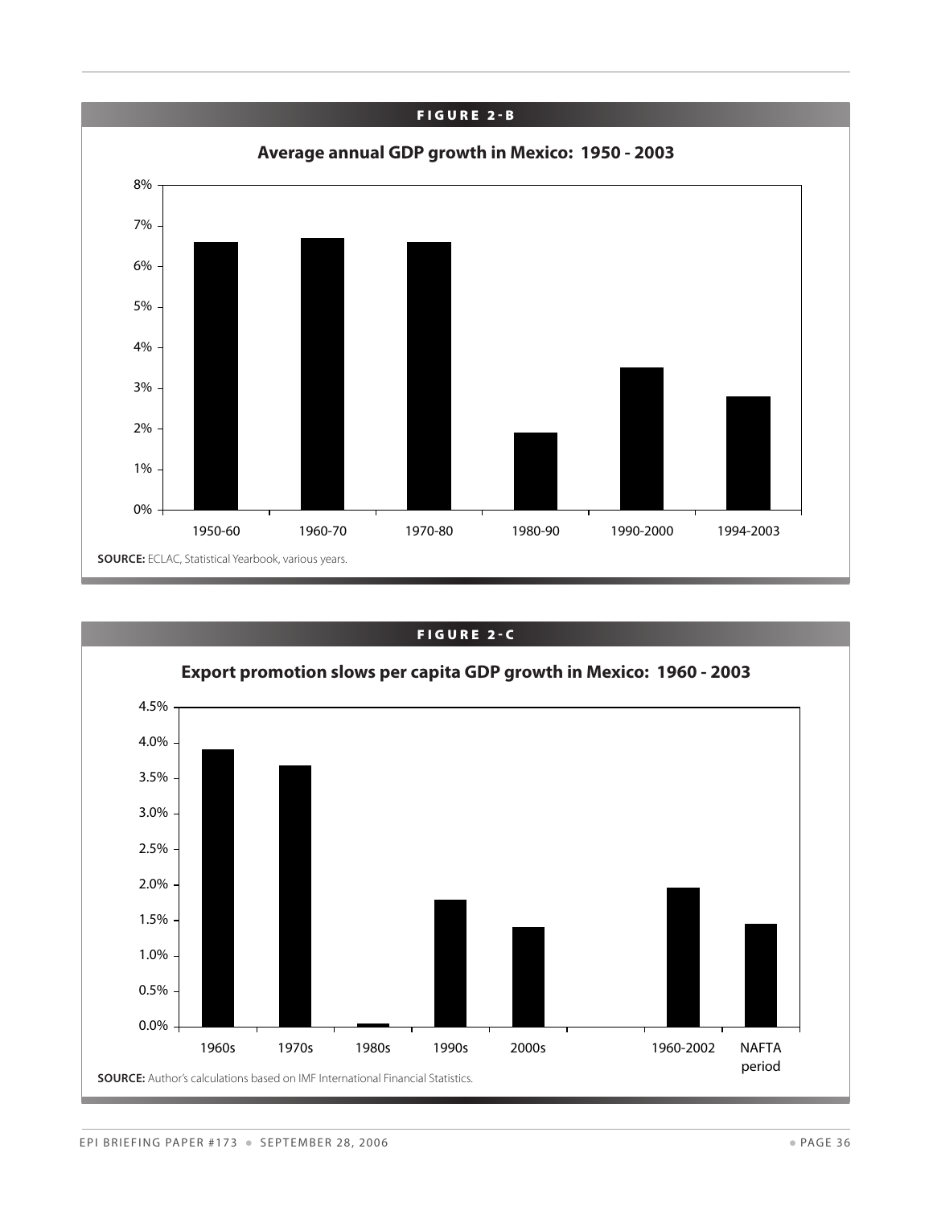**FIGURE 2-B**

**Average annual GDP growth in Mexico: 1950 - 2003**

| Period | Average annual GDP growth |
| --- | --- |
| 1950-60 | 6.6% |
| 1960-70 | 6.7% |
| 1970-80 | 6.6% |
| 1980-90 | 1.9% |
| 1990-2000 | 3.5% |
| 1994-2003 | 2.8% |

**SOURCE:** ECLAC, Statistical Yearbook, various years.

**FIGURE 2-C**

**Export promotion slows per capita GDP growth in Mexico: 1960 - 2003**

| Period | Per capita GDP growth |
| --- | --- |
| 1960s | 3.9% |
| 1970s | 3.7% |
| 1980s | 0.0% |
| 1990s | 1.8% |
| 2000s | 1.4% |
| 1960-2002 | 2.0% |
| NAFTA period | 1.4% |

**SOURCE:** Author's calculations based on IMF International Financial Statistics.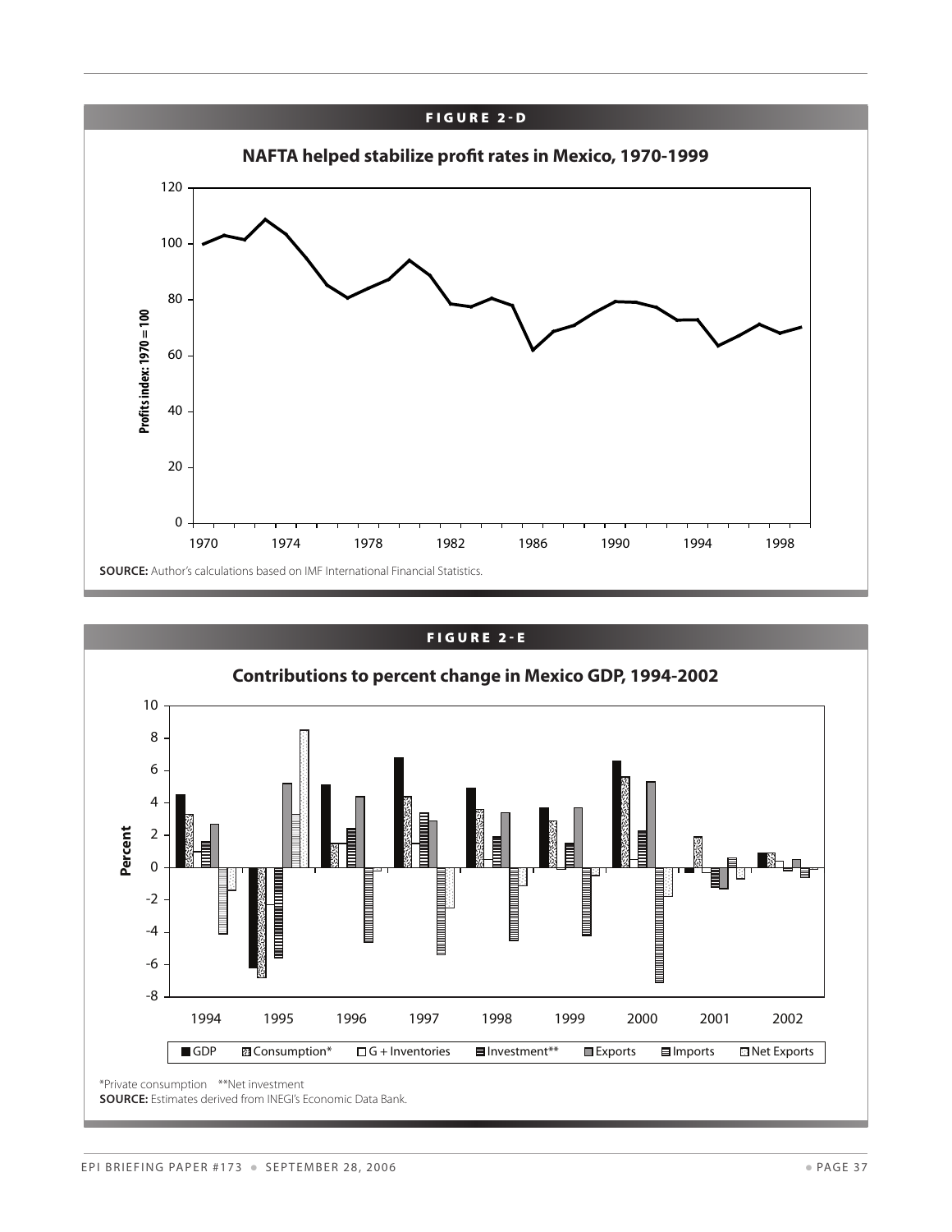**FIGURE 2-D**

## NAFTA helped stabilize profit rates in Mexico, 1970-1999

SOURCE: Author's calculations based on IMF International Financial Statistics.

**FIGURE 2-E**

## Contributions to percent change in Mexico GDP, 1994-2002

*Private consumption **Net investment

SOURCE: Estimates derived from INEGI's Economic Data Bank.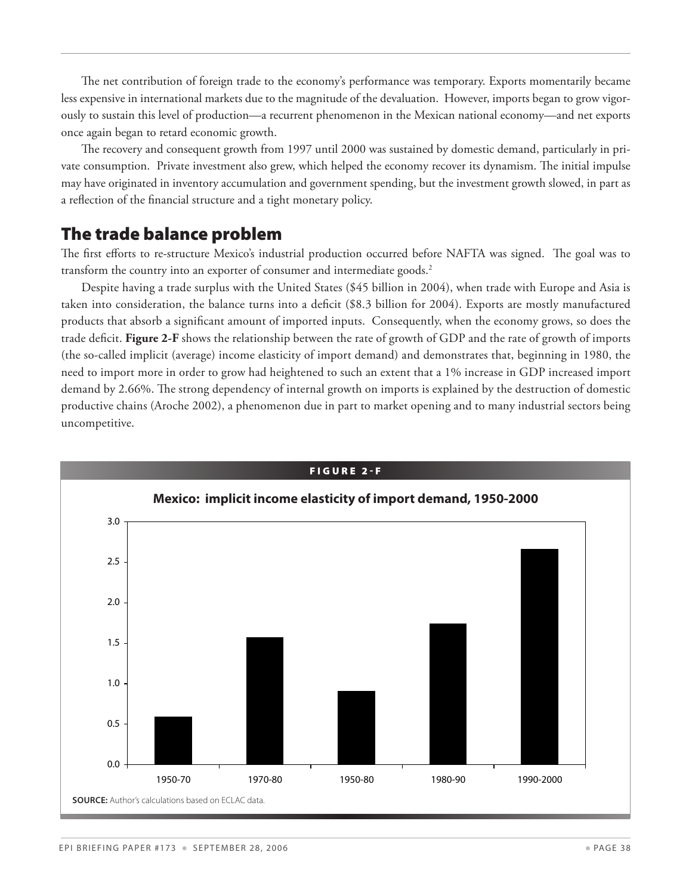The net contribution of foreign trade to the economy's performance was temporary. Exports momentarily became less expensive in international markets due to the magnitude of the devaluation. However, imports began to grow vigorously to sustain this level of production—a recurrent phenomenon in the Mexican national economy—and net exports once again began to retard economic growth.

The recovery and consequent growth from 1997 until 2000 was sustained by domestic demand, particularly in private consumption. Private investment also grew, which helped the economy recover its dynamism. The initial impulse may have originated in inventory accumulation and government spending, but the investment growth slowed, in part as a reflection of the financial structure and a tight monetary policy.

## The trade balance problem

The first efforts to re-structure Mexico's industrial production occurred before NAFTA was signed. The goal was to transform the country into an exporter of consumer and intermediate goods.[2]

Despite having a trade surplus with the United States ($45 billion in 2004), when trade with Europe and Asia is taken into consideration, the balance turns into a deficit ($8.3 billion for 2004). Exports are mostly manufactured products that absorb a significant amount of imported inputs. Consequently, when the economy grows, so does the trade deficit. **Figure 2-F** shows the relationship between the rate of growth of GDP and the rate of growth of imports (the so-called implicit (average) income elasticity of import demand) and demonstrates that, beginning in 1980, the need to import more in order to grow had heightened to such an extent that a 1% increase in GDP increased import demand by 2.66%. The strong dependency of internal growth on imports is explained by the destruction of domestic productive chains (Aroche 2002), a phenomenon due in part to market opening and to many industrial sectors being uncompetitive.

**FIGURE 2-F**

**Mexico: implicit income elasticity of import demand, 1950-2000**

**SOURCE:** Author's calculations based on ECLAC data.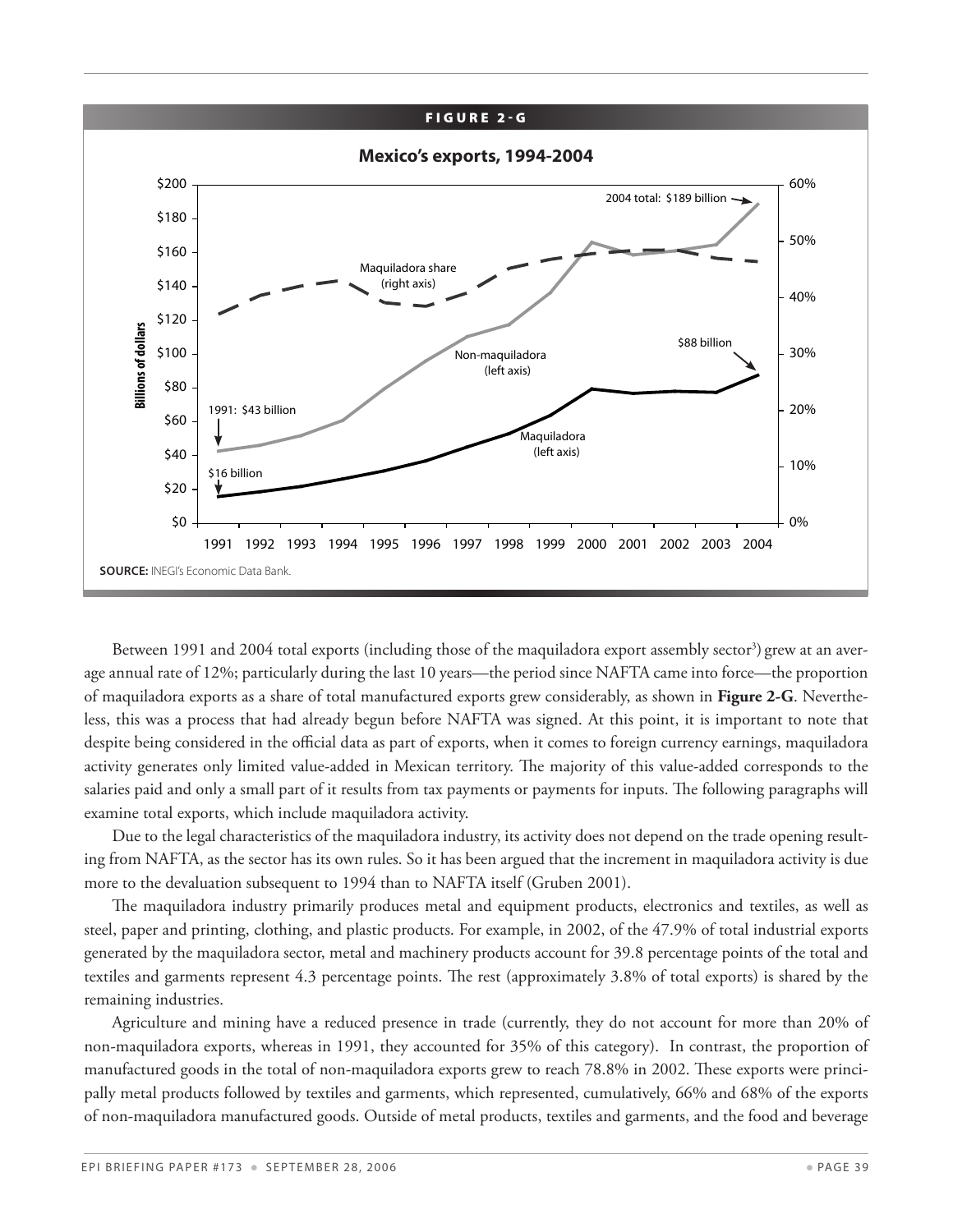**FIGURE 2-G**

**Mexico's exports, 1994-2004**

**SOURCE:** INEGI's Economic Data Bank.

Between 1991 and 2004 total exports (including those of the maquiladora export assembly sector[3]) grew at an average annual rate of 12%; particularly during the last 10 years—the period since NAFTA came into force—the proportion of maquiladora exports as a share of total manufactured exports grew considerably, as shown in **Figure 2-G**. Nevertheless, this was a process that had already begun before NAFTA was signed. At this point, it is important to note that despite being considered in the official data as part of exports, when it comes to foreign currency earnings, maquiladora activity generates only limited value-added in Mexican territory. The majority of this value-added corresponds to the salaries paid and only a small part of it results from tax payments or payments for inputs. The following paragraphs will examine total exports, which include maquiladora activity.

Due to the legal characteristics of the maquiladora industry, its activity does not depend on the trade opening resulting from NAFTA, as the sector has its own rules. So it has been argued that the increment in maquiladora activity is due more to the devaluation subsequent to 1994 than to NAFTA itself (Gruben 2001).

The maquiladora industry primarily produces metal and equipment products, electronics and textiles, as well as steel, paper and printing, clothing, and plastic products. For example, in 2002, of the 47.9% of total industrial exports generated by the maquiladora sector, metal and machinery products account for 39.8 percentage points of the total and textiles and garments represent 4.3 percentage points. The rest (approximately 3.8% of total exports) is shared by the remaining industries.

Agriculture and mining have a reduced presence in trade (currently, they do not account for more than 20% of non-maquiladora exports, whereas in 1991, they accounted for 35% of this category). In contrast, the proportion of manufactured goods in the total of non-maquiladora exports grew to reach 78.8% in 2002. These exports were principally metal products followed by textiles and garments, which represented, cumulatively, 66% and 68% of the exports of non-maquiladora manufactured goods. Outside of metal products, textiles and garments, and the food and beverage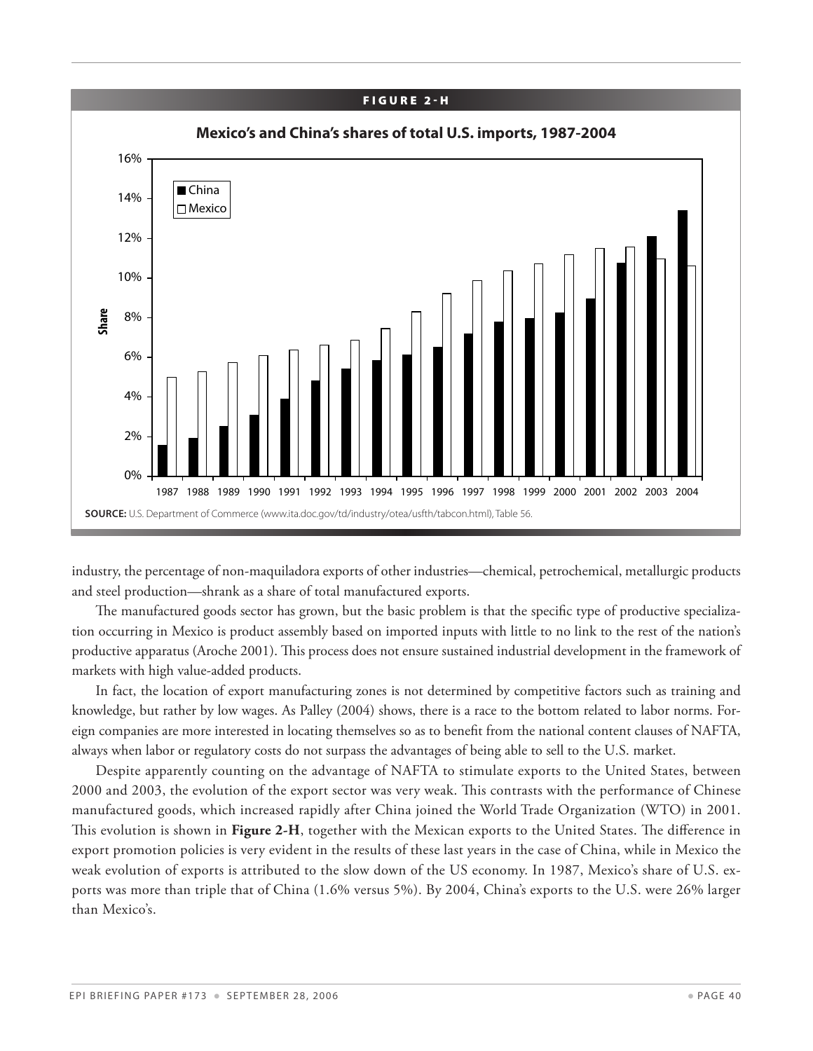**FIGURE 2-H**

**Mexico's and China's shares of total U.S. imports, 1987-2004**

**SOURCE:** U.S. Department of Commerce (www.ita.doc.gov/td/industry/otea/usfth/tabcon.html), Table 56.

industry, the percentage of non-maquiladora exports of other industries—chemical, petrochemical, metallurgic products and steel production—shrank as a share of total manufactured exports.

The manufactured goods sector has grown, but the basic problem is that the specific type of productive specialization occurring in Mexico is product assembly based on imported inputs with little to no link to the rest of the nation's productive apparatus (Aroche 2001). This process does not ensure sustained industrial development in the framework of markets with high value-added products.

In fact, the location of export manufacturing zones is not determined by competitive factors such as training and knowledge, but rather by low wages. As Palley (2004) shows, there is a race to the bottom related to labor norms. Foreign companies are more interested in locating themselves so as to benefit from the national content clauses of NAFTA, always when labor or regulatory costs do not surpass the advantages of being able to sell to the U.S. market.

Despite apparently counting on the advantage of NAFTA to stimulate exports to the United States, between 2000 and 2003, the evolution of the export sector was very weak. This contrasts with the performance of Chinese manufactured goods, which increased rapidly after China joined the World Trade Organization (WTO) in 2001. This evolution is shown in **Figure 2-H**, together with the Mexican exports to the United States. The difference in export promotion policies is very evident in the results of these last years in the case of China, while in Mexico the weak evolution of exports is attributed to the slow down of the US economy. In 1987, Mexico's share of U.S. exports was more than triple that of China (1.6% versus 5%). By 2004, China's exports to the U.S. were 26% larger than Mexico's.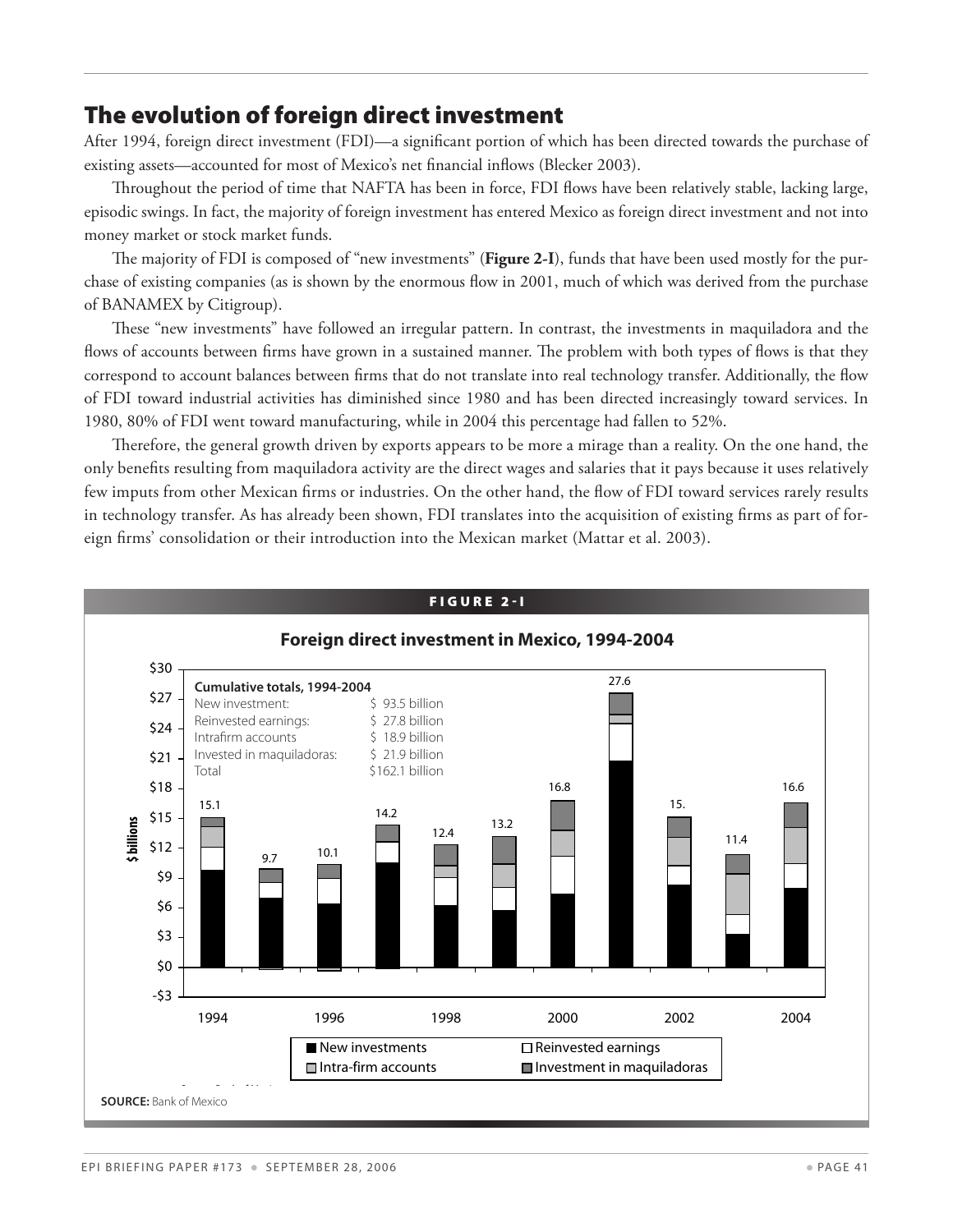## The evolution of foreign direct investment

After 1994, foreign direct investment (FDI)—a significant portion of which has been directed towards the purchase of existing assets—accounted for most of Mexico's net financial inflows (Blecker 2003).

Throughout the period of time that NAFTA has been in force, FDI flows have been relatively stable, lacking large, episodic swings. In fact, the majority of foreign investment has entered Mexico as foreign direct investment and not into money market or stock market funds.

The majority of FDI is composed of "new investments" (**Figure 2-I**), funds that have been used mostly for the purchase of existing companies (as is shown by the enormous flow in 2001, much of which was derived from the purchase of BANAMEX by Citigroup).

These "new investments" have followed an irregular pattern. In contrast, the investments in maquiladora and the flows of accounts between firms have grown in a sustained manner. The problem with both types of flows is that they correspond to account balances between firms that do not translate into real technology transfer. Additionally, the flow of FDI toward industrial activities has diminished since 1980 and has been directed increasingly toward services. In 1980, 80% of FDI went toward manufacturing, while in 2004 this percentage had fallen to 52%.

Therefore, the general growth driven by exports appears to be more a mirage than a reality. On the one hand, the only benefits resulting from maquiladora activity are the direct wages and salaries that it pays because it uses relatively few imputs from other Mexican firms or industries. On the other hand, the flow of FDI toward services rarely results in technology transfer. As has already been shown, FDI translates into the acquisition of existing firms as part of foreign firms' consolidation or their introduction into the Mexican market (Mattar et al. 2003).

**FIGURE 2-I**

**Foreign direct investment in Mexico, 1994-2004**

**Cumulative totals, 1994-2004**

| | |
|---|---|
| New investment: | $ 93.5 billion |
| Reinvested earnings: | $ 27.8 billion |
| Intrafirm accounts | $ 18.9 billion |
| Invested in maquiladoras: | $ 21.9 billion |
| Total | $162.1 billion |

| Year | 1994 | 1995 | 1996 | 1997 | 1998 | 1999 | 2000 | 2001 | 2002 | 2003 | 2004 |
|---|---|---|---|---|---|---|---|---|---|---|---|
| Total ($ billions) | 15.1 | 9.7 | 10.1 | 14.2 | 12.4 | 13.2 | 16.8 | 27.6 | 15. | 11.4 | 16.6 |

New investments / Reinvested earnings / Intra-firm accounts / Investment in maquiladoras

**SOURCE:** Bank of Mexico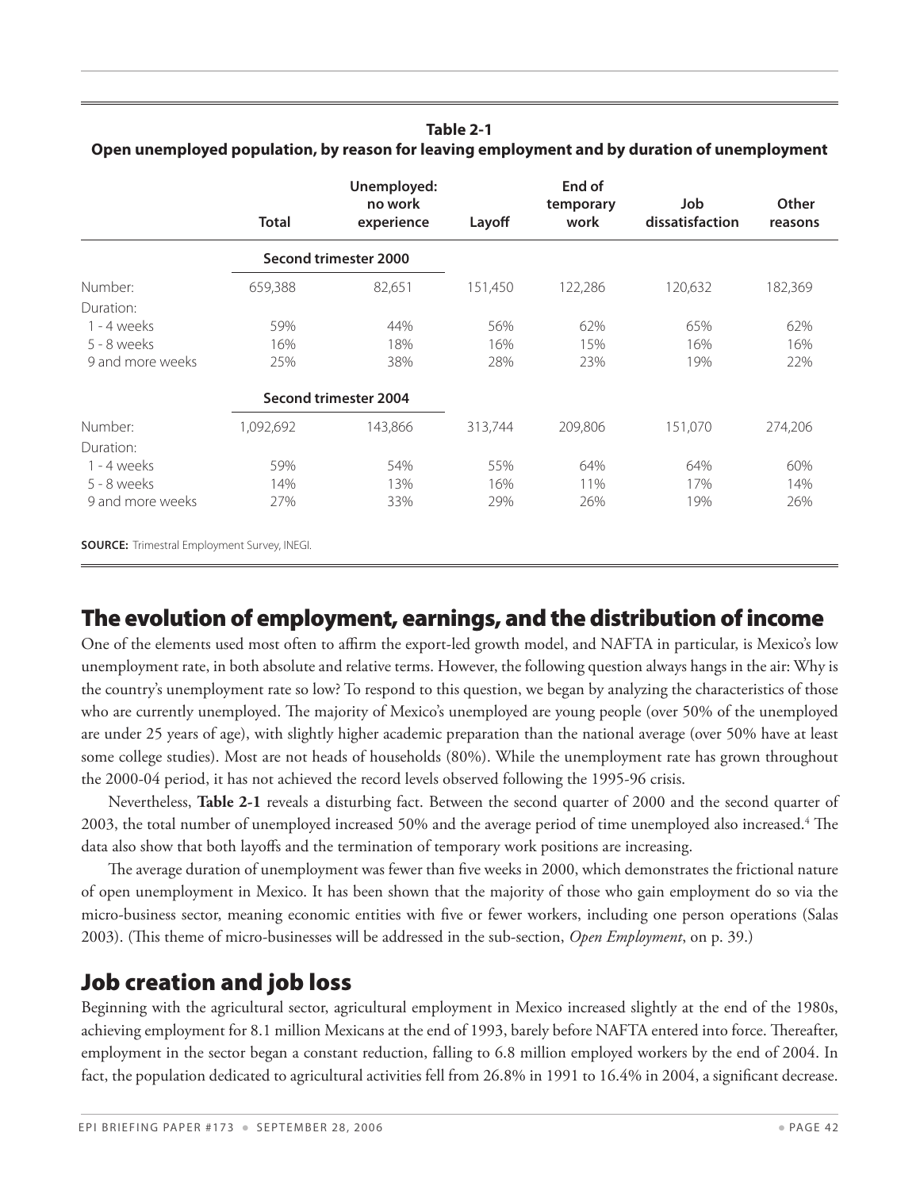**Table 2-1**
**Open unemployed population, by reason for leaving employment and by duration of unemployment**

| | Total | Unemployed: no work experience | Layoff | End of temporary work | Job dissatisfaction | Other reasons |
|---|---|---|---|---|---|---|
| | **Second trimester 2000** | | | | | |
| Number: | 659,388 | 82,651 | 151,450 | 122,286 | 120,632 | 182,369 |
| Duration: | | | | | | |
| 1 - 4 weeks | 59% | 44% | 56% | 62% | 65% | 62% |
| 5 - 8 weeks | 16% | 18% | 16% | 15% | 16% | 16% |
| 9 and more weeks | 25% | 38% | 28% | 23% | 19% | 22% |
| | **Second trimester 2004** | | | | | |
| Number: | 1,092,692 | 143,866 | 313,744 | 209,806 | 151,070 | 274,206 |
| Duration: | | | | | | |
| 1 - 4 weeks | 59% | 54% | 55% | 64% | 64% | 60% |
| 5 - 8 weeks | 14% | 13% | 16% | 11% | 17% | 14% |
| 9 and more weeks | 27% | 33% | 29% | 26% | 19% | 26% |

**SOURCE:** Trimestral Employment Survey, INEGI.

## The evolution of employment, earnings, and the distribution of income

One of the elements used most often to affirm the export-led growth model, and NAFTA in particular, is Mexico's low unemployment rate, in both absolute and relative terms. However, the following question always hangs in the air: Why is the country's unemployment rate so low? To respond to this question, we began by analyzing the characteristics of those who are currently unemployed. The majority of Mexico's unemployed are young people (over 50% of the unemployed are under 25 years of age), with slightly higher academic preparation than the national average (over 50% have at least some college studies). Most are not heads of households (80%). While the unemployment rate has grown throughout the 2000-04 period, it has not achieved the record levels observed following the 1995-96 crisis.

Nevertheless, **Table 2-1** reveals a disturbing fact. Between the second quarter of 2000 and the second quarter of 2003, the total number of unemployed increased 50% and the average period of time unemployed also increased.[4] The data also show that both layoffs and the termination of temporary work positions are increasing.

The average duration of unemployment was fewer than five weeks in 2000, which demonstrates the frictional nature of open unemployment in Mexico. It has been shown that the majority of those who gain employment do so via the micro-business sector, meaning economic entities with five or fewer workers, including one person operations (Salas 2003). (This theme of micro-businesses will be addressed in the sub-section, *Open Employment*, on p. 39.)

## Job creation and job loss

Beginning with the agricultural sector, agricultural employment in Mexico increased slightly at the end of the 1980s, achieving employment for 8.1 million Mexicans at the end of 1993, barely before NAFTA entered into force. Thereafter, employment in the sector began a constant reduction, falling to 6.8 million employed workers by the end of 2004. In fact, the population dedicated to agricultural activities fell from 26.8% in 1991 to 16.4% in 2004, a significant decrease.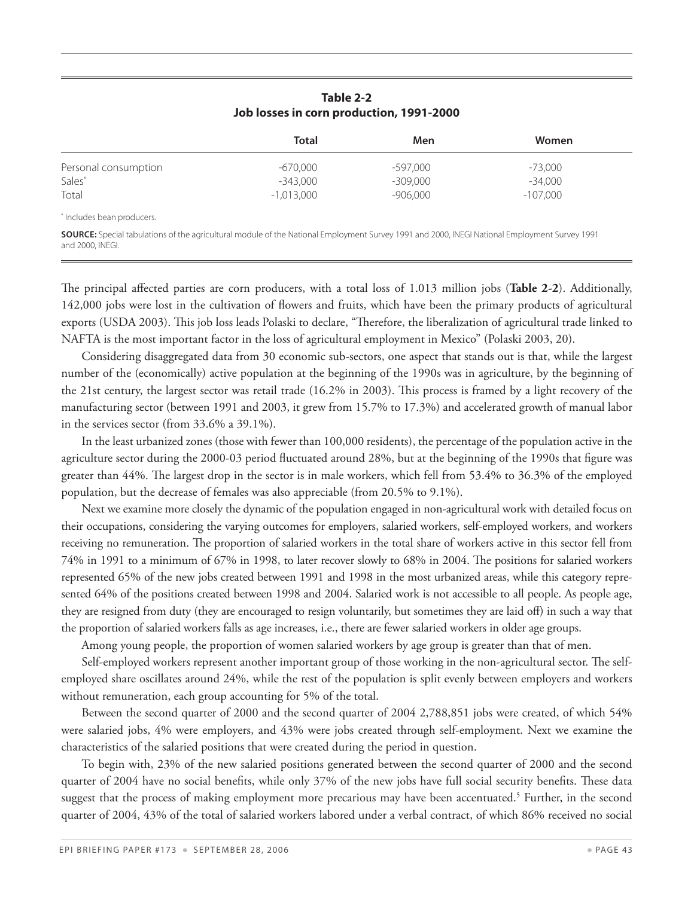**Table 2-2**
**Job losses in corn production, 1991-2000**

| | Total | Men | Women |
|---|---|---|---|
| Personal consumption | -670,000 | -597,000 | -73,000 |
| Sales* | -343,000 | -309,000 | -34,000 |
| Total | -1,013,000 | -906,000 | -107,000 |

* Includes bean producers.

**SOURCE:** Special tabulations of the agricultural module of the National Employment Survey 1991 and 2000, INEGI National Employment Survey 1991 and 2000, INEGI.

The principal affected parties are corn producers, with a total loss of 1.013 million jobs (**Table 2-2**). Additionally, 142,000 jobs were lost in the cultivation of flowers and fruits, which have been the primary products of agricultural exports (USDA 2003). This job loss leads Polaski to declare, "Therefore, the liberalization of agricultural trade linked to NAFTA is the most important factor in the loss of agricultural employment in Mexico" (Polaski 2003, 20).

Considering disaggregated data from 30 economic sub-sectors, one aspect that stands out is that, while the largest number of the (economically) active population at the beginning of the 1990s was in agriculture, by the beginning of the 21st century, the largest sector was retail trade (16.2% in 2003). This process is framed by a light recovery of the manufacturing sector (between 1991 and 2003, it grew from 15.7% to 17.3%) and accelerated growth of manual labor in the services sector (from 33.6% a 39.1%).

In the least urbanized zones (those with fewer than 100,000 residents), the percentage of the population active in the agriculture sector during the 2000-03 period fluctuated around 28%, but at the beginning of the 1990s that figure was greater than 44%. The largest drop in the sector is in male workers, which fell from 53.4% to 36.3% of the employed population, but the decrease of females was also appreciable (from 20.5% to 9.1%).

Next we examine more closely the dynamic of the population engaged in non-agricultural work with detailed focus on their occupations, considering the varying outcomes for employers, salaried workers, self-employed workers, and workers receiving no remuneration. The proportion of salaried workers in the total share of workers active in this sector fell from 74% in 1991 to a minimum of 67% in 1998, to later recover slowly to 68% in 2004. The positions for salaried workers represented 65% of the new jobs created between 1991 and 1998 in the most urbanized areas, while this category represented 64% of the positions created between 1998 and 2004. Salaried work is not accessible to all people. As people age, they are resigned from duty (they are encouraged to resign voluntarily, but sometimes they are laid off) in such a way that the proportion of salaried workers falls as age increases, i.e., there are fewer salaried workers in older age groups.

Among young people, the proportion of women salaried workers by age group is greater than that of men.

Self-employed workers represent another important group of those working in the non-agricultural sector. The self-employed share oscillates around 24%, while the rest of the population is split evenly between employers and workers without remuneration, each group accounting for 5% of the total.

Between the second quarter of 2000 and the second quarter of 2004 2,788,851 jobs were created, of which 54% were salaried jobs, 4% were employers, and 43% were jobs created through self-employment. Next we examine the characteristics of the salaried positions that were created during the period in question.

To begin with, 23% of the new salaried positions generated between the second quarter of 2000 and the second quarter of 2004 have no social benefits, while only 37% of the new jobs have full social security benefits. These data suggest that the process of making employment more precarious may have been accentuated.[5] Further, in the second quarter of 2004, 43% of the total of salaried workers labored under a verbal contract, of which 86% received no social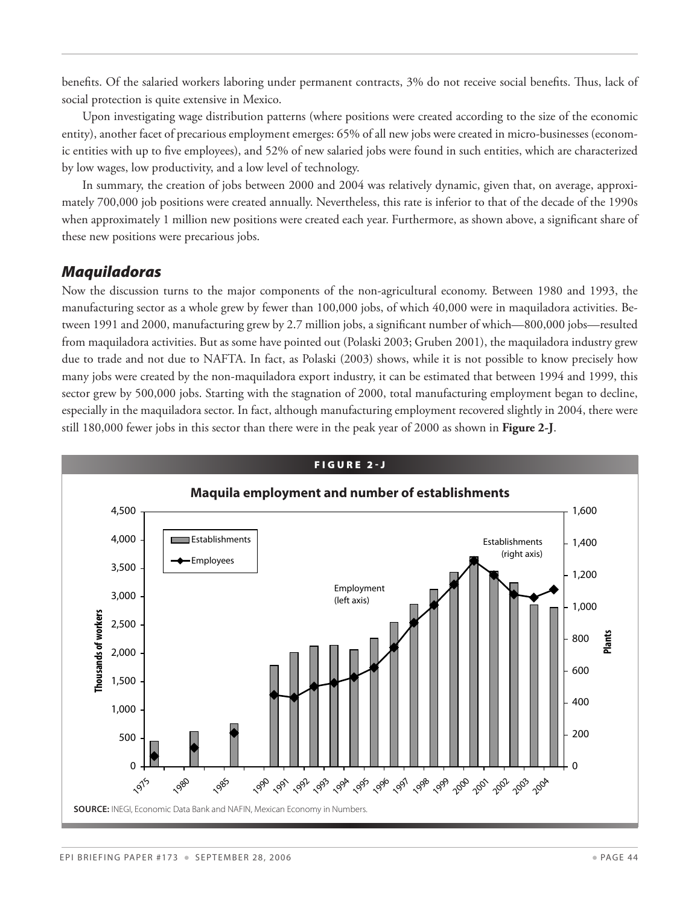benefits. Of the salaried workers laboring under permanent contracts, 3% do not receive social benefits. Thus, lack of social protection is quite extensive in Mexico.

Upon investigating wage distribution patterns (where positions were created according to the size of the economic entity), another facet of precarious employment emerges: 65% of all new jobs were created in micro-businesses (economic entities with up to five employees), and 52% of new salaried jobs were found in such entities, which are characterized by low wages, low productivity, and a low level of technology.

In summary, the creation of jobs between 2000 and 2004 was relatively dynamic, given that, on average, approximately 700,000 job positions were created annually. Nevertheless, this rate is inferior to that of the decade of the 1990s when approximately 1 million new positions were created each year. Furthermore, as shown above, a significant share of these new positions were precarious jobs.

## *Maquiladoras*

Now the discussion turns to the major components of the non-agricultural economy. Between 1980 and 1993, the manufacturing sector as a whole grew by fewer than 100,000 jobs, of which 40,000 were in maquiladora activities. Between 1991 and 2000, manufacturing grew by 2.7 million jobs, a significant number of which—800,000 jobs—resulted from maquiladora activities. But as some have pointed out (Polaski 2003; Gruben 2001), the maquiladora industry grew due to trade and not due to NAFTA. In fact, as Polaski (2003) shows, while it is not possible to know precisely how many jobs were created by the non-maquiladora export industry, it can be estimated that between 1994 and 1999, this sector grew by 500,000 jobs. Starting with the stagnation of 2000, total manufacturing employment began to decline, especially in the maquiladora sector. In fact, although manufacturing employment recovered slightly in 2004, there were still 180,000 fewer jobs in this sector than there were in the peak year of 2000 as shown in **Figure 2-J**.

**FIGURE 2-J**

**Maquila employment and number of establishments**

SOURCE: INEGI, Economic Data Bank and NAFIN, Mexican Economy in Numbers.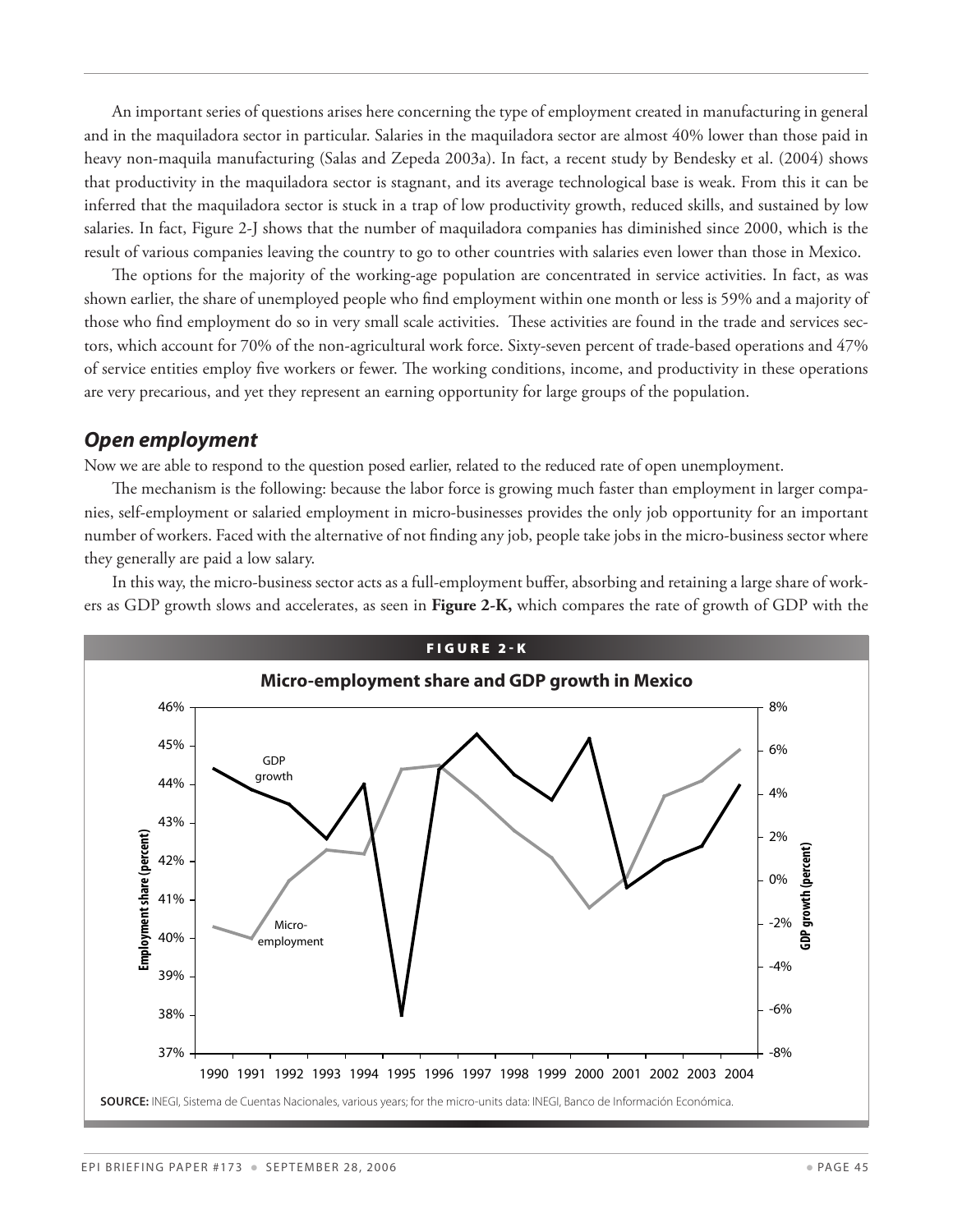An important series of questions arises here concerning the type of employment created in manufacturing in general and in the maquiladora sector in particular. Salaries in the maquiladora sector are almost 40% lower than those paid in heavy non-maquila manufacturing (Salas and Zepeda 2003a). In fact, a recent study by Bendesky et al. (2004) shows that productivity in the maquiladora sector is stagnant, and its average technological base is weak. From this it can be inferred that the maquiladora sector is stuck in a trap of low productivity growth, reduced skills, and sustained by low salaries. In fact, Figure 2-J shows that the number of maquiladora companies has diminished since 2000, which is the result of various companies leaving the country to go to other countries with salaries even lower than those in Mexico.

The options for the majority of the working-age population are concentrated in service activities. In fact, as was shown earlier, the share of unemployed people who find employment within one month or less is 59% and a majority of those who find employment do so in very small scale activities. These activities are found in the trade and services sectors, which account for 70% of the non-agricultural work force. Sixty-seven percent of trade-based operations and 47% of service entities employ five workers or fewer. The working conditions, income, and productivity in these operations are very precarious, and yet they represent an earning opportunity for large groups of the population.

## *Open employment*

Now we are able to respond to the question posed earlier, related to the reduced rate of open unemployment.

The mechanism is the following: because the labor force is growing much faster than employment in larger companies, self-employment or salaried employment in micro-businesses provides the only job opportunity for an important number of workers. Faced with the alternative of not finding any job, people take jobs in the micro-business sector where they generally are paid a low salary.

In this way, the micro-business sector acts as a full-employment buffer, absorbing and retaining a large share of workers as GDP growth slows and accelerates, as seen in **Figure 2-K,** which compares the rate of growth of GDP with the

**FIGURE 2-K**

**Micro-employment share and GDP growth in Mexico**

**SOURCE:** INEGI, Sistema de Cuentas Nacionales, various years; for the micro-units data: INEGI, Banco de Información Económica.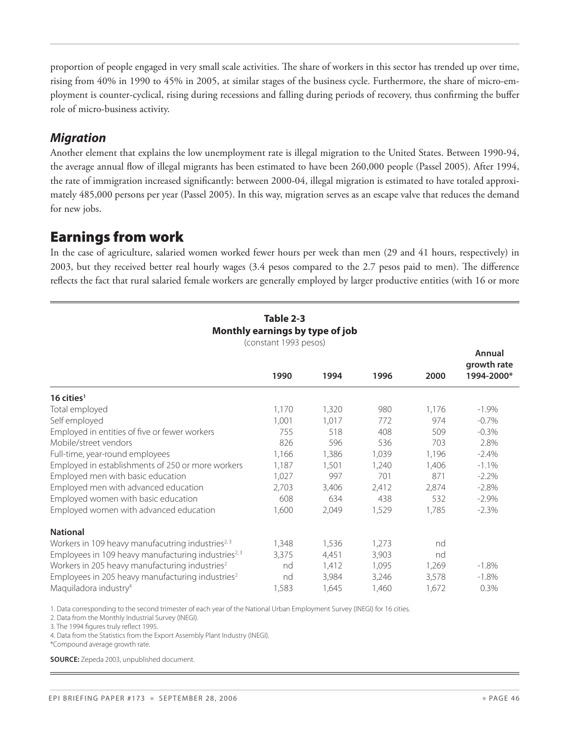proportion of people engaged in very small scale activities. The share of workers in this sector has trended up over time, rising from 40% in 1990 to 45% in 2005, at similar stages of the business cycle. Furthermore, the share of micro-employment is counter-cyclical, rising during recessions and falling during periods of recovery, thus confirming the buffer role of micro-business activity.

### *Migration*

Another element that explains the low unemployment rate is illegal migration to the United States. Between 1990-94, the average annual flow of illegal migrants has been estimated to have been 260,000 people (Passel 2005). After 1994, the rate of immigration increased significantly: between 2000-04, illegal migration is estimated to have totaled approximately 485,000 persons per year (Passel 2005). In this way, migration serves as an escape valve that reduces the demand for new jobs.

## Earnings from work

In the case of agriculture, salaried women worked fewer hours per week than men (29 and 41 hours, respectively) in 2003, but they received better real hourly wages (3.4 pesos compared to the 2.7 pesos paid to men). The difference reflects the fact that rural salaried female workers are generally employed by larger productive entities (with 16 or more

**Table 2-3**
**Monthly earnings by type of job**
(constant 1993 pesos)

| | 1990 | 1994 | 1996 | 2000 | Annual growth rate 1994-2000* |
|---|---|---|---|---|---|
| **16 cities[1]** | | | | | |
| Total employed | 1,170 | 1,320 | 980 | 1,176 | -1.9% |
| Self employed | 1,001 | 1,017 | 772 | 974 | -0.7% |
| Employed in entities of five or fewer workers | 755 | 518 | 408 | 509 | -0.3% |
| Mobile/street vendors | 826 | 596 | 536 | 703 | 2.8% |
| Full-time, year-round employees | 1,166 | 1,386 | 1,039 | 1,196 | -2.4% |
| Employed in establishments of 250 or more workers | 1,187 | 1,501 | 1,240 | 1,406 | -1.1% |
| Employed men with basic education | 1,027 | 997 | 701 | 871 | -2.2% |
| Employed men with advanced education | 2,703 | 3,406 | 2,412 | 2,874 | -2.8% |
| Employed women with basic education | 608 | 634 | 438 | 532 | -2.9% |
| Employed women with advanced education | 1,600 | 2,049 | 1,529 | 1,785 | -2.3% |
| **National** | | | | | |
| Workers in 109 heavy manufacutring industries[2,3] | 1,348 | 1,536 | 1,273 | nd | |
| Employees in 109 heavy manufacturing industries[2,3] | 3,375 | 4,451 | 3,903 | nd | |
| Workers in 205 heavy manufacturing industries[2] | nd | 1,412 | 1,095 | 1,269 | -1.8% |
| Employees in 205 heavy manufacturing industries[2] | nd | 3,984 | 3,246 | 3,578 | -1.8% |
| Maquiladora industry[4] | 1,583 | 1,645 | 1,460 | 1,672 | 0.3% |

1. Data corresponding to the second trimester of each year of the National Urban Employment Survey (INEGI) for 16 cities.
2. Data from the Monthly Industrial Survey (INEGI).
3. The 1994 figures truly reflect 1995.
4. Data from the Statistics from the Export Assembly Plant Industry (INEGI).
*Compound average growth rate.

**SOURCE:** Zepeda 2003, unpublished document.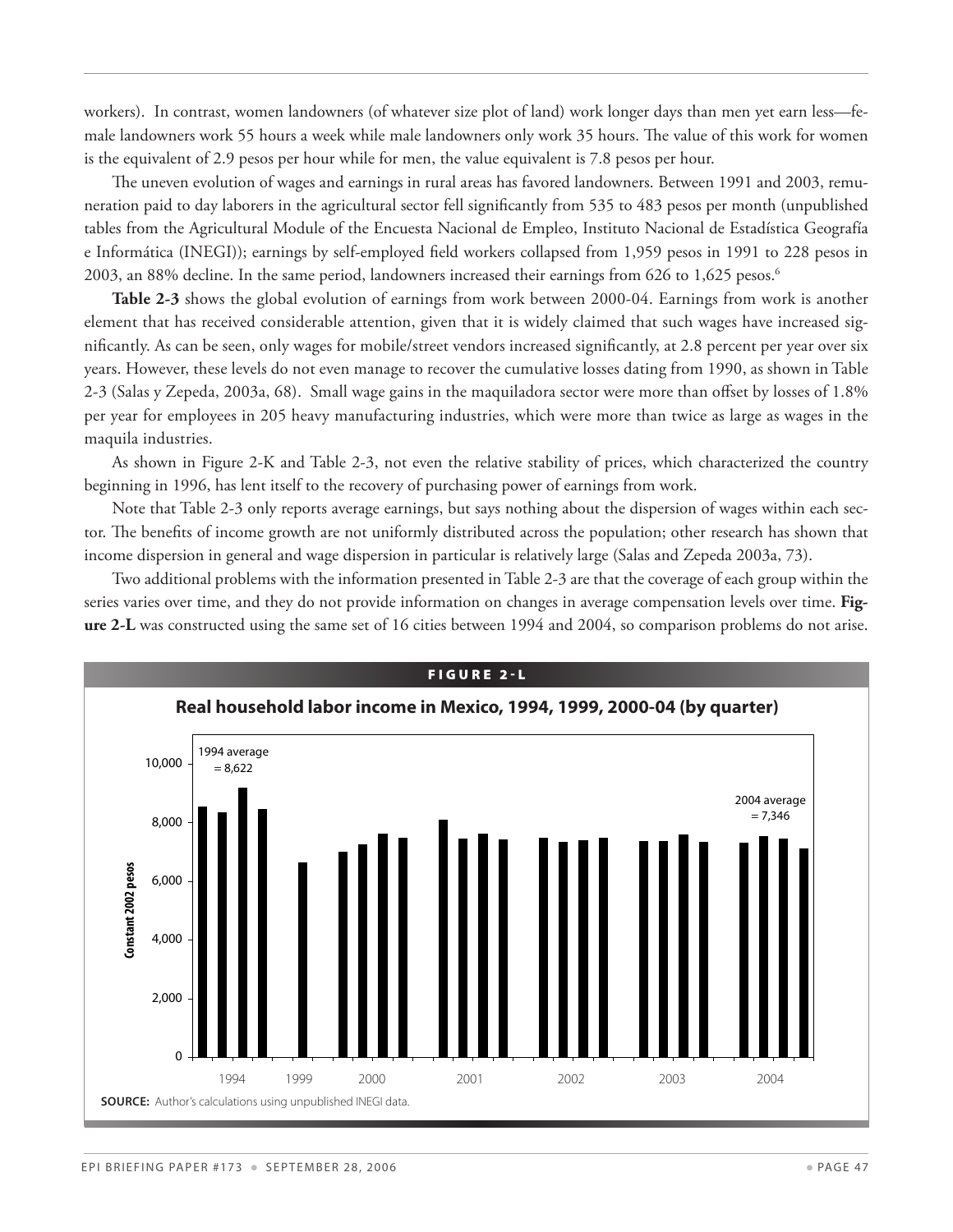workers). In contrast, women landowners (of whatever size plot of land) work longer days than men yet earn less—female landowners work 55 hours a week while male landowners only work 35 hours. The value of this work for women is the equivalent of 2.9 pesos per hour while for men, the value equivalent is 7.8 pesos per hour.

The uneven evolution of wages and earnings in rural areas has favored landowners. Between 1991 and 2003, remuneration paid to day laborers in the agricultural sector fell significantly from 535 to 483 pesos per month (unpublished tables from the Agricultural Module of the Encuesta Nacional de Empleo, Instituto Nacional de Estadística Geografía e Informática (INEGI)); earnings by self-employed field workers collapsed from 1,959 pesos in 1991 to 228 pesos in 2003, an 88% decline. In the same period, landowners increased their earnings from 626 to 1,625 pesos.[6]

**Table 2-3** shows the global evolution of earnings from work between 2000-04. Earnings from work is another element that has received considerable attention, given that it is widely claimed that such wages have increased significantly. As can be seen, only wages for mobile/street vendors increased significantly, at 2.8 percent per year over six years. However, these levels do not even manage to recover the cumulative losses dating from 1990, as shown in Table 2-3 (Salas y Zepeda, 2003a, 68). Small wage gains in the maquiladora sector were more than offset by losses of 1.8% per year for employees in 205 heavy manufacturing industries, which were more than twice as large as wages in the maquila industries.

As shown in Figure 2-K and Table 2-3, not even the relative stability of prices, which characterized the country beginning in 1996, has lent itself to the recovery of purchasing power of earnings from work.

Note that Table 2-3 only reports average earnings, but says nothing about the dispersion of wages within each sector. The benefits of income growth are not uniformly distributed across the population; other research has shown that income dispersion in general and wage dispersion in particular is relatively large (Salas and Zepeda 2003a, 73).

Two additional problems with the information presented in Table 2-3 are that the coverage of each group within the series varies over time, and they do not provide information on changes in average compensation levels over time. **Figure 2-L** was constructed using the same set of 16 cities between 1994 and 2004, so comparison problems do not arise.

**FIGURE 2-L**

**Real household labor income in Mexico, 1994, 1999, 2000-04 (by quarter)**

[Bar chart. Y-axis: Constant 2002 pesos (0 to 10,000). X-axis: 1994, 1999, 2000, 2001, 2002, 2003, 2004. Annotations: "1994 average = 8,622"; "2004 average = 7,346".]

**SOURCE:** Author's calculations using unpublished INEGI data.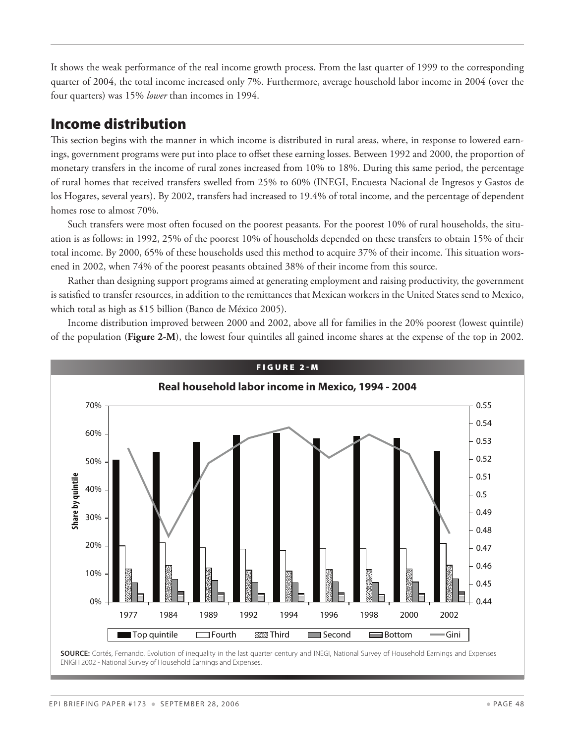It shows the weak performance of the real income growth process. From the last quarter of 1999 to the corresponding quarter of 2004, the total income increased only 7%. Furthermore, average household labor income in 2004 (over the four quarters) was 15% *lower* than incomes in 1994.

## Income distribution

This section begins with the manner in which income is distributed in rural areas, where, in response to lowered earnings, government programs were put into place to offset these earning losses. Between 1992 and 2000, the proportion of monetary transfers in the income of rural zones increased from 10% to 18%. During this same period, the percentage of rural homes that received transfers swelled from 25% to 60% (INEGI, Encuesta Nacional de Ingresos y Gastos de los Hogares, several years). By 2002, transfers had increased to 19.4% of total income, and the percentage of dependent homes rose to almost 70%.

Such transfers were most often focused on the poorest peasants. For the poorest 10% of rural households, the situation is as follows: in 1992, 25% of the poorest 10% of households depended on these transfers to obtain 15% of their total income. By 2000, 65% of these households used this method to acquire 37% of their income. This situation worsened in 2002, when 74% of the poorest peasants obtained 38% of their income from this source.

Rather than designing support programs aimed at generating employment and raising productivity, the government is satisfied to transfer resources, in addition to the remittances that Mexican workers in the United States send to Mexico, which total as high as $15 billion (Banco de México 2005).

Income distribution improved between 2000 and 2002, above all for families in the 20% poorest (lowest quintile) of the population (**Figure 2-M**), the lowest four quintiles all gained income shares at the expense of the top in 2002.

**FIGURE 2-M**

**Real household labor income in Mexico, 1994 - 2004**

**SOURCE:** Cortés, Fernando, Evolution of inequality in the last quarter century and INEGI, National Survey of Household Earnings and Expenses ENIGH 2002 - National Survey of Household Earnings and Expenses.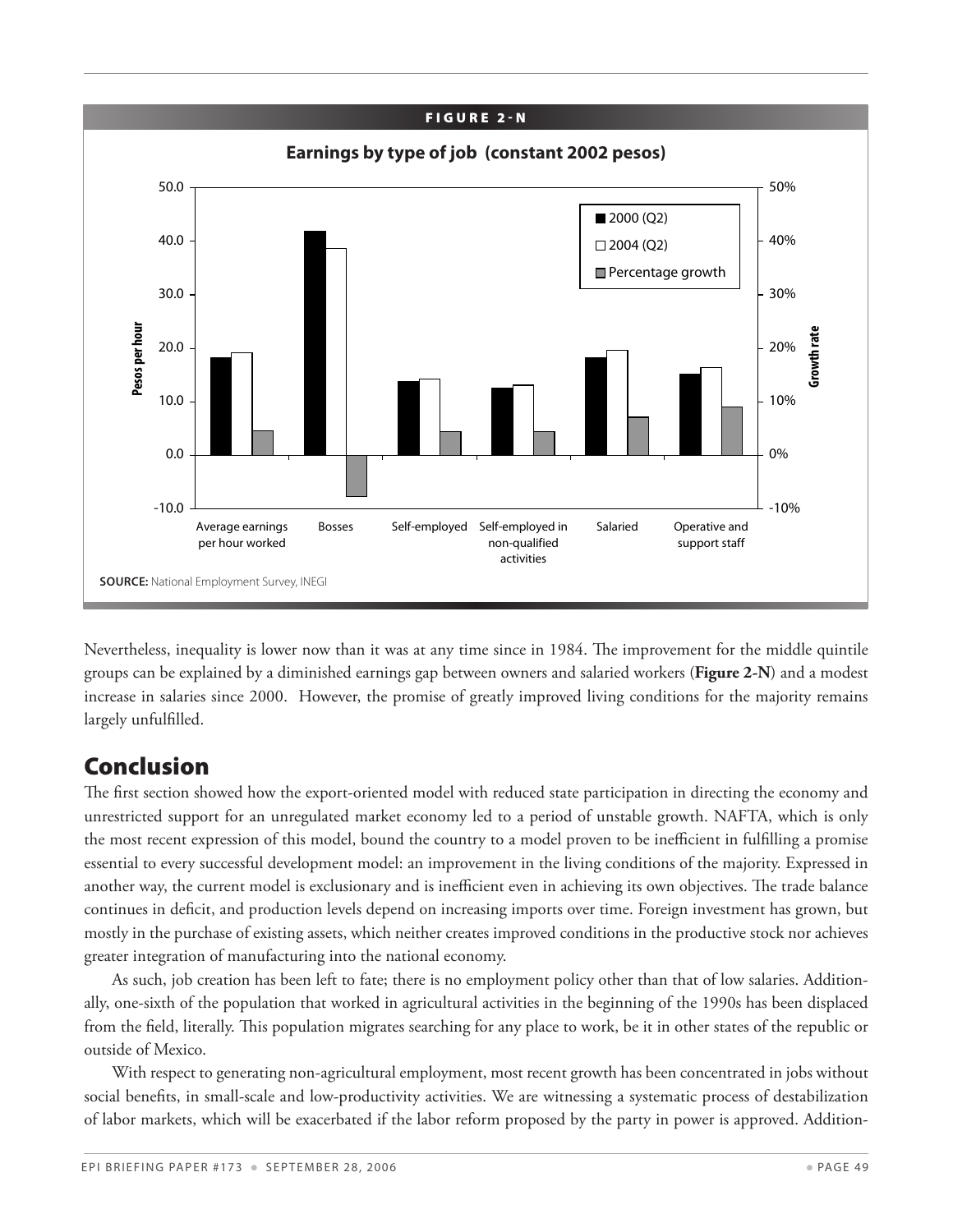**FIGURE 2-N**

**Earnings by type of job (constant 2002 pesos)**

SOURCE: National Employment Survey, INEGI

Nevertheless, inequality is lower now than it was at any time since in 1984. The improvement for the middle quintile groups can be explained by a diminished earnings gap between owners and salaried workers (**Figure 2-N**) and a modest increase in salaries since 2000. However, the promise of greatly improved living conditions for the majority remains largely unfulfilled.

## Conclusion

The first section showed how the export-oriented model with reduced state participation in directing the economy and unrestricted support for an unregulated market economy led to a period of unstable growth. NAFTA, which is only the most recent expression of this model, bound the country to a model proven to be inefficient in fulfilling a promise essential to every successful development model: an improvement in the living conditions of the majority. Expressed in another way, the current model is exclusionary and is inefficient even in achieving its own objectives. The trade balance continues in deficit, and production levels depend on increasing imports over time. Foreign investment has grown, but mostly in the purchase of existing assets, which neither creates improved conditions in the productive stock nor achieves greater integration of manufacturing into the national economy.

As such, job creation has been left to fate; there is no employment policy other than that of low salaries. Additionally, one-sixth of the population that worked in agricultural activities in the beginning of the 1990s has been displaced from the field, literally. This population migrates searching for any place to work, be it in other states of the republic or outside of Mexico.

With respect to generating non-agricultural employment, most recent growth has been concentrated in jobs without social benefits, in small-scale and low-productivity activities. We are witnessing a systematic process of destabilization of labor markets, which will be exacerbated if the labor reform proposed by the party in power is approved. Addition-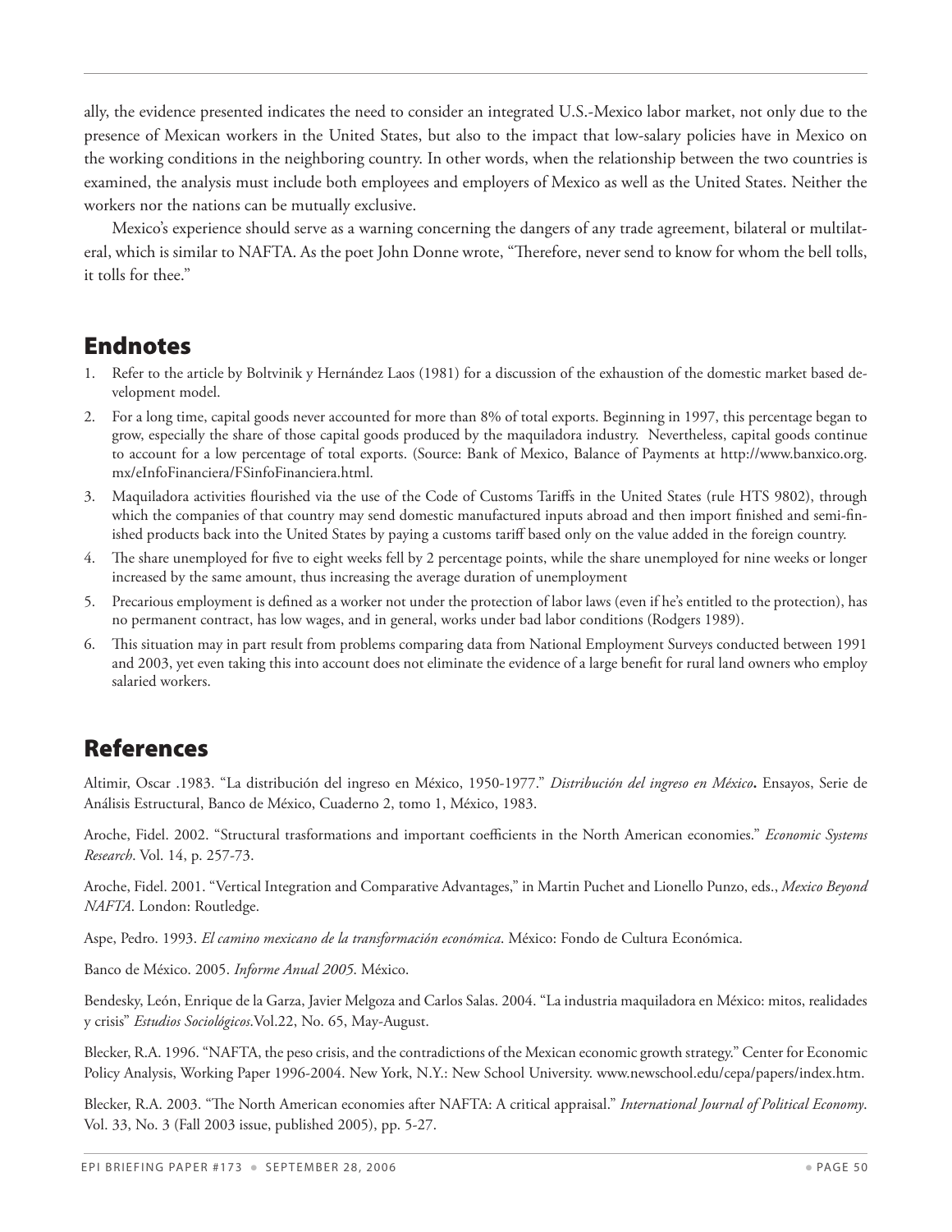ally, the evidence presented indicates the need to consider an integrated U.S.-Mexico labor market, not only due to the presence of Mexican workers in the United States, but also to the impact that low-salary policies have in Mexico on the working conditions in the neighboring country. In other words, when the relationship between the two countries is examined, the analysis must include both employees and employers of Mexico as well as the United States. Neither the workers nor the nations can be mutually exclusive.

Mexico's experience should serve as a warning concerning the dangers of any trade agreement, bilateral or multilateral, which is similar to NAFTA. As the poet John Donne wrote, "Therefore, never send to know for whom the bell tolls, it tolls for thee."

## Endnotes

1. Refer to the article by Boltvinik y Hernández Laos (1981) for a discussion of the exhaustion of the domestic market based development model.
2. For a long time, capital goods never accounted for more than 8% of total exports. Beginning in 1997, this percentage began to grow, especially the share of those capital goods produced by the maquiladora industry. Nevertheless, capital goods continue to account for a low percentage of total exports. (Source: Bank of Mexico, Balance of Payments at http://www.banxico.org.mx/eInfoFinanciera/FSinfoFinanciera.html.
3. Maquiladora activities flourished via the use of the Code of Customs Tariffs in the United States (rule HTS 9802), through which the companies of that country may send domestic manufactured inputs abroad and then import finished and semi-finished products back into the United States by paying a customs tariff based only on the value added in the foreign country.
4. The share unemployed for five to eight weeks fell by 2 percentage points, while the share unemployed for nine weeks or longer increased by the same amount, thus increasing the average duration of unemployment
5. Precarious employment is defined as a worker not under the protection of labor laws (even if he's entitled to the protection), has no permanent contract, has low wages, and in general, works under bad labor conditions (Rodgers 1989).
6. This situation may in part result from problems comparing data from National Employment Surveys conducted between 1991 and 2003, yet even taking this into account does not eliminate the evidence of a large benefit for rural land owners who employ salaried workers.

## References

Altimir, Oscar .1983. "La distribución del ingreso en México, 1950-1977." *Distribución del ingreso en México***.** Ensayos, Serie de Análisis Estructural, Banco de México, Cuaderno 2, tomo 1, México, 1983.

Aroche, Fidel. 2002. "Structural trasformations and important coefficients in the North American economies." *Economic Systems Research*. Vol. 14, p. 257-73.

Aroche, Fidel. 2001. "Vertical Integration and Comparative Advantages," in Martin Puchet and Lionello Punzo, eds., *Mexico Beyond NAFTA*. London: Routledge.

Aspe, Pedro. 1993. *El camino mexicano de la transformación económica*. México: Fondo de Cultura Económica.

Banco de México. 2005. *Informe Anual 2005*. México.

Bendesky, León, Enrique de la Garza, Javier Melgoza and Carlos Salas. 2004. "La industria maquiladora en México: mitos, realidades y crisis" *Estudios Sociológicos*.Vol.22, No. 65, May-August.

Blecker, R.A. 1996. "NAFTA, the peso crisis, and the contradictions of the Mexican economic growth strategy." Center for Economic Policy Analysis, Working Paper 1996-2004. New York, N.Y.: New School University. www.newschool.edu/cepa/papers/index.htm.

Blecker, R.A. 2003. "The North American economies after NAFTA: A critical appraisal." *International Journal of Political Economy*. Vol. 33, No. 3 (Fall 2003 issue, published 2005), pp. 5-27.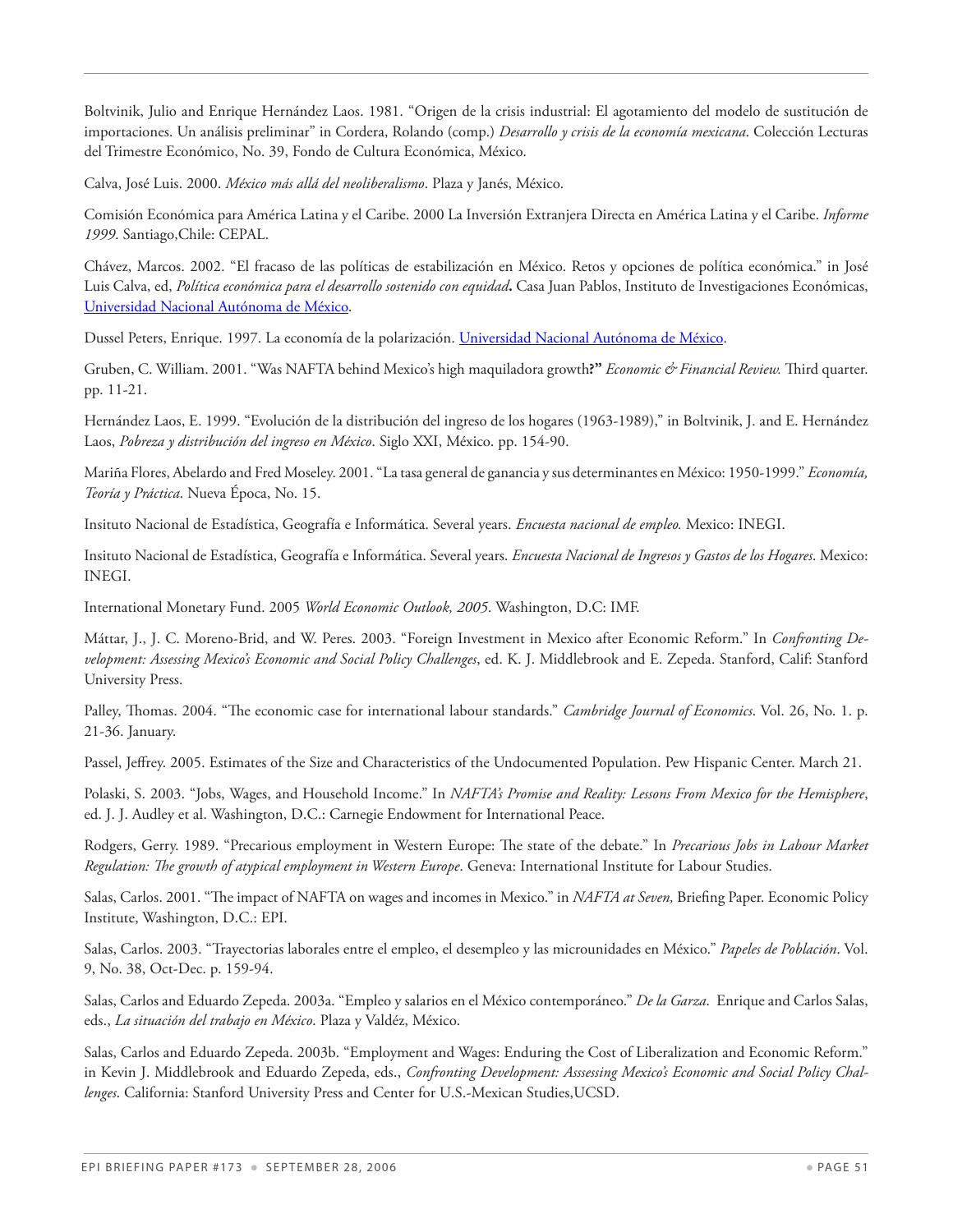Boltvinik, Julio and Enrique Hernández Laos. 1981. "Origen de la crisis industrial: El agotamiento del modelo de sustitución de importaciones. Un análisis preliminar" in Cordera, Rolando (comp.) *Desarrollo y crisis de la economía mexicana*. Colección Lecturas del Trimestre Económico, No. 39, Fondo de Cultura Económica, México.

Calva, José Luis. 2000. *México más allá del neoliberalismo*. Plaza y Janés, México.

Comisión Económica para América Latina y el Caribe. 2000 La Inversión Extranjera Directa en América Latina y el Caribe. *Informe 1999*. Santiago,Chile: CEPAL.

Chávez, Marcos. 2002. "El fracaso de las políticas de estabilización en México. Retos y opciones de política económica." in José Luis Calva, ed, *Política económica para el desarrollo sostenido con equidad***.** Casa Juan Pablos, Instituto de Investigaciones Económicas, Universidad Nacional Autónoma de México.

Dussel Peters, Enrique. 1997. La economía de la polarización. Universidad Nacional Autónoma de México.

Gruben, C. William. 2001. "Was NAFTA behind Mexico's high maquiladora growth**?"** *Economic & Financial Review.* Third quarter. pp. 11-21.

Hernández Laos, E. 1999. "Evolución de la distribución del ingreso de los hogares (1963-1989)," in Boltvinik, J. and E. Hernández Laos, *Pobreza y distribución del ingreso en México*. Siglo XXI, México. pp. 154-90.

Mariña Flores, Abelardo and Fred Moseley. 2001. "La tasa general de ganancia y sus determinantes en México: 1950-1999." *Economía, Teoría y Práctica*. Nueva Época, No. 15.

Insituto Nacional de Estadística, Geografía e Informática. Several years. *Encuesta nacional de empleo.* Mexico: INEGI.

Insituto Nacional de Estadística, Geografía e Informática. Several years. *Encuesta Nacional de Ingresos y Gastos de los Hogares*. Mexico: INEGI.

International Monetary Fund. 2005 *World Economic Outlook, 2005*. Washington, D.C: IMF.

Máttar, J., J. C. Moreno-Brid, and W. Peres. 2003. "Foreign Investment in Mexico after Economic Reform." In *Confronting Development: Assessing Mexico's Economic and Social Policy Challenges*, ed. K. J. Middlebrook and E. Zepeda. Stanford, Calif: Stanford University Press.

Palley, Thomas. 2004. "The economic case for international labour standards." *Cambridge Journal of Economics*. Vol. 26, No. 1. p. 21-36. January.

Passel, Jeffrey. 2005. Estimates of the Size and Characteristics of the Undocumented Population. Pew Hispanic Center. March 21.

Polaski, S. 2003. "Jobs, Wages, and Household Income." In *NAFTA's Promise and Reality: Lessons From Mexico for the Hemisphere*, ed. J. J. Audley et al. Washington, D.C.: Carnegie Endowment for International Peace.

Rodgers, Gerry. 1989. "Precarious employment in Western Europe: The state of the debate." In *Precarious Jobs in Labour Market Regulation: The growth of atypical employment in Western Europe*. Geneva: International Institute for Labour Studies.

Salas, Carlos. 2001. "The impact of NAFTA on wages and incomes in Mexico." in *NAFTA at Seven,* Briefing Paper. Economic Policy Institute, Washington, D.C.: EPI.

Salas, Carlos. 2003. "Trayectorias laborales entre el empleo, el desempleo y las microunidades en México." *Papeles de Población*. Vol. 9, No. 38, Oct-Dec. p. 159-94.

Salas, Carlos and Eduardo Zepeda. 2003a. "Empleo y salarios en el México contemporáneo." *De la Garza*. Enrique and Carlos Salas, eds., *La situación del trabajo en México*. Plaza y Valdéz, México.

Salas, Carlos and Eduardo Zepeda. 2003b. "Employment and Wages: Enduring the Cost of Liberalization and Economic Reform." in Kevin J. Middlebrook and Eduardo Zepeda, eds., *Confronting Development: Asssessing Mexico's Economic and Social Policy Challenges*. California: Stanford University Press and Center for U.S.-Mexican Studies,UCSD.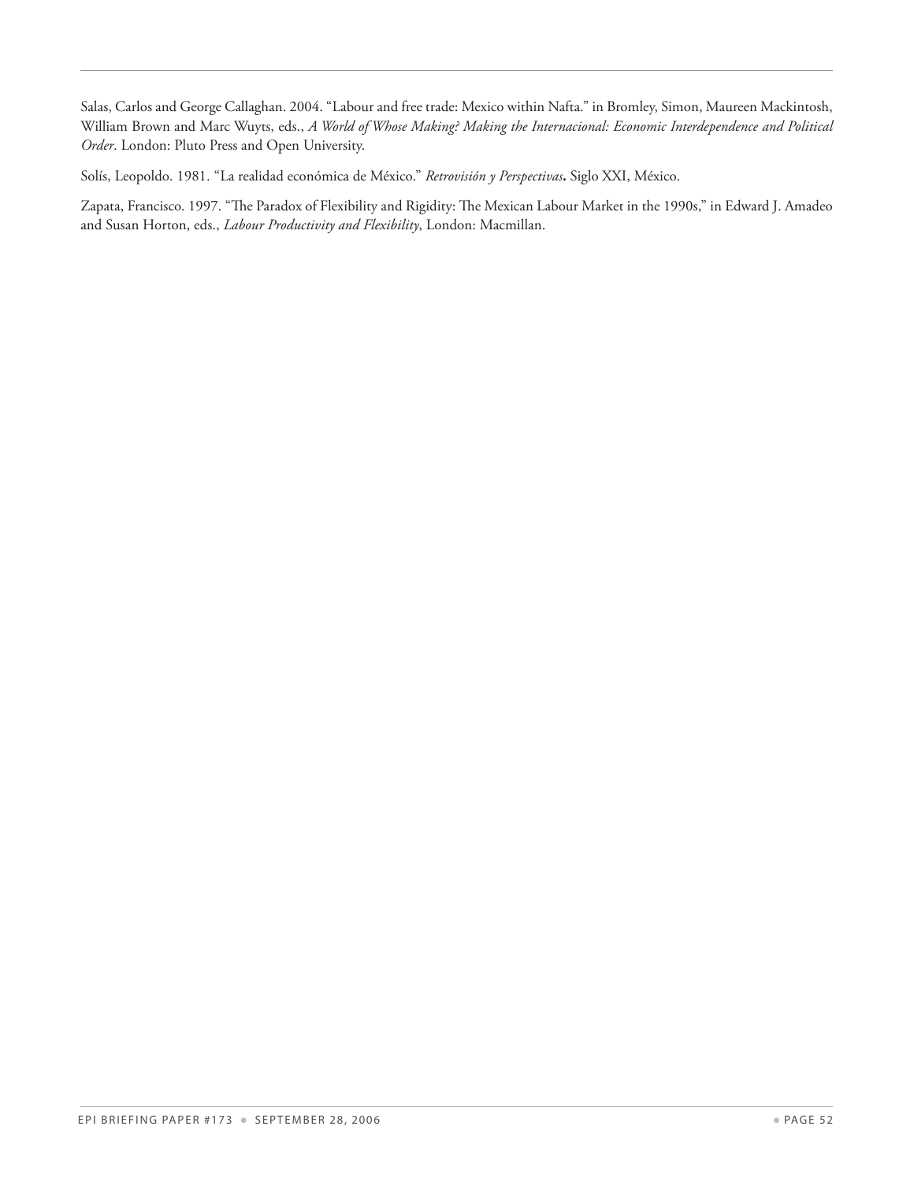Salas, Carlos and George Callaghan. 2004. "Labour and free trade: Mexico within Nafta." in Bromley, Simon, Maureen Mackintosh, William Brown and Marc Wuyts, eds., *A World of Whose Making? Making the Internacional: Economic Interdependence and Political Order*. London: Pluto Press and Open University.

Solís, Leopoldo. 1981. "La realidad económica de México." *Retrovisión y Perspectivas*. Siglo XXI, México.

Zapata, Francisco. 1997. "The Paradox of Flexibility and Rigidity: The Mexican Labour Market in the 1990s," in Edward J. Amadeo and Susan Horton, eds., *Labour Productivity and Flexibility*, London: Macmillan.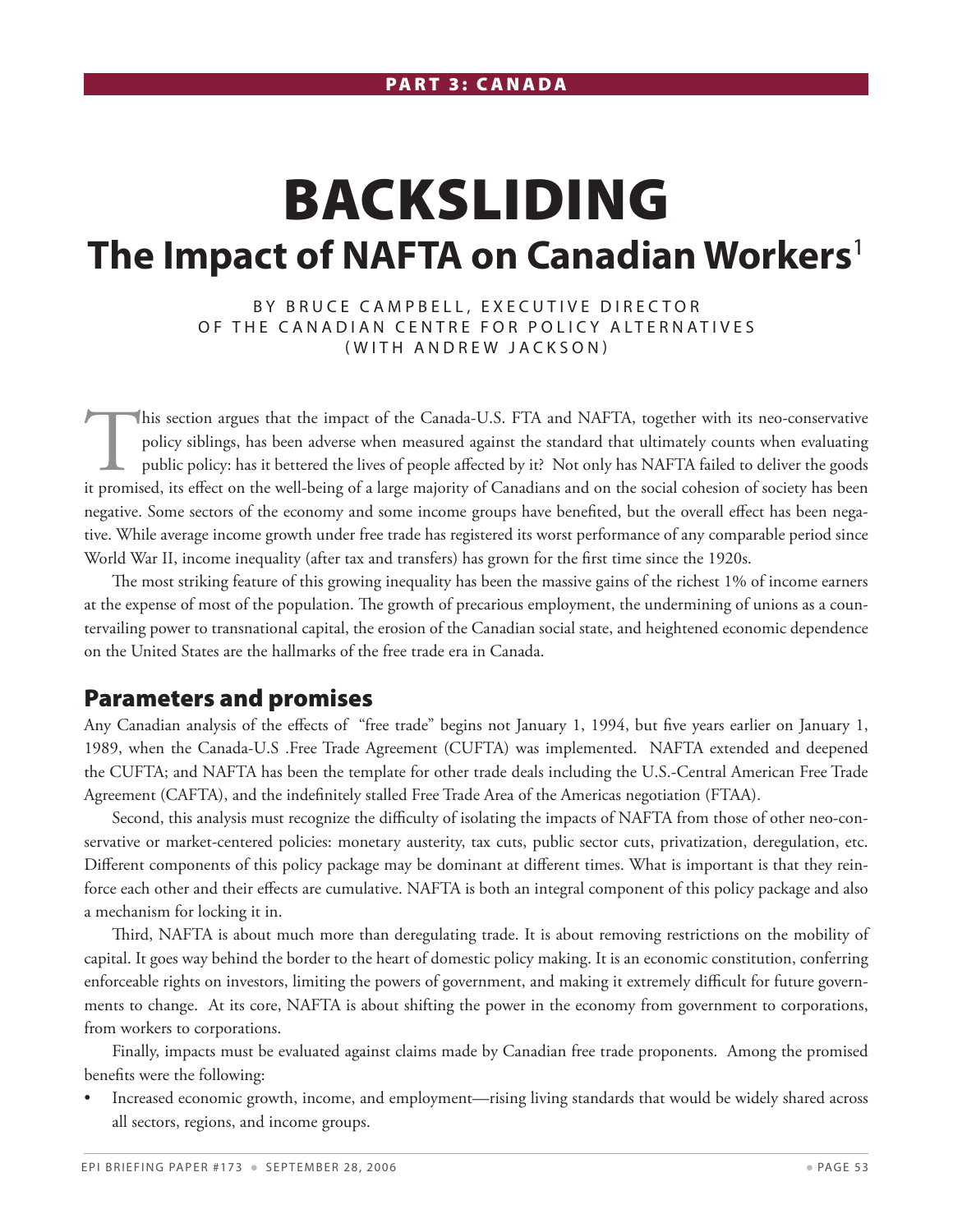PART 3: CANADA

# BACKSLIDING

## The Impact of NAFTA on Canadian Workers[1]

BY BRUCE CAMPBELL, EXECUTIVE DIRECTOR OF THE CANADIAN CENTRE FOR POLICY ALTERNATIVES (WITH ANDREW JACKSON)

This section argues that the impact of the Canada-U.S. FTA and NAFTA, together with its neo-conservative policy siblings, has been adverse when measured against the standard that ultimately counts when evaluating public policy: has it bettered the lives of people affected by it? Not only has NAFTA failed to deliver the goods it promised, its effect on the well-being of a large majority of Canadians and on the social cohesion of society has been negative. Some sectors of the economy and some income groups have benefited, but the overall effect has been negative. While average income growth under free trade has registered its worst performance of any comparable period since World War II, income inequality (after tax and transfers) has grown for the first time since the 1920s.

The most striking feature of this growing inequality has been the massive gains of the richest 1% of income earners at the expense of most of the population. The growth of precarious employment, the undermining of unions as a countervailing power to transnational capital, the erosion of the Canadian social state, and heightened economic dependence on the United States are the hallmarks of the free trade era in Canada.

## Parameters and promises

Any Canadian analysis of the effects of "free trade" begins not January 1, 1994, but five years earlier on January 1, 1989, when the Canada-U.S .Free Trade Agreement (CUFTA) was implemented. NAFTA extended and deepened the CUFTA; and NAFTA has been the template for other trade deals including the U.S.-Central American Free Trade Agreement (CAFTA), and the indefinitely stalled Free Trade Area of the Americas negotiation (FTAA).

Second, this analysis must recognize the difficulty of isolating the impacts of NAFTA from those of other neo-conservative or market-centered policies: monetary austerity, tax cuts, public sector cuts, privatization, deregulation, etc. Different components of this policy package may be dominant at different times. What is important is that they reinforce each other and their effects are cumulative. NAFTA is both an integral component of this policy package and also a mechanism for locking it in.

Third, NAFTA is about much more than deregulating trade. It is about removing restrictions on the mobility of capital. It goes way behind the border to the heart of domestic policy making. It is an economic constitution, conferring enforceable rights on investors, limiting the powers of government, and making it extremely difficult for future governments to change. At its core, NAFTA is about shifting the power in the economy from government to corporations, from workers to corporations.

Finally, impacts must be evaluated against claims made by Canadian free trade proponents. Among the promised benefits were the following:

- Increased economic growth, income, and employment—rising living standards that would be widely shared across all sectors, regions, and income groups.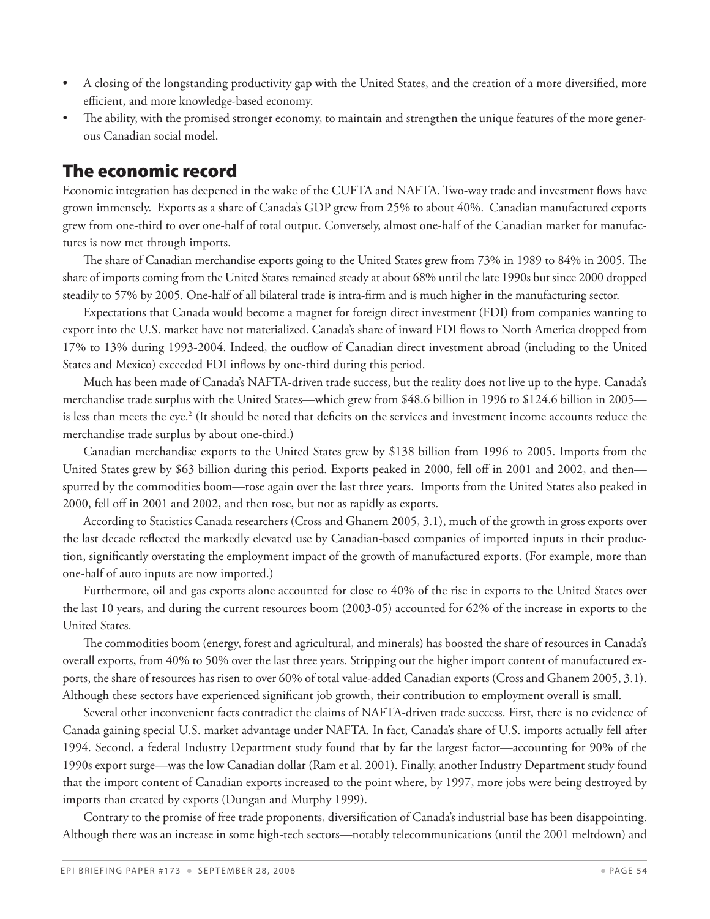- A closing of the longstanding productivity gap with the United States, and the creation of a more diversified, more efficient, and more knowledge-based economy.
- The ability, with the promised stronger economy, to maintain and strengthen the unique features of the more generous Canadian social model.

## The economic record

Economic integration has deepened in the wake of the CUFTA and NAFTA. Two-way trade and investment flows have grown immensely. Exports as a share of Canada's GDP grew from 25% to about 40%. Canadian manufactured exports grew from one-third to over one-half of total output. Conversely, almost one-half of the Canadian market for manufactures is now met through imports.

The share of Canadian merchandise exports going to the United States grew from 73% in 1989 to 84% in 2005. The share of imports coming from the United States remained steady at about 68% until the late 1990s but since 2000 dropped steadily to 57% by 2005. One-half of all bilateral trade is intra-firm and is much higher in the manufacturing sector.

Expectations that Canada would become a magnet for foreign direct investment (FDI) from companies wanting to export into the U.S. market have not materialized. Canada's share of inward FDI flows to North America dropped from 17% to 13% during 1993-2004. Indeed, the outflow of Canadian direct investment abroad (including to the United States and Mexico) exceeded FDI inflows by one-third during this period.

Much has been made of Canada's NAFTA-driven trade success, but the reality does not live up to the hype. Canada's merchandise trade surplus with the United States—which grew from $48.6 billion in 1996 to $124.6 billion in 2005—is less than meets the eye.[2] (It should be noted that deficits on the services and investment income accounts reduce the merchandise trade surplus by about one-third.)

Canadian merchandise exports to the United States grew by $138 billion from 1996 to 2005. Imports from the United States grew by $63 billion during this period. Exports peaked in 2000, fell off in 2001 and 2002, and then—spurred by the commodities boom—rose again over the last three years. Imports from the United States also peaked in 2000, fell off in 2001 and 2002, and then rose, but not as rapidly as exports.

According to Statistics Canada researchers (Cross and Ghanem 2005, 3.1), much of the growth in gross exports over the last decade reflected the markedly elevated use by Canadian-based companies of imported inputs in their production, significantly overstating the employment impact of the growth of manufactured exports. (For example, more than one-half of auto inputs are now imported.)

Furthermore, oil and gas exports alone accounted for close to 40% of the rise in exports to the United States over the last 10 years, and during the current resources boom (2003-05) accounted for 62% of the increase in exports to the United States.

The commodities boom (energy, forest and agricultural, and minerals) has boosted the share of resources in Canada's overall exports, from 40% to 50% over the last three years. Stripping out the higher import content of manufactured exports, the share of resources has risen to over 60% of total value-added Canadian exports (Cross and Ghanem 2005, 3.1). Although these sectors have experienced significant job growth, their contribution to employment overall is small.

Several other inconvenient facts contradict the claims of NAFTA-driven trade success. First, there is no evidence of Canada gaining special U.S. market advantage under NAFTA. In fact, Canada's share of U.S. imports actually fell after 1994. Second, a federal Industry Department study found that by far the largest factor—accounting for 90% of the 1990s export surge—was the low Canadian dollar (Ram et al. 2001). Finally, another Industry Department study found that the import content of Canadian exports increased to the point where, by 1997, more jobs were being destroyed by imports than created by exports (Dungan and Murphy 1999).

Contrary to the promise of free trade proponents, diversification of Canada's industrial base has been disappointing. Although there was an increase in some high-tech sectors—notably telecommunications (until the 2001 meltdown) and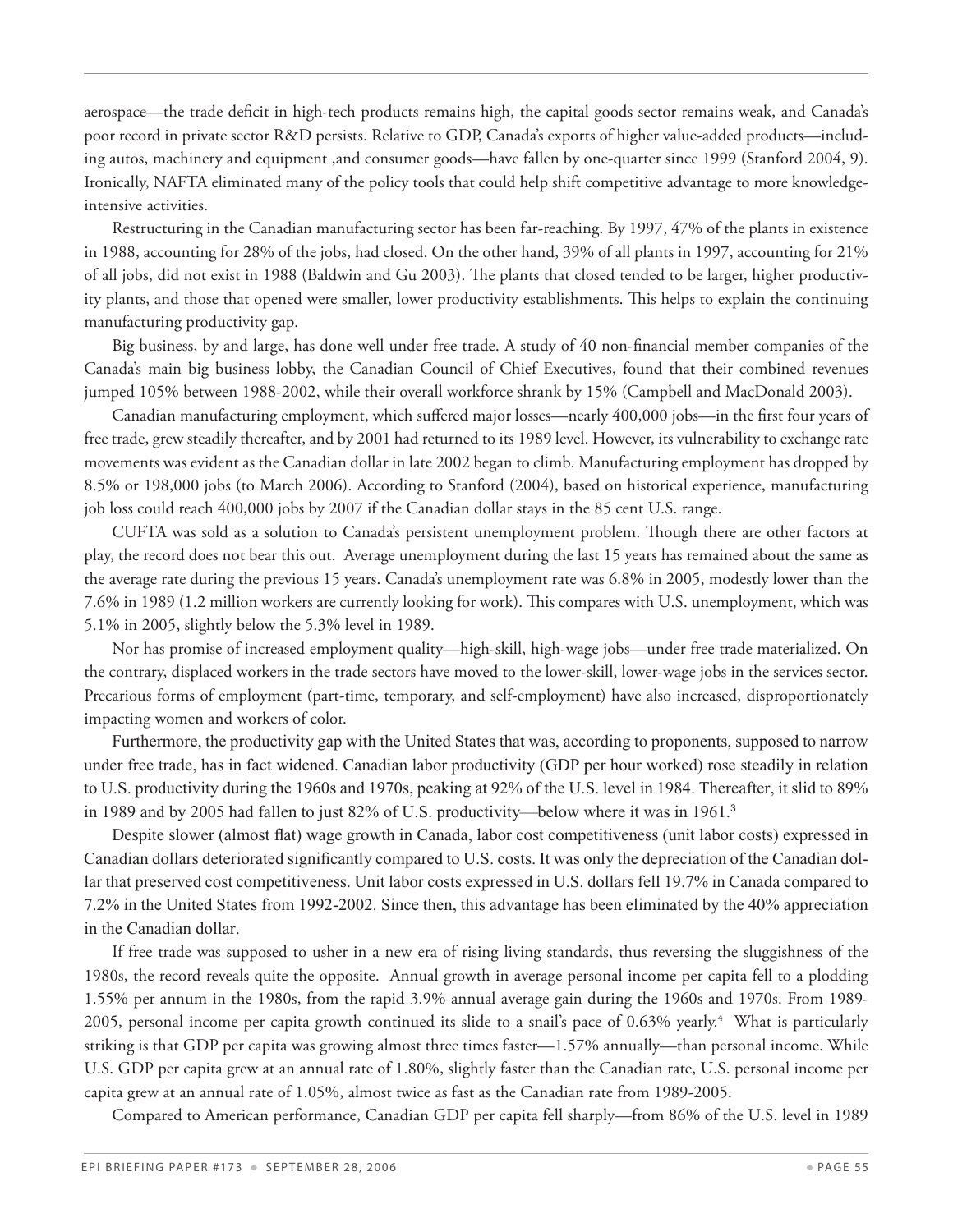aerospace—the trade deficit in high-tech products remains high, the capital goods sector remains weak, and Canada's poor record in private sector R&D persists. Relative to GDP, Canada's exports of higher value-added products—including autos, machinery and equipment ,and consumer goods—have fallen by one-quarter since 1999 (Stanford 2004, 9). Ironically, NAFTA eliminated many of the policy tools that could help shift competitive advantage to more knowledge-intensive activities.

Restructuring in the Canadian manufacturing sector has been far-reaching. By 1997, 47% of the plants in existence in 1988, accounting for 28% of the jobs, had closed. On the other hand, 39% of all plants in 1997, accounting for 21% of all jobs, did not exist in 1988 (Baldwin and Gu 2003). The plants that closed tended to be larger, higher productivity plants, and those that opened were smaller, lower productivity establishments. This helps to explain the continuing manufacturing productivity gap.

Big business, by and large, has done well under free trade. A study of 40 non-financial member companies of the Canada's main big business lobby, the Canadian Council of Chief Executives, found that their combined revenues jumped 105% between 1988-2002, while their overall workforce shrank by 15% (Campbell and MacDonald 2003).

Canadian manufacturing employment, which suffered major losses—nearly 400,000 jobs—in the first four years of free trade, grew steadily thereafter, and by 2001 had returned to its 1989 level. However, its vulnerability to exchange rate movements was evident as the Canadian dollar in late 2002 began to climb. Manufacturing employment has dropped by 8.5% or 198,000 jobs (to March 2006). According to Stanford (2004), based on historical experience, manufacturing job loss could reach 400,000 jobs by 2007 if the Canadian dollar stays in the 85 cent U.S. range.

CUFTA was sold as a solution to Canada's persistent unemployment problem. Though there are other factors at play, the record does not bear this out. Average unemployment during the last 15 years has remained about the same as the average rate during the previous 15 years. Canada's unemployment rate was 6.8% in 2005, modestly lower than the 7.6% in 1989 (1.2 million workers are currently looking for work). This compares with U.S. unemployment, which was 5.1% in 2005, slightly below the 5.3% level in 1989.

Nor has promise of increased employment quality—high-skill, high-wage jobs—under free trade materialized. On the contrary, displaced workers in the trade sectors have moved to the lower-skill, lower-wage jobs in the services sector. Precarious forms of employment (part-time, temporary, and self-employment) have also increased, disproportionately impacting women and workers of color.

Furthermore, the productivity gap with the United States that was, according to proponents, supposed to narrow under free trade, has in fact widened. Canadian labor productivity (GDP per hour worked) rose steadily in relation to U.S. productivity during the 1960s and 1970s, peaking at 92% of the U.S. level in 1984. Thereafter, it slid to 89% in 1989 and by 2005 had fallen to just 82% of U.S. productivity—below where it was in 1961.[3]

Despite slower (almost flat) wage growth in Canada, labor cost competitiveness (unit labor costs) expressed in Canadian dollars deteriorated significantly compared to U.S. costs. It was only the depreciation of the Canadian dollar that preserved cost competitiveness. Unit labor costs expressed in U.S. dollars fell 19.7% in Canada compared to 7.2% in the United States from 1992-2002. Since then, this advantage has been eliminated by the 40% appreciation in the Canadian dollar.

If free trade was supposed to usher in a new era of rising living standards, thus reversing the sluggishness of the 1980s, the record reveals quite the opposite. Annual growth in average personal income per capita fell to a plodding 1.55% per annum in the 1980s, from the rapid 3.9% annual average gain during the 1960s and 1970s. From 1989-2005, personal income per capita growth continued its slide to a snail's pace of 0.63% yearly.[4] What is particularly striking is that GDP per capita was growing almost three times faster—1.57% annually—than personal income. While U.S. GDP per capita grew at an annual rate of 1.80%, slightly faster than the Canadian rate, U.S. personal income per capita grew at an annual rate of 1.05%, almost twice as fast as the Canadian rate from 1989-2005.

Compared to American performance, Canadian GDP per capita fell sharply—from 86% of the U.S. level in 1989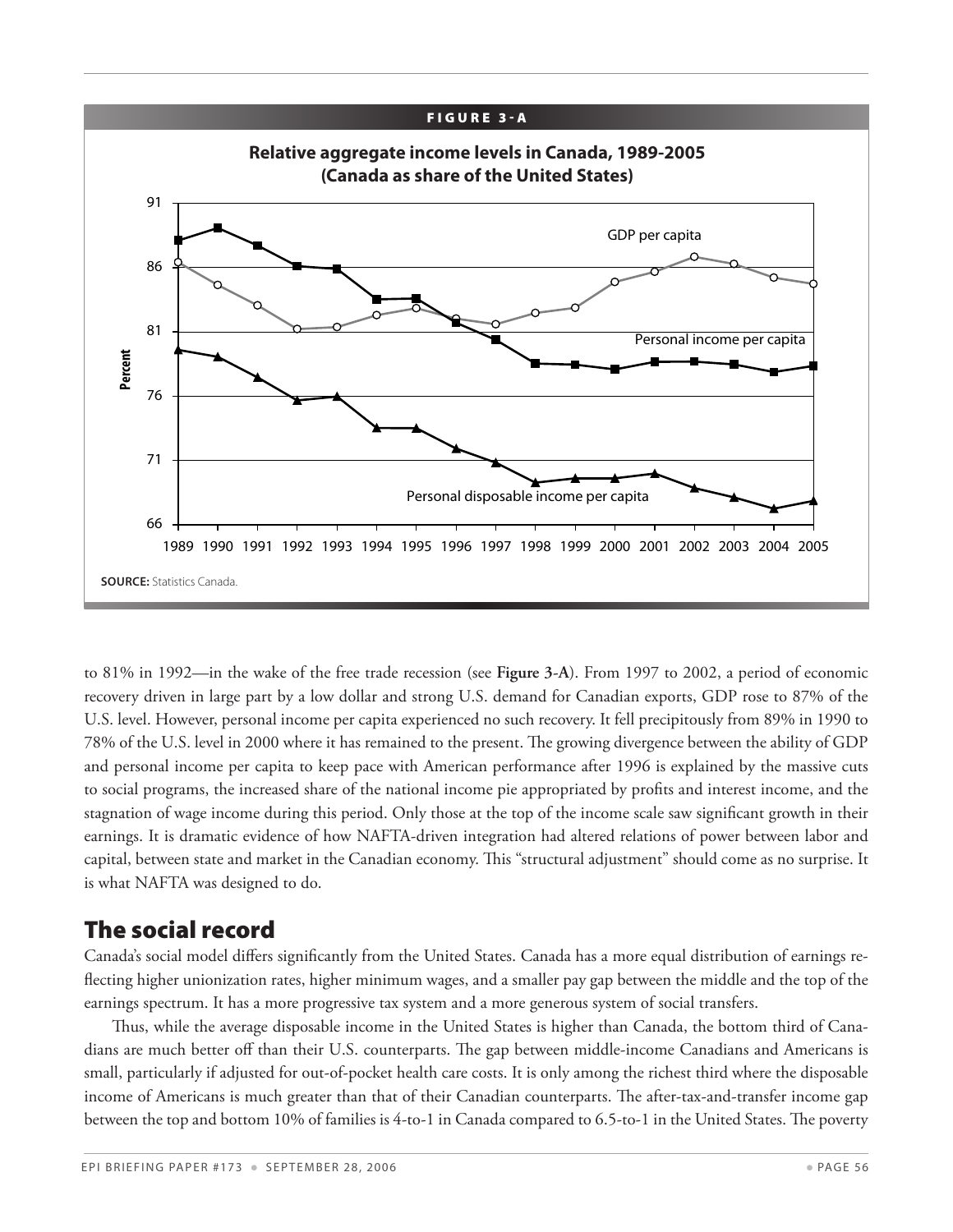**FIGURE 3-A**

**Relative aggregate income levels in Canada, 1989-2005 (Canada as share of the United States)**

**SOURCE:** Statistics Canada.

to 81% in 1992—in the wake of the free trade recession (see **Figure 3-A**). From 1997 to 2002, a period of economic recovery driven in large part by a low dollar and strong U.S. demand for Canadian exports, GDP rose to 87% of the U.S. level. However, personal income per capita experienced no such recovery. It fell precipitously from 89% in 1990 to 78% of the U.S. level in 2000 where it has remained to the present. The growing divergence between the ability of GDP and personal income per capita to keep pace with American performance after 1996 is explained by the massive cuts to social programs, the increased share of the national income pie appropriated by profits and interest income, and the stagnation of wage income during this period. Only those at the top of the income scale saw significant growth in their earnings. It is dramatic evidence of how NAFTA-driven integration had altered relations of power between labor and capital, between state and market in the Canadian economy. This "structural adjustment" should come as no surprise. It is what NAFTA was designed to do.

## The social record

Canada's social model differs significantly from the United States. Canada has a more equal distribution of earnings reflecting higher unionization rates, higher minimum wages, and a smaller pay gap between the middle and the top of the earnings spectrum. It has a more progressive tax system and a more generous system of social transfers.

Thus, while the average disposable income in the United States is higher than Canada, the bottom third of Canadians are much better off than their U.S. counterparts. The gap between middle-income Canadians and Americans is small, particularly if adjusted for out-of-pocket health care costs. It is only among the richest third where the disposable income of Americans is much greater than that of their Canadian counterparts. The after-tax-and-transfer income gap between the top and bottom 10% of families is 4-to-1 in Canada compared to 6.5-to-1 in the United States. The poverty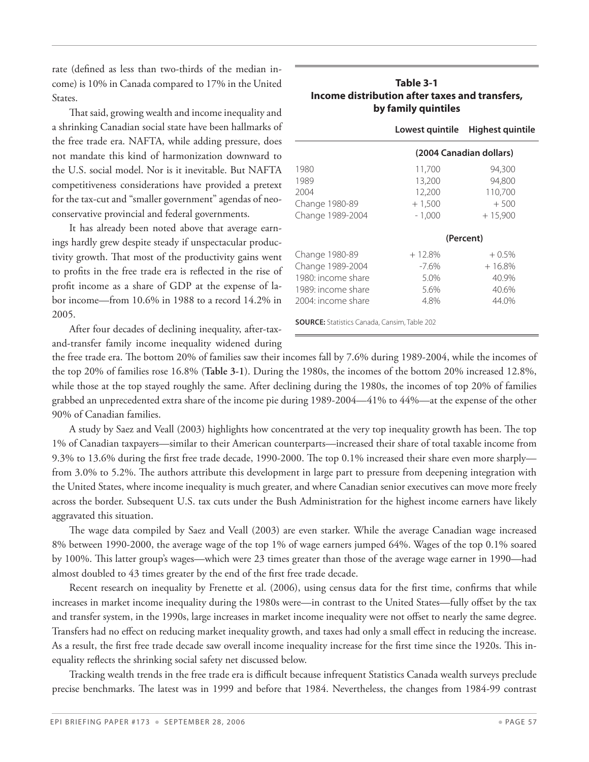rate (defined as less than two-thirds of the median income) is 10% in Canada compared to 17% in the United States.

That said, growing wealth and income inequality and a shrinking Canadian social state have been hallmarks of the free trade era. NAFTA, while adding pressure, does not mandate this kind of harmonization downward to the U.S. social model. Nor is it inevitable. But NAFTA competitiveness considerations have provided a pretext for the tax-cut and "smaller government" agendas of neoconservative provincial and federal governments.

It has already been noted above that average earnings hardly grew despite steady if unspectacular productivity growth. That most of the productivity gains went to profits in the free trade era is reflected in the rise of profit income as a share of GDP at the expense of labor income—from 10.6% in 1988 to a record 14.2% in 2005.

After four decades of declining inequality, after-tax-and-transfer family income inequality widened during the free trade era. The bottom 20% of families saw their incomes fall by 7.6% during 1989-2004, while the incomes of the top 20% of families rose 16.8% (**Table 3-1**). During the 1980s, the incomes of the bottom 20% increased 12.8%, while those at the top stayed roughly the same. After declining during the 1980s, the incomes of top 20% of families grabbed an unprecedented extra share of the income pie during 1989-2004—41% to 44%—at the expense of the other 90% of Canadian families.

**Table 3-1**
**Income distribution after taxes and transfers, by family quintiles**

| | Lowest quintile | Highest quintile |
|---|---|---|
| | (2004 Canadian dollars) | |
| 1980 | 11,700 | 94,300 |
| 1989 | 13,200 | 94,800 |
| 2004 | 12,200 | 110,700 |
| Change 1980-89 | + 1,500 | + 500 |
| Change 1989-2004 | - 1,000 | + 15,900 |
| | (Percent) | |
| Change 1980-89 | + 12.8% | + 0.5% |
| Change 1989-2004 | -7.6% | + 16.8% |
| 1980: income share | 5.0% | 40.9% |
| 1989: income share | 5.6% | 40.6% |
| 2004: income share | 4.8% | 44.0% |

**SOURCE:** Statistics Canada, Cansim, Table 202

A study by Saez and Veall (2003) highlights how concentrated at the very top inequality growth has been. The top 1% of Canadian taxpayers—similar to their American counterparts—increased their share of total taxable income from 9.3% to 13.6% during the first free trade decade, 1990-2000. The top 0.1% increased their share even more sharply—from 3.0% to 5.2%. The authors attribute this development in large part to pressure from deepening integration with the United States, where income inequality is much greater, and where Canadian senior executives can move more freely across the border. Subsequent U.S. tax cuts under the Bush Administration for the highest income earners have likely aggravated this situation.

The wage data compiled by Saez and Veall (2003) are even starker. While the average Canadian wage increased 8% between 1990-2000, the average wage of the top 1% of wage earners jumped 64%. Wages of the top 0.1% soared by 100%. This latter group's wages—which were 23 times greater than those of the average wage earner in 1990—had almost doubled to 43 times greater by the end of the first free trade decade.

Recent research on inequality by Frenette et al. (2006), using census data for the first time, confirms that while increases in market income inequality during the 1980s were—in contrast to the United States—fully offset by the tax and transfer system, in the 1990s, large increases in market income inequality were not offset to nearly the same degree. Transfers had no effect on reducing market inequality growth, and taxes had only a small effect in reducing the increase. As a result, the first free trade decade saw overall income inequality increase for the first time since the 1920s. This inequality reflects the shrinking social safety net discussed below.

Tracking wealth trends in the free trade era is difficult because infrequent Statistics Canada wealth surveys preclude precise benchmarks. The latest was in 1999 and before that 1984. Nevertheless, the changes from 1984-99 contrast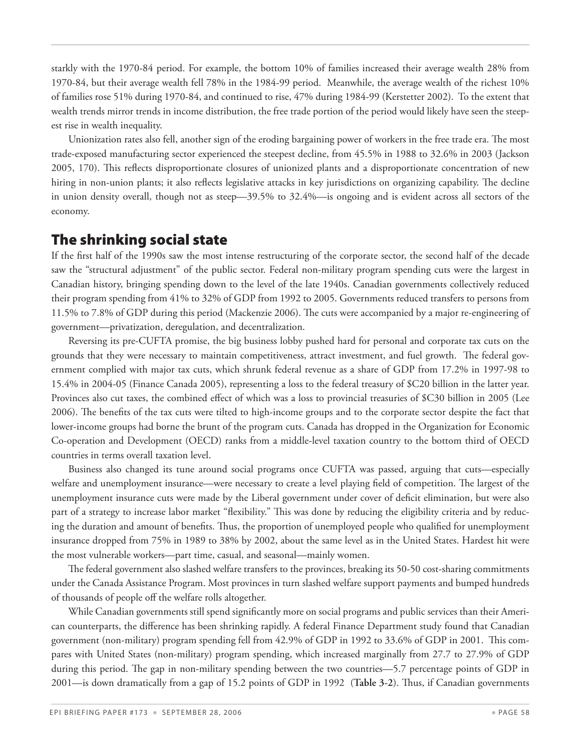starkly with the 1970-84 period. For example, the bottom 10% of families increased their average wealth 28% from 1970-84, but their average wealth fell 78% in the 1984-99 period. Meanwhile, the average wealth of the richest 10% of families rose 51% during 1970-84, and continued to rise, 47% during 1984-99 (Kerstetter 2002). To the extent that wealth trends mirror trends in income distribution, the free trade portion of the period would likely have seen the steepest rise in wealth inequality.

Unionization rates also fell, another sign of the eroding bargaining power of workers in the free trade era. The most trade-exposed manufacturing sector experienced the steepest decline, from 45.5% in 1988 to 32.6% in 2003 (Jackson 2005, 170). This reflects disproportionate closures of unionized plants and a disproportionate concentration of new hiring in non-union plants; it also reflects legislative attacks in key jurisdictions on organizing capability. The decline in union density overall, though not as steep—39.5% to 32.4%—is ongoing and is evident across all sectors of the economy.

## The shrinking social state

If the first half of the 1990s saw the most intense restructuring of the corporate sector, the second half of the decade saw the "structural adjustment" of the public sector. Federal non-military program spending cuts were the largest in Canadian history, bringing spending down to the level of the late 1940s. Canadian governments collectively reduced their program spending from 41% to 32% of GDP from 1992 to 2005. Governments reduced transfers to persons from 11.5% to 7.8% of GDP during this period (Mackenzie 2006). The cuts were accompanied by a major re-engineering of government—privatization, deregulation, and decentralization.

Reversing its pre-CUFTA promise, the big business lobby pushed hard for personal and corporate tax cuts on the grounds that they were necessary to maintain competitiveness, attract investment, and fuel growth. The federal government complied with major tax cuts, which shrunk federal revenue as a share of GDP from 17.2% in 1997-98 to 15.4% in 2004-05 (Finance Canada 2005), representing a loss to the federal treasury of $C20 billion in the latter year. Provinces also cut taxes, the combined effect of which was a loss to provincial treasuries of $C30 billion in 2005 (Lee 2006). The benefits of the tax cuts were tilted to high-income groups and to the corporate sector despite the fact that lower-income groups had borne the brunt of the program cuts. Canada has dropped in the Organization for Economic Co-operation and Development (OECD) ranks from a middle-level taxation country to the bottom third of OECD countries in terms overall taxation level.

Business also changed its tune around social programs once CUFTA was passed, arguing that cuts—especially welfare and unemployment insurance—were necessary to create a level playing field of competition. The largest of the unemployment insurance cuts were made by the Liberal government under cover of deficit elimination, but were also part of a strategy to increase labor market "flexibility." This was done by reducing the eligibility criteria and by reducing the duration and amount of benefits. Thus, the proportion of unemployed people who qualified for unemployment insurance dropped from 75% in 1989 to 38% by 2002, about the same level as in the United States. Hardest hit were the most vulnerable workers—part time, casual, and seasonal—mainly women.

The federal government also slashed welfare transfers to the provinces, breaking its 50-50 cost-sharing commitments under the Canada Assistance Program. Most provinces in turn slashed welfare support payments and bumped hundreds of thousands of people off the welfare rolls altogether.

While Canadian governments still spend significantly more on social programs and public services than their American counterparts, the difference has been shrinking rapidly. A federal Finance Department study found that Canadian government (non-military) program spending fell from 42.9% of GDP in 1992 to 33.6% of GDP in 2001. This compares with United States (non-military) program spending, which increased marginally from 27.7 to 27.9% of GDP during this period. The gap in non-military spending between the two countries—5.7 percentage points of GDP in 2001—is down dramatically from a gap of 15.2 points of GDP in 1992 (**Table 3-2**). Thus, if Canadian governments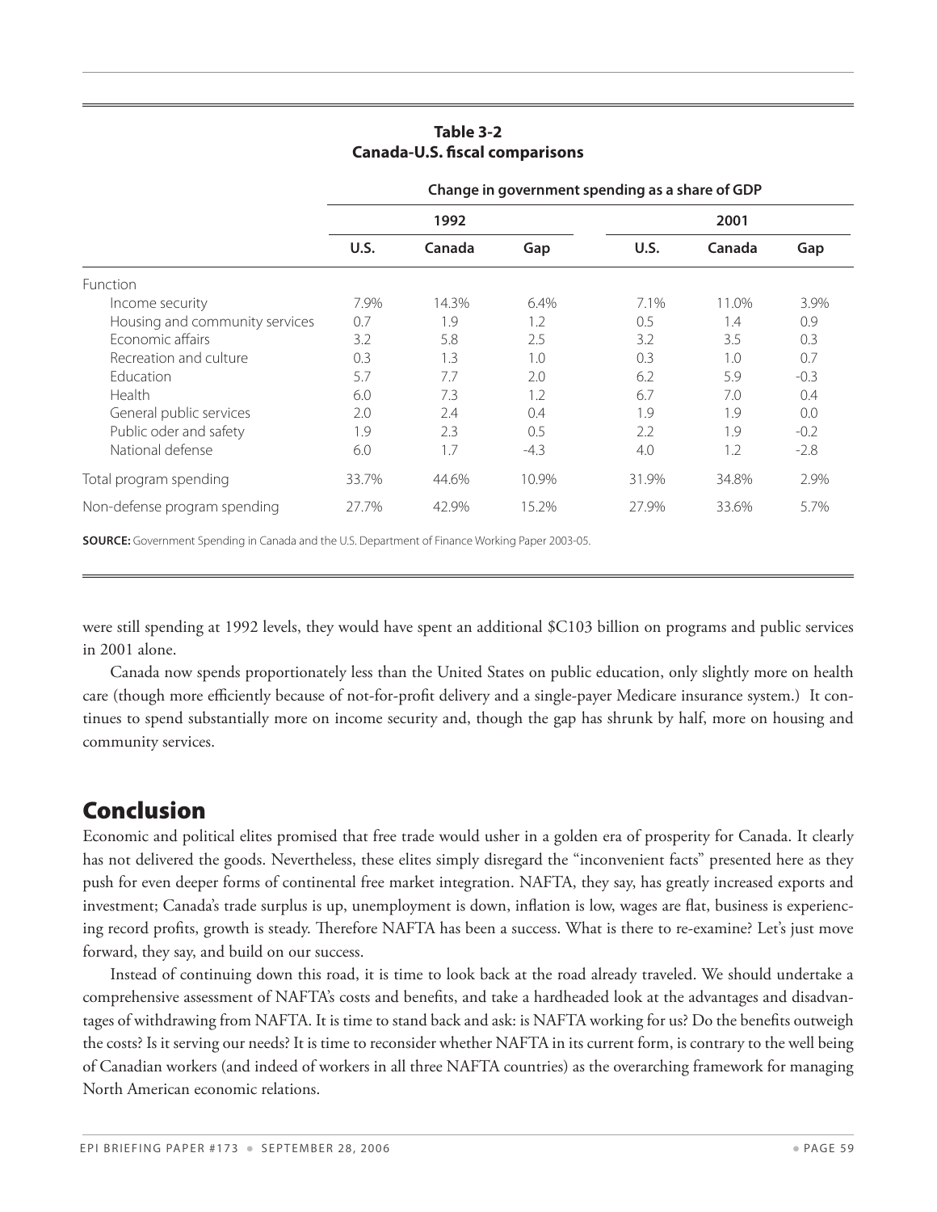**Table 3-2**
**Canada-U.S. fiscal comparisons**

| | Change in government spending as a share of GDP | | | | | |
|---|---|---|---|---|---|---|
| | 1992 | | | 2001 | | |
| | U.S. | Canada | Gap | U.S. | Canada | Gap |
| Function | | | | | | |
| Income security | 7.9% | 14.3% | 6.4% | 7.1% | 11.0% | 3.9% |
| Housing and community services | 0.7 | 1.9 | 1.2 | 0.5 | 1.4 | 0.9 |
| Economic affairs | 3.2 | 5.8 | 2.5 | 3.2 | 3.5 | 0.3 |
| Recreation and culture | 0.3 | 1.3 | 1.0 | 0.3 | 1.0 | 0.7 |
| Education | 5.7 | 7.7 | 2.0 | 6.2 | 5.9 | -0.3 |
| Health | 6.0 | 7.3 | 1.2 | 6.7 | 7.0 | 0.4 |
| General public services | 2.0 | 2.4 | 0.4 | 1.9 | 1.9 | 0.0 |
| Public oder and safety | 1.9 | 2.3 | 0.5 | 2.2 | 1.9 | -0.2 |
| National defense | 6.0 | 1.7 | -4.3 | 4.0 | 1.2 | -2.8 |
| Total program spending | 33.7% | 44.6% | 10.9% | 31.9% | 34.8% | 2.9% |
| Non-defense program spending | 27.7% | 42.9% | 15.2% | 27.9% | 33.6% | 5.7% |

**SOURCE:** Government Spending in Canada and the U.S. Department of Finance Working Paper 2003-05.

were still spending at 1992 levels, they would have spent an additional $C103 billion on programs and public services in 2001 alone.

Canada now spends proportionately less than the United States on public education, only slightly more on health care (though more efficiently because of not-for-profit delivery and a single-payer Medicare insurance system.) It continues to spend substantially more on income security and, though the gap has shrunk by half, more on housing and community services.

## Conclusion

Economic and political elites promised that free trade would usher in a golden era of prosperity for Canada. It clearly has not delivered the goods. Nevertheless, these elites simply disregard the "inconvenient facts" presented here as they push for even deeper forms of continental free market integration. NAFTA, they say, has greatly increased exports and investment; Canada's trade surplus is up, unemployment is down, inflation is low, wages are flat, business is experiencing record profits, growth is steady. Therefore NAFTA has been a success. What is there to re-examine? Let's just move forward, they say, and build on our success.

Instead of continuing down this road, it is time to look back at the road already traveled. We should undertake a comprehensive assessment of NAFTA's costs and benefits, and take a hardheaded look at the advantages and disadvantages of withdrawing from NAFTA. It is time to stand back and ask: is NAFTA working for us? Do the benefits outweigh the costs? Is it serving our needs? It is time to reconsider whether NAFTA in its current form, is contrary to the well being of Canadian workers (and indeed of workers in all three NAFTA countries) as the overarching framework for managing North American economic relations.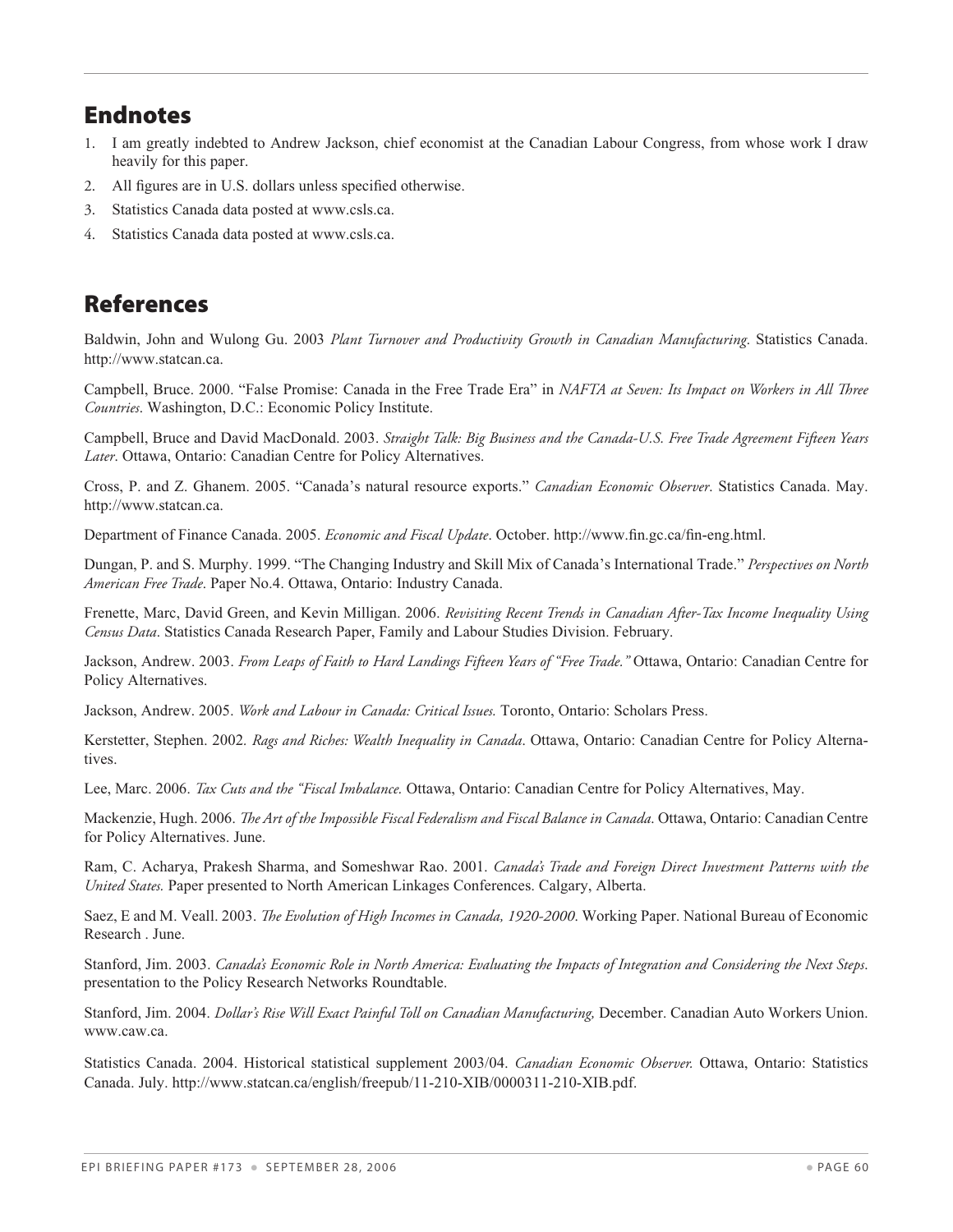## Endnotes

1. I am greatly indebted to Andrew Jackson, chief economist at the Canadian Labour Congress, from whose work I draw heavily for this paper.
2. All figures are in U.S. dollars unless specified otherwise.
3. Statistics Canada data posted at www.csls.ca.
4. Statistics Canada data posted at www.csls.ca.

## References

Baldwin, John and Wulong Gu. 2003 *Plant Turnover and Productivity Growth in Canadian Manufacturing*. Statistics Canada. http://www.statcan.ca.

Campbell, Bruce. 2000. "False Promise: Canada in the Free Trade Era" in *NAFTA at Seven: Its Impact on Workers in All Three Countries*. Washington, D.C.: Economic Policy Institute.

Campbell, Bruce and David MacDonald. 2003. *Straight Talk: Big Business and the Canada-U.S. Free Trade Agreement Fifteen Years Later*. Ottawa, Ontario: Canadian Centre for Policy Alternatives.

Cross, P. and Z. Ghanem. 2005. "Canada's natural resource exports." *Canadian Economic Observer*. Statistics Canada. May. http://www.statcan.ca.

Department of Finance Canada. 2005. *Economic and Fiscal Update*. October. http://www.fin.gc.ca/fin-eng.html.

Dungan, P. and S. Murphy. 1999. "The Changing Industry and Skill Mix of Canada's International Trade." *Perspectives on North American Free Trade*. Paper No.4. Ottawa, Ontario: Industry Canada.

Frenette, Marc, David Green, and Kevin Milligan. 2006. *Revisiting Recent Trends in Canadian After-Tax Income Inequality Using Census Data*. Statistics Canada Research Paper, Family and Labour Studies Division. February.

Jackson, Andrew. 2003. *From Leaps of Faith to Hard Landings Fifteen Years of "Free Trade."* Ottawa, Ontario: Canadian Centre for Policy Alternatives.

Jackson, Andrew. 2005. *Work and Labour in Canada: Critical Issues.* Toronto, Ontario: Scholars Press.

Kerstetter, Stephen. 2002. *Rags and Riches: Wealth Inequality in Canada*. Ottawa, Ontario: Canadian Centre for Policy Alternatives.

Lee, Marc. 2006. *Tax Cuts and the "Fiscal Imbalance.* Ottawa, Ontario: Canadian Centre for Policy Alternatives, May.

Mackenzie, Hugh. 2006. *The Art of the Impossible Fiscal Federalism and Fiscal Balance in Canada*. Ottawa, Ontario: Canadian Centre for Policy Alternatives. June.

Ram, C. Acharya, Prakesh Sharma, and Someshwar Rao. 2001. *Canada's Trade and Foreign Direct Investment Patterns with the United States.* Paper presented to North American Linkages Conferences. Calgary, Alberta.

Saez, E and M. Veall. 2003. *The Evolution of High Incomes in Canada, 1920-2000.* Working Paper. National Bureau of Economic Research . June.

Stanford, Jim. 2003. *Canada's Economic Role in North America: Evaluating the Impacts of Integration and Considering the Next Steps*. presentation to the Policy Research Networks Roundtable.

Stanford, Jim. 2004. *Dollar's Rise Will Exact Painful Toll on Canadian Manufacturing,* December. Canadian Auto Workers Union. www.caw.ca.

Statistics Canada. 2004. Historical statistical supplement 2003/04. *Canadian Economic Observer.* Ottawa, Ontario: Statistics Canada. July. http://www.statcan.ca/english/freepub/11-210-XIB/0000311-210-XIB.pdf.